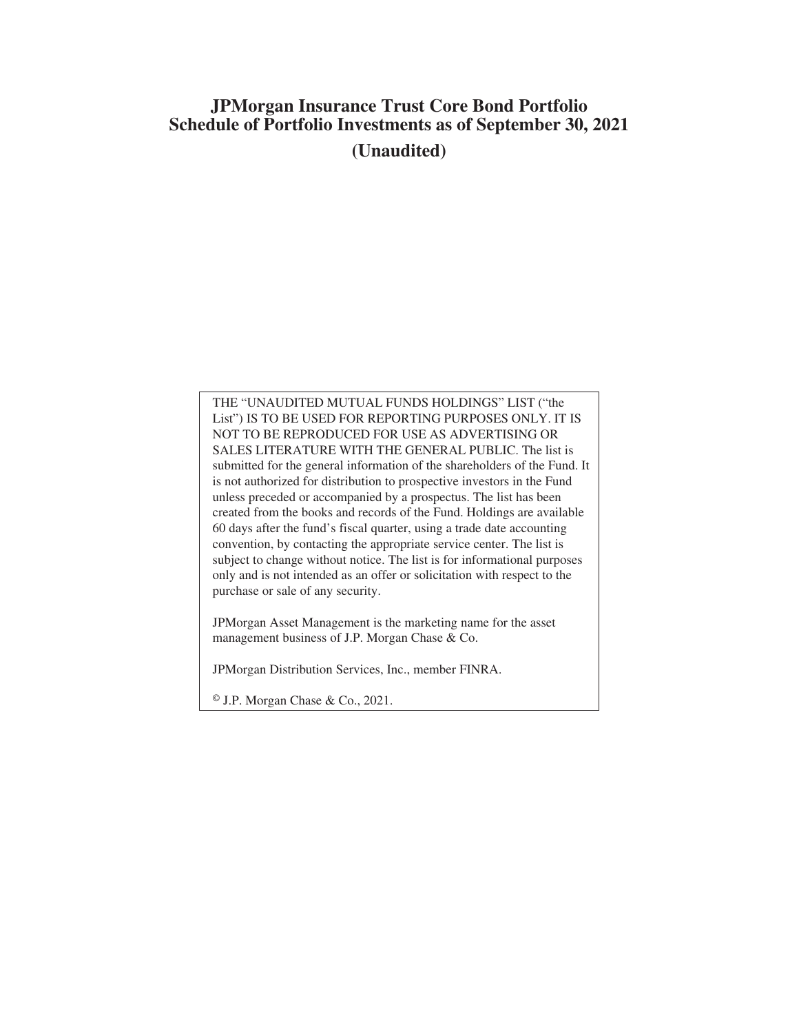# JPMorgan Insurance Trust Core Bond Portfolio
# Schedule of Portfolio Investments as of September 30, 2021
## (Unaudited)

THE "UNAUDITED MUTUAL FUNDS HOLDINGS" LIST ("the List") IS TO BE USED FOR REPORTING PURPOSES ONLY. IT IS NOT TO BE REPRODUCED FOR USE AS ADVERTISING OR SALES LITERATURE WITH THE GENERAL PUBLIC. The list is submitted for the general information of the shareholders of the Fund. It is not authorized for distribution to prospective investors in the Fund unless preceded or accompanied by a prospectus. The list has been created from the books and records of the Fund. Holdings are available 60 days after the fund's fiscal quarter, using a trade date accounting convention, by contacting the appropriate service center. The list is subject to change without notice. The list is for informational purposes only and is not intended as an offer or solicitation with respect to the purchase or sale of any security.

JPMorgan Asset Management is the marketing name for the asset management business of J.P. Morgan Chase & Co.

JPMorgan Distribution Services, Inc., member FINRA.

© J.P. Morgan Chase & Co., 2021.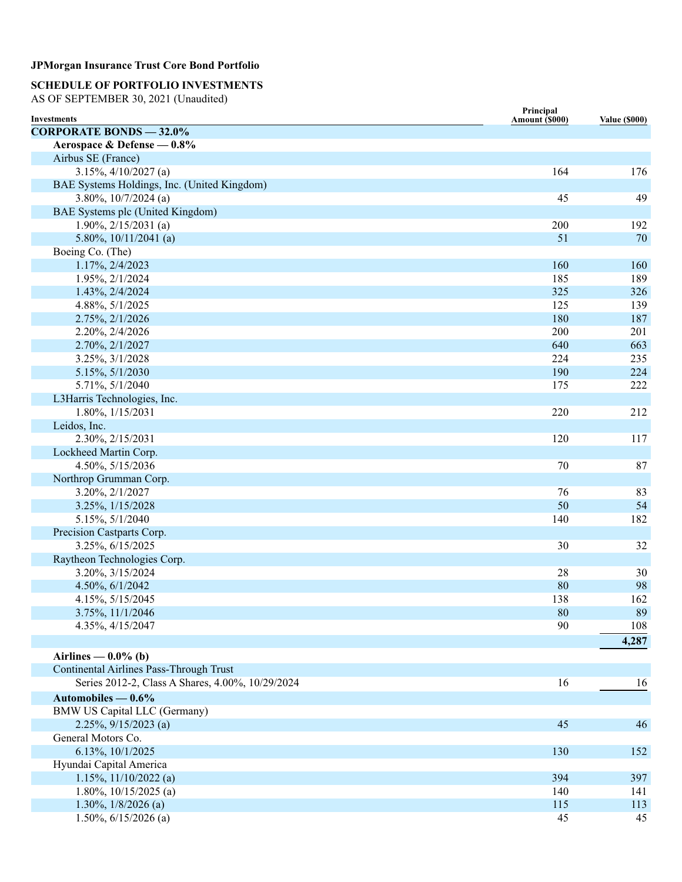**JPMorgan Insurance Trust Core Bond Portfolio**

**SCHEDULE OF PORTFOLIO INVESTMENTS**
AS OF SEPTEMBER 30, 2021 (Unaudited)

| Investments | Principal Amount ($000) | Value ($000) |
|---|---|---|
| **CORPORATE BONDS — 32.0%** | | |
| **Aerospace & Defense — 0.8%** | | |
| Airbus SE (France) | | |
| 3.15%, 4/10/2027 (a) | 164 | 176 |
| BAE Systems Holdings, Inc. (United Kingdom) | | |
| 3.80%, 10/7/2024 (a) | 45 | 49 |
| BAE Systems plc (United Kingdom) | | |
| 1.90%, 2/15/2031 (a) | 200 | 192 |
| 5.80%, 10/11/2041 (a) | 51 | 70 |
| Boeing Co. (The) | | |
| 1.17%, 2/4/2023 | 160 | 160 |
| 1.95%, 2/1/2024 | 185 | 189 |
| 1.43%, 2/4/2024 | 325 | 326 |
| 4.88%, 5/1/2025 | 125 | 139 |
| 2.75%, 2/1/2026 | 180 | 187 |
| 2.20%, 2/4/2026 | 200 | 201 |
| 2.70%, 2/1/2027 | 640 | 663 |
| 3.25%, 3/1/2028 | 224 | 235 |
| 5.15%, 5/1/2030 | 190 | 224 |
| 5.71%, 5/1/2040 | 175 | 222 |
| L3Harris Technologies, Inc. | | |
| 1.80%, 1/15/2031 | 220 | 212 |
| Leidos, Inc. | | |
| 2.30%, 2/15/2031 | 120 | 117 |
| Lockheed Martin Corp. | | |
| 4.50%, 5/15/2036 | 70 | 87 |
| Northrop Grumman Corp. | | |
| 3.20%, 2/1/2027 | 76 | 83 |
| 3.25%, 1/15/2028 | 50 | 54 |
| 5.15%, 5/1/2040 | 140 | 182 |
| Precision Castparts Corp. | | |
| 3.25%, 6/15/2025 | 30 | 32 |
| Raytheon Technologies Corp. | | |
| 3.20%, 3/15/2024 | 28 | 30 |
| 4.50%, 6/1/2042 | 80 | 98 |
| 4.15%, 5/15/2045 | 138 | 162 |
| 3.75%, 11/1/2046 | 80 | 89 |
| 4.35%, 4/15/2047 | 90 | 108 |
| | | **4,287** |
| **Airlines — 0.0% (b)** | | |
| Continental Airlines Pass-Through Trust | | |
| Series 2012-2, Class A Shares, 4.00%, 10/29/2024 | 16 | 16 |
| **Automobiles — 0.6%** | | |
| BMW US Capital LLC (Germany) | | |
| 2.25%, 9/15/2023 (a) | 45 | 46 |
| General Motors Co. | | |
| 6.13%, 10/1/2025 | 130 | 152 |
| Hyundai Capital America | | |
| 1.15%, 11/10/2022 (a) | 394 | 397 |
| 1.80%, 10/15/2025 (a) | 140 | 141 |
| 1.30%, 1/8/2026 (a) | 115 | 113 |
| 1.50%, 6/15/2026 (a) | 45 | 45 |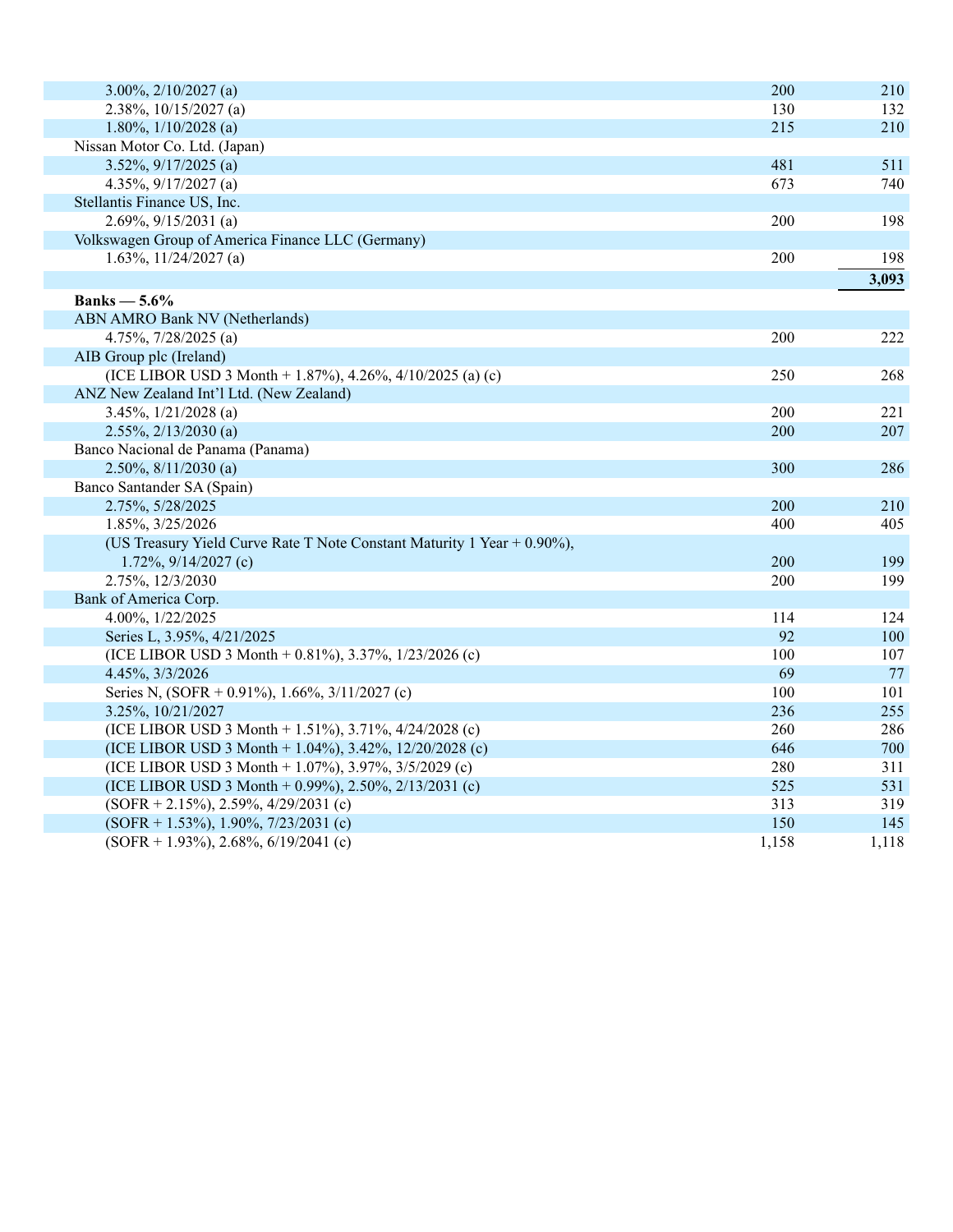| | | |
|---|---|---|
| 3.00%, 2/10/2027 (a) | 200 | 210 |
| 2.38%, 10/15/2027 (a) | 130 | 132 |
| 1.80%, 1/10/2028 (a) | 215 | 210 |
| Nissan Motor Co. Ltd. (Japan) | | |
| 3.52%, 9/17/2025 (a) | 481 | 511 |
| 4.35%, 9/17/2027 (a) | 673 | 740 |
| Stellantis Finance US, Inc. | | |
| 2.69%, 9/15/2031 (a) | 200 | 198 |
| Volkswagen Group of America Finance LLC (Germany) | | |
| 1.63%, 11/24/2027 (a) | 200 | 198 |
| | | **3,093** |
| **Banks — 5.6%** | | |
| ABN AMRO Bank NV (Netherlands) | | |
| 4.75%, 7/28/2025 (a) | 200 | 222 |
| AIB Group plc (Ireland) | | |
| (ICE LIBOR USD 3 Month + 1.87%), 4.26%, 4/10/2025 (a) (c) | 250 | 268 |
| ANZ New Zealand Int'l Ltd. (New Zealand) | | |
| 3.45%, 1/21/2028 (a) | 200 | 221 |
| 2.55%, 2/13/2030 (a) | 200 | 207 |
| Banco Nacional de Panama (Panama) | | |
| 2.50%, 8/11/2030 (a) | 300 | 286 |
| Banco Santander SA (Spain) | | |
| 2.75%, 5/28/2025 | 200 | 210 |
| 1.85%, 3/25/2026 | 400 | 405 |
| (US Treasury Yield Curve Rate T Note Constant Maturity 1 Year + 0.90%), 1.72%, 9/14/2027 (c) | 200 | 199 |
| 2.75%, 12/3/2030 | 200 | 199 |
| Bank of America Corp. | | |
| 4.00%, 1/22/2025 | 114 | 124 |
| Series L, 3.95%, 4/21/2025 | 92 | 100 |
| (ICE LIBOR USD 3 Month + 0.81%), 3.37%, 1/23/2026 (c) | 100 | 107 |
| 4.45%, 3/3/2026 | 69 | 77 |
| Series N, (SOFR + 0.91%), 1.66%, 3/11/2027 (c) | 100 | 101 |
| 3.25%, 10/21/2027 | 236 | 255 |
| (ICE LIBOR USD 3 Month + 1.51%), 3.71%, 4/24/2028 (c) | 260 | 286 |
| (ICE LIBOR USD 3 Month + 1.04%), 3.42%, 12/20/2028 (c) | 646 | 700 |
| (ICE LIBOR USD 3 Month + 1.07%), 3.97%, 3/5/2029 (c) | 280 | 311 |
| (ICE LIBOR USD 3 Month + 0.99%), 2.50%, 2/13/2031 (c) | 525 | 531 |
| (SOFR + 2.15%), 2.59%, 4/29/2031 (c) | 313 | 319 |
| (SOFR + 1.53%), 1.90%, 7/23/2031 (c) | 150 | 145 |
| (SOFR + 1.93%), 2.68%, 6/19/2041 (c) | 1,158 | 1,118 |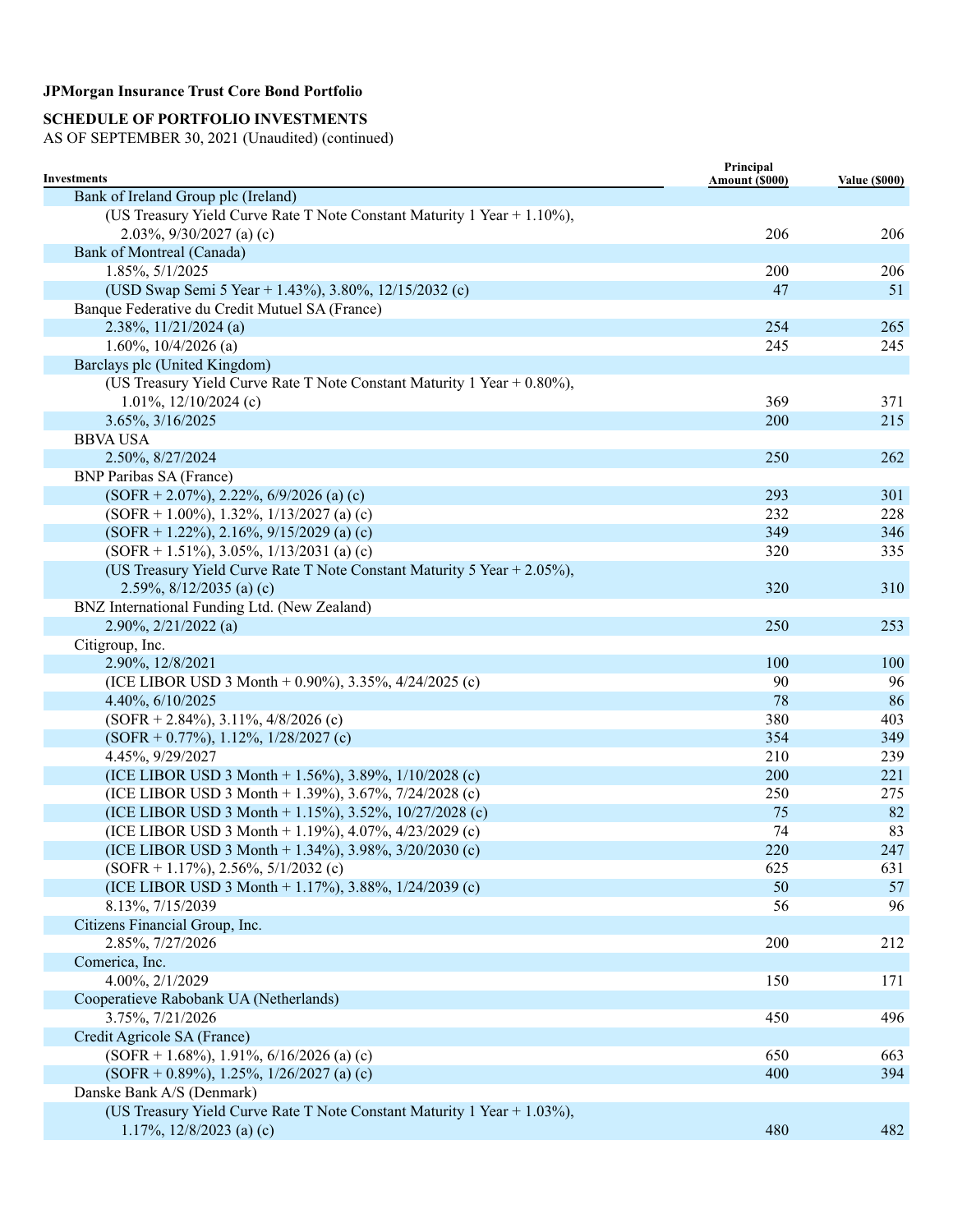**JPMorgan Insurance Trust Core Bond Portfolio**

**SCHEDULE OF PORTFOLIO INVESTMENTS**
AS OF SEPTEMBER 30, 2021 (Unaudited) (continued)

| Investments | Principal Amount ($000) | Value ($000) |
|---|---|---|
| Bank of Ireland Group plc (Ireland) | | |
| (US Treasury Yield Curve Rate T Note Constant Maturity 1 Year + 1.10%), 2.03%, 9/30/2027 (a) (c) | 206 | 206 |
| Bank of Montreal (Canada) | | |
| 1.85%, 5/1/2025 | 200 | 206 |
| (USD Swap Semi 5 Year + 1.43%), 3.80%, 12/15/2032 (c) | 47 | 51 |
| Banque Federative du Credit Mutuel SA (France) | | |
| 2.38%, 11/21/2024 (a) | 254 | 265 |
| 1.60%, 10/4/2026 (a) | 245 | 245 |
| Barclays plc (United Kingdom) | | |
| (US Treasury Yield Curve Rate T Note Constant Maturity 1 Year + 0.80%), 1.01%, 12/10/2024 (c) | 369 | 371 |
| 3.65%, 3/16/2025 | 200 | 215 |
| BBVA USA | | |
| 2.50%, 8/27/2024 | 250 | 262 |
| BNP Paribas SA (France) | | |
| (SOFR + 2.07%), 2.22%, 6/9/2026 (a) (c) | 293 | 301 |
| (SOFR + 1.00%), 1.32%, 1/13/2027 (a) (c) | 232 | 228 |
| (SOFR + 1.22%), 2.16%, 9/15/2029 (a) (c) | 349 | 346 |
| (SOFR + 1.51%), 3.05%, 1/13/2031 (a) (c) | 320 | 335 |
| (US Treasury Yield Curve Rate T Note Constant Maturity 5 Year + 2.05%), 2.59%, 8/12/2035 (a) (c) | 320 | 310 |
| BNZ International Funding Ltd. (New Zealand) | | |
| 2.90%, 2/21/2022 (a) | 250 | 253 |
| Citigroup, Inc. | | |
| 2.90%, 12/8/2021 | 100 | 100 |
| (ICE LIBOR USD 3 Month + 0.90%), 3.35%, 4/24/2025 (c) | 90 | 96 |
| 4.40%, 6/10/2025 | 78 | 86 |
| (SOFR + 2.84%), 3.11%, 4/8/2026 (c) | 380 | 403 |
| (SOFR + 0.77%), 1.12%, 1/28/2027 (c) | 354 | 349 |
| 4.45%, 9/29/2027 | 210 | 239 |
| (ICE LIBOR USD 3 Month + 1.56%), 3.89%, 1/10/2028 (c) | 200 | 221 |
| (ICE LIBOR USD 3 Month + 1.39%), 3.67%, 7/24/2028 (c) | 250 | 275 |
| (ICE LIBOR USD 3 Month + 1.15%), 3.52%, 10/27/2028 (c) | 75 | 82 |
| (ICE LIBOR USD 3 Month + 1.19%), 4.07%, 4/23/2029 (c) | 74 | 83 |
| (ICE LIBOR USD 3 Month + 1.34%), 3.98%, 3/20/2030 (c) | 220 | 247 |
| (SOFR + 1.17%), 2.56%, 5/1/2032 (c) | 625 | 631 |
| (ICE LIBOR USD 3 Month + 1.17%), 3.88%, 1/24/2039 (c) | 50 | 57 |
| 8.13%, 7/15/2039 | 56 | 96 |
| Citizens Financial Group, Inc. | | |
| 2.85%, 7/27/2026 | 200 | 212 |
| Comerica, Inc. | | |
| 4.00%, 2/1/2029 | 150 | 171 |
| Cooperatieve Rabobank UA (Netherlands) | | |
| 3.75%, 7/21/2026 | 450 | 496 |
| Credit Agricole SA (France) | | |
| (SOFR + 1.68%), 1.91%, 6/16/2026 (a) (c) | 650 | 663 |
| (SOFR + 0.89%), 1.25%, 1/26/2027 (a) (c) | 400 | 394 |
| Danske Bank A/S (Denmark) | | |
| (US Treasury Yield Curve Rate T Note Constant Maturity 1 Year + 1.03%), 1.17%, 12/8/2023 (a) (c) | 480 | 482 |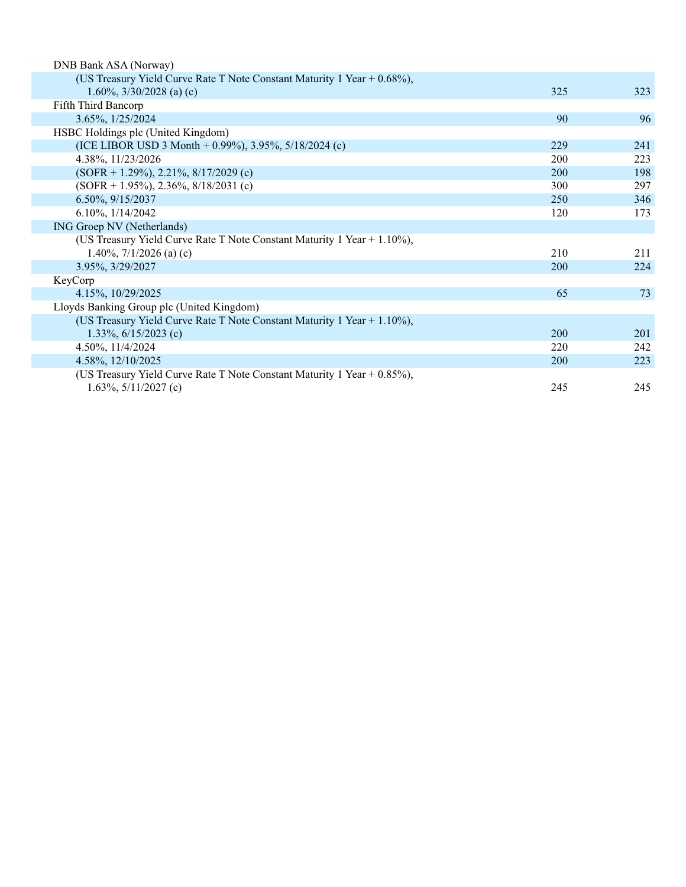| | | |
|---|---|---|
| DNB Bank ASA (Norway) | | |
| (US Treasury Yield Curve Rate T Note Constant Maturity 1 Year + 0.68%), 1.60%, 3/30/2028 (a) (c) | 325 | 323 |
| Fifth Third Bancorp | | |
| 3.65%, 1/25/2024 | 90 | 96 |
| HSBC Holdings plc (United Kingdom) | | |
| (ICE LIBOR USD 3 Month + 0.99%), 3.95%, 5/18/2024 (c) | 229 | 241 |
| 4.38%, 11/23/2026 | 200 | 223 |
| (SOFR + 1.29%), 2.21%, 8/17/2029 (c) | 200 | 198 |
| (SOFR + 1.95%), 2.36%, 8/18/2031 (c) | 300 | 297 |
| 6.50%, 9/15/2037 | 250 | 346 |
| 6.10%, 1/14/2042 | 120 | 173 |
| ING Groep NV (Netherlands) | | |
| (US Treasury Yield Curve Rate T Note Constant Maturity 1 Year + 1.10%), 1.40%, 7/1/2026 (a) (c) | 210 | 211 |
| 3.95%, 3/29/2027 | 200 | 224 |
| KeyCorp | | |
| 4.15%, 10/29/2025 | 65 | 73 |
| Lloyds Banking Group plc (United Kingdom) | | |
| (US Treasury Yield Curve Rate T Note Constant Maturity 1 Year + 1.10%), 1.33%, 6/15/2023 (c) | 200 | 201 |
| 4.50%, 11/4/2024 | 220 | 242 |
| 4.58%, 12/10/2025 | 200 | 223 |
| (US Treasury Yield Curve Rate T Note Constant Maturity 1 Year + 0.85%), 1.63%, 5/11/2027 (c) | 245 | 245 |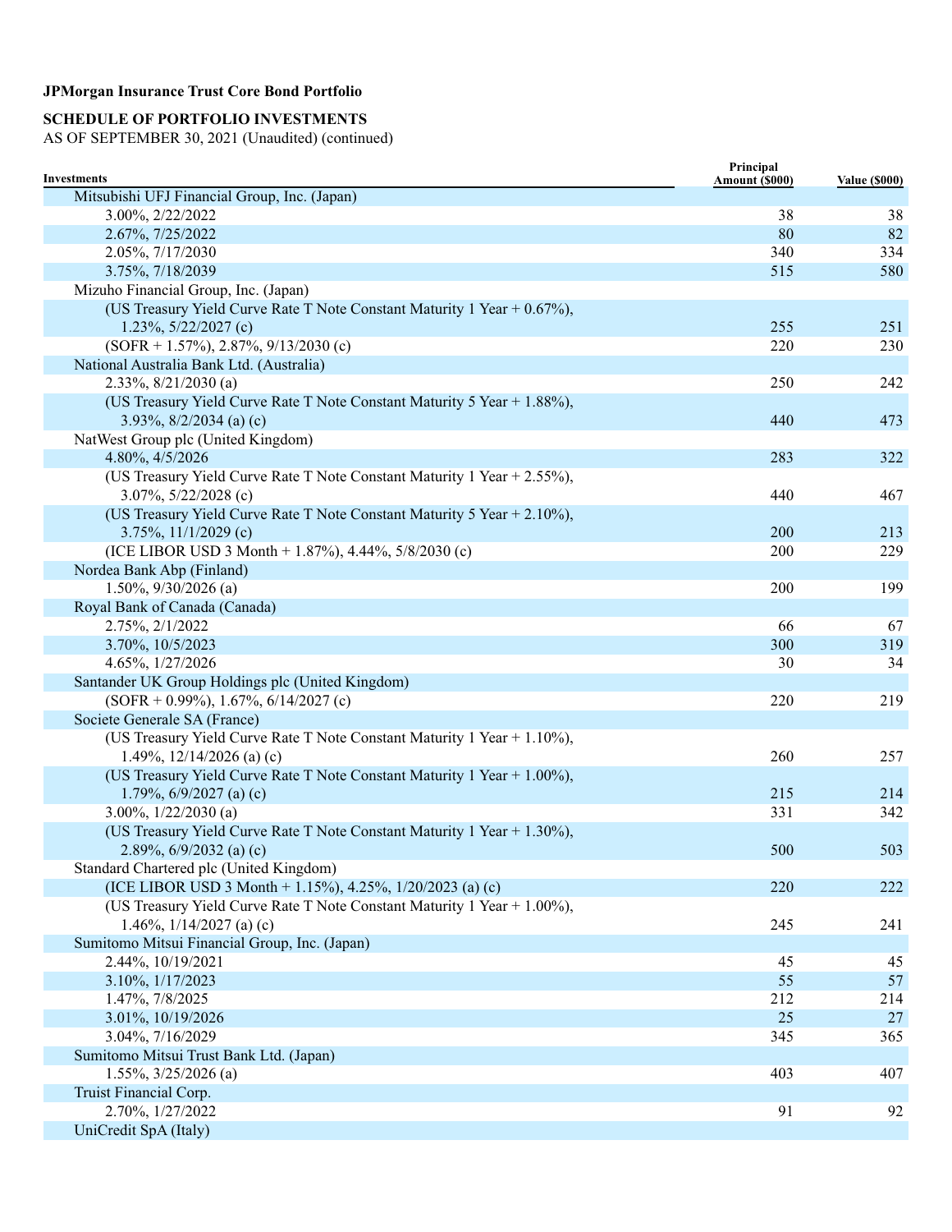**JPMorgan Insurance Trust Core Bond Portfolio**

**SCHEDULE OF PORTFOLIO INVESTMENTS**

AS OF SEPTEMBER 30, 2021 (Unaudited) (continued)

| Investments | Principal Amount ($000) | Value ($000) |
|---|---|---|
| Mitsubishi UFJ Financial Group, Inc. (Japan) | | |
| 3.00%, 2/22/2022 | 38 | 38 |
| 2.67%, 7/25/2022 | 80 | 82 |
| 2.05%, 7/17/2030 | 340 | 334 |
| 3.75%, 7/18/2039 | 515 | 580 |
| Mizuho Financial Group, Inc. (Japan) | | |
| (US Treasury Yield Curve Rate T Note Constant Maturity 1 Year + 0.67%), 1.23%, 5/22/2027 (c) | 255 | 251 |
| (SOFR + 1.57%), 2.87%, 9/13/2030 (c) | 220 | 230 |
| National Australia Bank Ltd. (Australia) | | |
| 2.33%, 8/21/2030 (a) | 250 | 242 |
| (US Treasury Yield Curve Rate T Note Constant Maturity 5 Year + 1.88%), 3.93%, 8/2/2034 (a) (c) | 440 | 473 |
| NatWest Group plc (United Kingdom) | | |
| 4.80%, 4/5/2026 | 283 | 322 |
| (US Treasury Yield Curve Rate T Note Constant Maturity 1 Year + 2.55%), 3.07%, 5/22/2028 (c) | 440 | 467 |
| (US Treasury Yield Curve Rate T Note Constant Maturity 5 Year + 2.10%), 3.75%, 11/1/2029 (c) | 200 | 213 |
| (ICE LIBOR USD 3 Month + 1.87%), 4.44%, 5/8/2030 (c) | 200 | 229 |
| Nordea Bank Abp (Finland) | | |
| 1.50%, 9/30/2026 (a) | 200 | 199 |
| Royal Bank of Canada (Canada) | | |
| 2.75%, 2/1/2022 | 66 | 67 |
| 3.70%, 10/5/2023 | 300 | 319 |
| 4.65%, 1/27/2026 | 30 | 34 |
| Santander UK Group Holdings plc (United Kingdom) | | |
| (SOFR + 0.99%), 1.67%, 6/14/2027 (c) | 220 | 219 |
| Societe Generale SA (France) | | |
| (US Treasury Yield Curve Rate T Note Constant Maturity 1 Year + 1.10%), 1.49%, 12/14/2026 (a) (c) | 260 | 257 |
| (US Treasury Yield Curve Rate T Note Constant Maturity 1 Year + 1.00%), 1.79%, 6/9/2027 (a) (c) | 215 | 214 |
| 3.00%, 1/22/2030 (a) | 331 | 342 |
| (US Treasury Yield Curve Rate T Note Constant Maturity 1 Year + 1.30%), 2.89%, 6/9/2032 (a) (c) | 500 | 503 |
| Standard Chartered plc (United Kingdom) | | |
| (ICE LIBOR USD 3 Month + 1.15%), 4.25%, 1/20/2023 (a) (c) | 220 | 222 |
| (US Treasury Yield Curve Rate T Note Constant Maturity 1 Year + 1.00%), 1.46%, 1/14/2027 (a) (c) | 245 | 241 |
| Sumitomo Mitsui Financial Group, Inc. (Japan) | | |
| 2.44%, 10/19/2021 | 45 | 45 |
| 3.10%, 1/17/2023 | 55 | 57 |
| 1.47%, 7/8/2025 | 212 | 214 |
| 3.01%, 10/19/2026 | 25 | 27 |
| 3.04%, 7/16/2029 | 345 | 365 |
| Sumitomo Mitsui Trust Bank Ltd. (Japan) | | |
| 1.55%, 3/25/2026 (a) | 403 | 407 |
| Truist Financial Corp. | | |
| 2.70%, 1/27/2022 | 91 | 92 |
| UniCredit SpA (Italy) | | |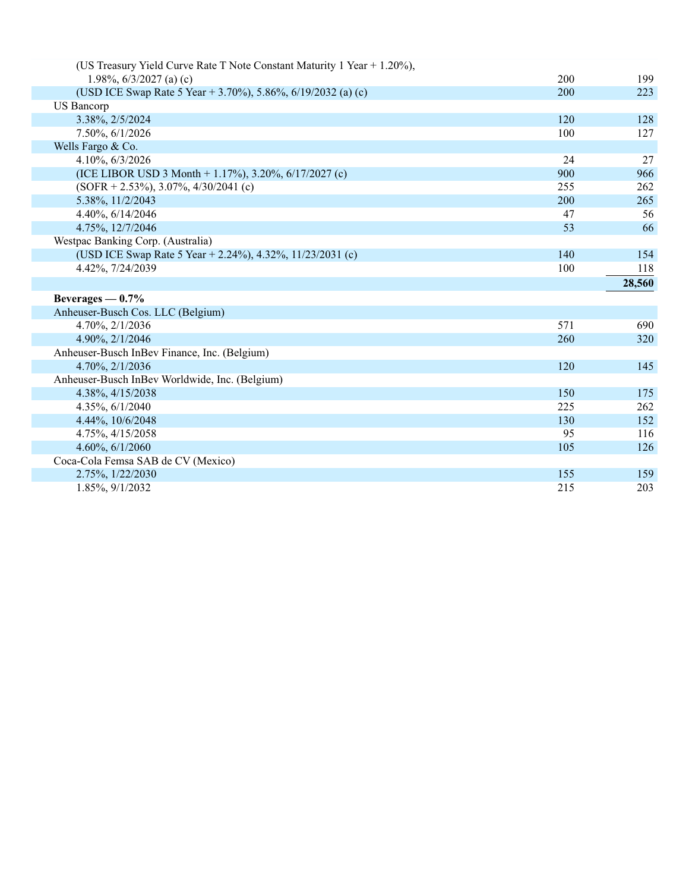| | | |
|---|---|---|
| (US Treasury Yield Curve Rate T Note Constant Maturity 1 Year + 1.20%), 1.98%, 6/3/2027 (a) (c) | 200 | 199 |
| (USD ICE Swap Rate 5 Year + 3.70%), 5.86%, 6/19/2032 (a) (c) | 200 | 223 |
| US Bancorp | | |
| 3.38%, 2/5/2024 | 120 | 128 |
| 7.50%, 6/1/2026 | 100 | 127 |
| Wells Fargo & Co. | | |
| 4.10%, 6/3/2026 | 24 | 27 |
| (ICE LIBOR USD 3 Month + 1.17%), 3.20%, 6/17/2027 (c) | 900 | 966 |
| (SOFR + 2.53%), 3.07%, 4/30/2041 (c) | 255 | 262 |
| 5.38%, 11/2/2043 | 200 | 265 |
| 4.40%, 6/14/2046 | 47 | 56 |
| 4.75%, 12/7/2046 | 53 | 66 |
| Westpac Banking Corp. (Australia) | | |
| (USD ICE Swap Rate 5 Year + 2.24%), 4.32%, 11/23/2031 (c) | 140 | 154 |
| 4.42%, 7/24/2039 | 100 | 118 |
| | | **28,560** |
| **Beverages — 0.7%** | | |
| Anheuser-Busch Cos. LLC (Belgium) | | |
| 4.70%, 2/1/2036 | 571 | 690 |
| 4.90%, 2/1/2046 | 260 | 320 |
| Anheuser-Busch InBev Finance, Inc. (Belgium) | | |
| 4.70%, 2/1/2036 | 120 | 145 |
| Anheuser-Busch InBev Worldwide, Inc. (Belgium) | | |
| 4.38%, 4/15/2038 | 150 | 175 |
| 4.35%, 6/1/2040 | 225 | 262 |
| 4.44%, 10/6/2048 | 130 | 152 |
| 4.75%, 4/15/2058 | 95 | 116 |
| 4.60%, 6/1/2060 | 105 | 126 |
| Coca-Cola Femsa SAB de CV (Mexico) | | |
| 2.75%, 1/22/2030 | 155 | 159 |
| 1.85%, 9/1/2032 | 215 | 203 |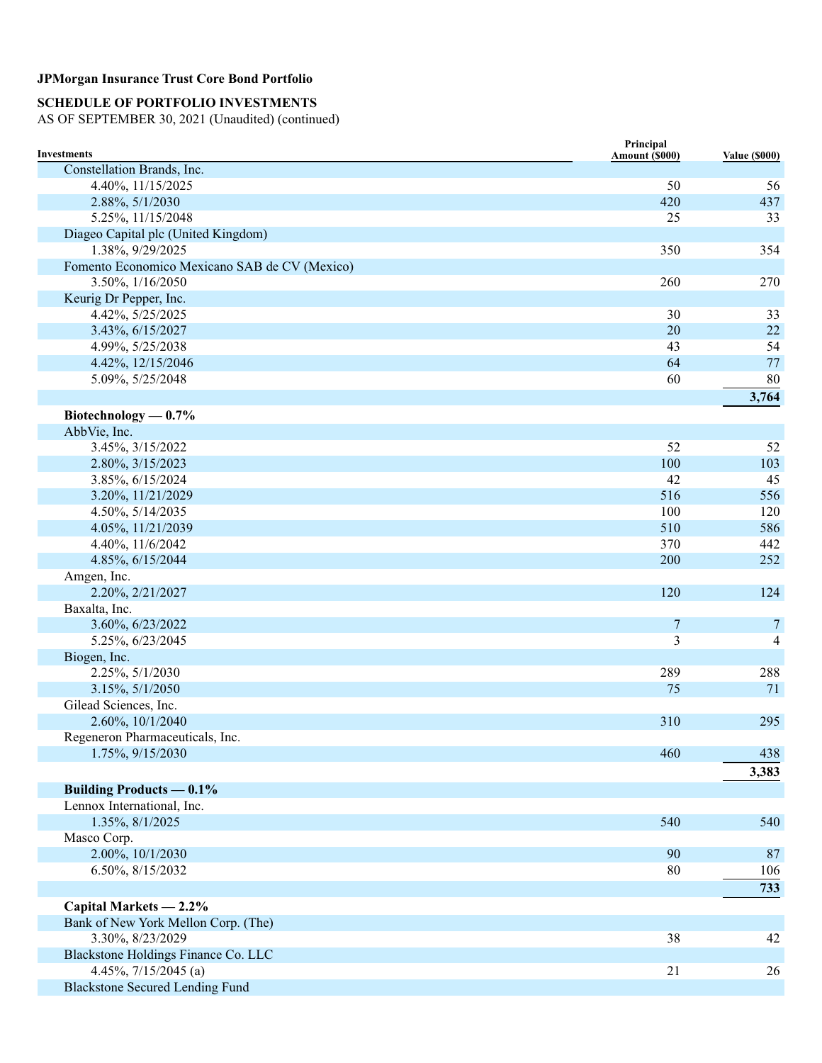**JPMorgan Insurance Trust Core Bond Portfolio**

**SCHEDULE OF PORTFOLIO INVESTMENTS**
AS OF SEPTEMBER 30, 2021 (Unaudited) (continued)

| Investments | Principal Amount ($000) | Value ($000) |
|---|---|---|
| Constellation Brands, Inc. | | |
| 4.40%, 11/15/2025 | 50 | 56 |
| 2.88%, 5/1/2030 | 420 | 437 |
| 5.25%, 11/15/2048 | 25 | 33 |
| Diageo Capital plc (United Kingdom) | | |
| 1.38%, 9/29/2025 | 350 | 354 |
| Fomento Economico Mexicano SAB de CV (Mexico) | | |
| 3.50%, 1/16/2050 | 260 | 270 |
| Keurig Dr Pepper, Inc. | | |
| 4.42%, 5/25/2025 | 30 | 33 |
| 3.43%, 6/15/2027 | 20 | 22 |
| 4.99%, 5/25/2038 | 43 | 54 |
| 4.42%, 12/15/2046 | 64 | 77 |
| 5.09%, 5/25/2048 | 60 | 80 |
| | | **3,764** |
| **Biotechnology — 0.7%** | | |
| AbbVie, Inc. | | |
| 3.45%, 3/15/2022 | 52 | 52 |
| 2.80%, 3/15/2023 | 100 | 103 |
| 3.85%, 6/15/2024 | 42 | 45 |
| 3.20%, 11/21/2029 | 516 | 556 |
| 4.50%, 5/14/2035 | 100 | 120 |
| 4.05%, 11/21/2039 | 510 | 586 |
| 4.40%, 11/6/2042 | 370 | 442 |
| 4.85%, 6/15/2044 | 200 | 252 |
| Amgen, Inc. | | |
| 2.20%, 2/21/2027 | 120 | 124 |
| Baxalta, Inc. | | |
| 3.60%, 6/23/2022 | 7 | 7 |
| 5.25%, 6/23/2045 | 3 | 4 |
| Biogen, Inc. | | |
| 2.25%, 5/1/2030 | 289 | 288 |
| 3.15%, 5/1/2050 | 75 | 71 |
| Gilead Sciences, Inc. | | |
| 2.60%, 10/1/2040 | 310 | 295 |
| Regeneron Pharmaceuticals, Inc. | | |
| 1.75%, 9/15/2030 | 460 | 438 |
| | | **3,383** |
| **Building Products — 0.1%** | | |
| Lennox International, Inc. | | |
| 1.35%, 8/1/2025 | 540 | 540 |
| Masco Corp. | | |
| 2.00%, 10/1/2030 | 90 | 87 |
| 6.50%, 8/15/2032 | 80 | 106 |
| | | **733** |
| **Capital Markets — 2.2%** | | |
| Bank of New York Mellon Corp. (The) | | |
| 3.30%, 8/23/2029 | 38 | 42 |
| Blackstone Holdings Finance Co. LLC | | |
| 4.45%, 7/15/2045 (a) | 21 | 26 |
| Blackstone Secured Lending Fund | | |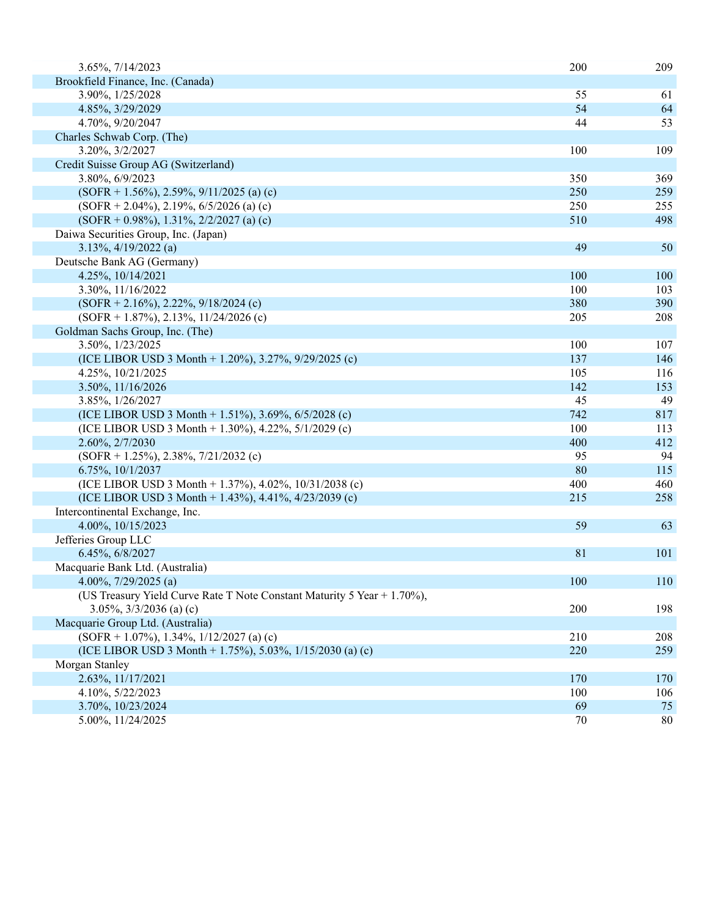| | | |
|---|---|---|
| 3.65%, 7/14/2023 | 200 | 209 |
| Brookfield Finance, Inc. (Canada) | | |
| 3.90%, 1/25/2028 | 55 | 61 |
| 4.85%, 3/29/2029 | 54 | 64 |
| 4.70%, 9/20/2047 | 44 | 53 |
| Charles Schwab Corp. (The) | | |
| 3.20%, 3/2/2027 | 100 | 109 |
| Credit Suisse Group AG (Switzerland) | | |
| 3.80%, 6/9/2023 | 350 | 369 |
| (SOFR + 1.56%), 2.59%, 9/11/2025 (a) (c) | 250 | 259 |
| (SOFR + 2.04%), 2.19%, 6/5/2026 (a) (c) | 250 | 255 |
| (SOFR + 0.98%), 1.31%, 2/2/2027 (a) (c) | 510 | 498 |
| Daiwa Securities Group, Inc. (Japan) | | |
| 3.13%, 4/19/2022 (a) | 49 | 50 |
| Deutsche Bank AG (Germany) | | |
| 4.25%, 10/14/2021 | 100 | 100 |
| 3.30%, 11/16/2022 | 100 | 103 |
| (SOFR + 2.16%), 2.22%, 9/18/2024 (c) | 380 | 390 |
| (SOFR + 1.87%), 2.13%, 11/24/2026 (c) | 205 | 208 |
| Goldman Sachs Group, Inc. (The) | | |
| 3.50%, 1/23/2025 | 100 | 107 |
| (ICE LIBOR USD 3 Month + 1.20%), 3.27%, 9/29/2025 (c) | 137 | 146 |
| 4.25%, 10/21/2025 | 105 | 116 |
| 3.50%, 11/16/2026 | 142 | 153 |
| 3.85%, 1/26/2027 | 45 | 49 |
| (ICE LIBOR USD 3 Month + 1.51%), 3.69%, 6/5/2028 (c) | 742 | 817 |
| (ICE LIBOR USD 3 Month + 1.30%), 4.22%, 5/1/2029 (c) | 100 | 113 |
| 2.60%, 2/7/2030 | 400 | 412 |
| (SOFR + 1.25%), 2.38%, 7/21/2032 (c) | 95 | 94 |
| 6.75%, 10/1/2037 | 80 | 115 |
| (ICE LIBOR USD 3 Month + 1.37%), 4.02%, 10/31/2038 (c) | 400 | 460 |
| (ICE LIBOR USD 3 Month + 1.43%), 4.41%, 4/23/2039 (c) | 215 | 258 |
| Intercontinental Exchange, Inc. | | |
| 4.00%, 10/15/2023 | 59 | 63 |
| Jefferies Group LLC | | |
| 6.45%, 6/8/2027 | 81 | 101 |
| Macquarie Bank Ltd. (Australia) | | |
| 4.00%, 7/29/2025 (a) | 100 | 110 |
| (US Treasury Yield Curve Rate T Note Constant Maturity 5 Year + 1.70%), 3.05%, 3/3/2036 (a) (c) | 200 | 198 |
| Macquarie Group Ltd. (Australia) | | |
| (SOFR + 1.07%), 1.34%, 1/12/2027 (a) (c) | 210 | 208 |
| (ICE LIBOR USD 3 Month + 1.75%), 5.03%, 1/15/2030 (a) (c) | 220 | 259 |
| Morgan Stanley | | |
| 2.63%, 11/17/2021 | 170 | 170 |
| 4.10%, 5/22/2023 | 100 | 106 |
| 3.70%, 10/23/2024 | 69 | 75 |
| 5.00%, 11/24/2025 | 70 | 80 |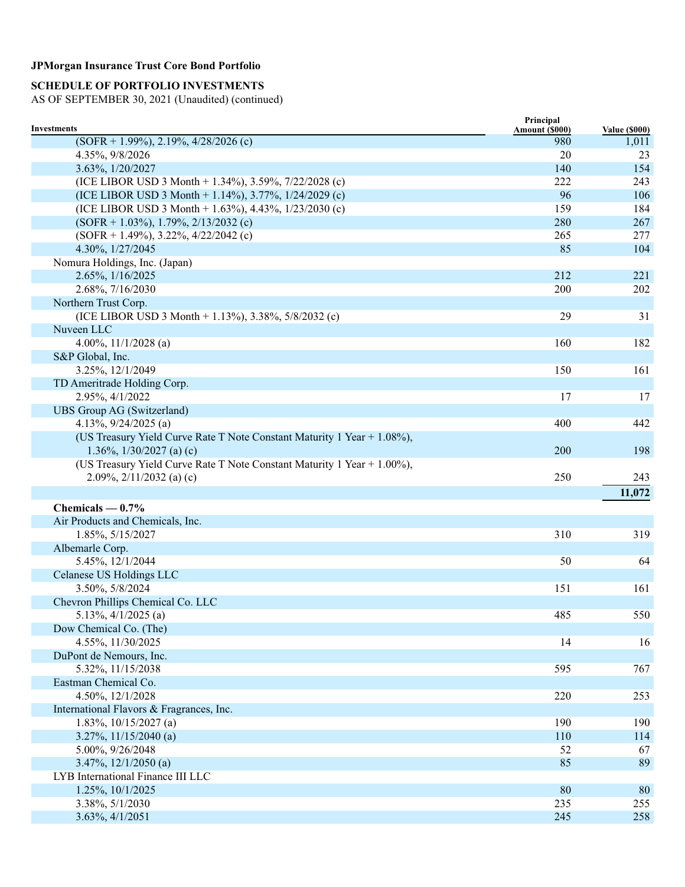**JPMorgan Insurance Trust Core Bond Portfolio**

**SCHEDULE OF PORTFOLIO INVESTMENTS**

AS OF SEPTEMBER 30, 2021 (Unaudited) (continued)

| Investments | Principal Amount ($000) | Value ($000) |
|---|---|---|
| (SOFR + 1.99%), 2.19%, 4/28/2026 (c) | 980 | 1,011 |
| 4.35%, 9/8/2026 | 20 | 23 |
| 3.63%, 1/20/2027 | 140 | 154 |
| (ICE LIBOR USD 3 Month + 1.34%), 3.59%, 7/22/2028 (c) | 222 | 243 |
| (ICE LIBOR USD 3 Month + 1.14%), 3.77%, 1/24/2029 (c) | 96 | 106 |
| (ICE LIBOR USD 3 Month + 1.63%), 4.43%, 1/23/2030 (c) | 159 | 184 |
| (SOFR + 1.03%), 1.79%, 2/13/2032 (c) | 280 | 267 |
| (SOFR + 1.49%), 3.22%, 4/22/2042 (c) | 265 | 277 |
| 4.30%, 1/27/2045 | 85 | 104 |
| Nomura Holdings, Inc. (Japan) | | |
| 2.65%, 1/16/2025 | 212 | 221 |
| 2.68%, 7/16/2030 | 200 | 202 |
| Northern Trust Corp. | | |
| (ICE LIBOR USD 3 Month + 1.13%), 3.38%, 5/8/2032 (c) | 29 | 31 |
| Nuveen LLC | | |
| 4.00%, 11/1/2028 (a) | 160 | 182 |
| S&P Global, Inc. | | |
| 3.25%, 12/1/2049 | 150 | 161 |
| TD Ameritrade Holding Corp. | | |
| 2.95%, 4/1/2022 | 17 | 17 |
| UBS Group AG (Switzerland) | | |
| 4.13%, 9/24/2025 (a) | 400 | 442 |
| (US Treasury Yield Curve Rate T Note Constant Maturity 1 Year + 1.08%), 1.36%, 1/30/2027 (a) (c) | 200 | 198 |
| (US Treasury Yield Curve Rate T Note Constant Maturity 1 Year + 1.00%), 2.09%, 2/11/2032 (a) (c) | 250 | 243 |
| | | **11,072** |
| **Chemicals — 0.7%** | | |
| Air Products and Chemicals, Inc. | | |
| 1.85%, 5/15/2027 | 310 | 319 |
| Albemarle Corp. | | |
| 5.45%, 12/1/2044 | 50 | 64 |
| Celanese US Holdings LLC | | |
| 3.50%, 5/8/2024 | 151 | 161 |
| Chevron Phillips Chemical Co. LLC | | |
| 5.13%, 4/1/2025 (a) | 485 | 550 |
| Dow Chemical Co. (The) | | |
| 4.55%, 11/30/2025 | 14 | 16 |
| DuPont de Nemours, Inc. | | |
| 5.32%, 11/15/2038 | 595 | 767 |
| Eastman Chemical Co. | | |
| 4.50%, 12/1/2028 | 220 | 253 |
| International Flavors & Fragrances, Inc. | | |
| 1.83%, 10/15/2027 (a) | 190 | 190 |
| 3.27%, 11/15/2040 (a) | 110 | 114 |
| 5.00%, 9/26/2048 | 52 | 67 |
| 3.47%, 12/1/2050 (a) | 85 | 89 |
| LYB International Finance III LLC | | |
| 1.25%, 10/1/2025 | 80 | 80 |
| 3.38%, 5/1/2030 | 235 | 255 |
| 3.63%, 4/1/2051 | 245 | 258 |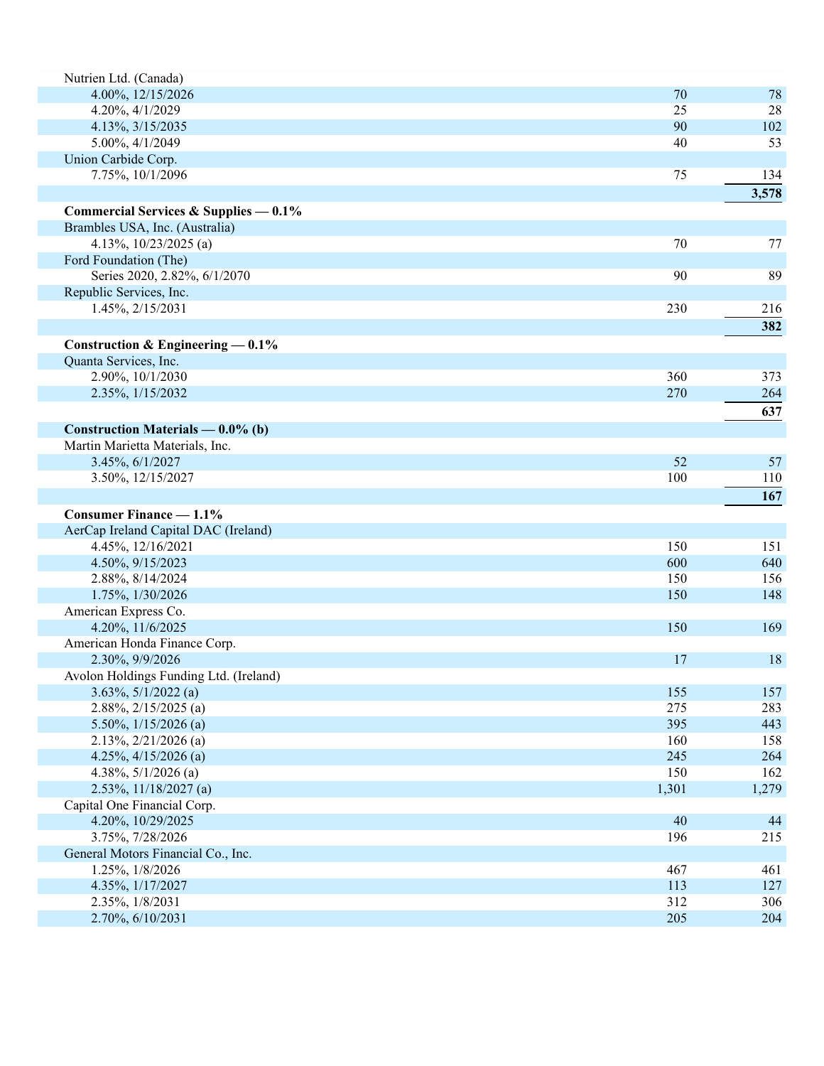| | | |
|---|---|---|
| Nutrien Ltd. (Canada) | | |
| 4.00%, 12/15/2026 | 70 | 78 |
| 4.20%, 4/1/2029 | 25 | 28 |
| 4.13%, 3/15/2035 | 90 | 102 |
| 5.00%, 4/1/2049 | 40 | 53 |
| Union Carbide Corp. | | |
| 7.75%, 10/1/2096 | 75 | 134 |
| | | **3,578** |
| **Commercial Services & Supplies — 0.1%** | | |
| Brambles USA, Inc. (Australia) | | |
| 4.13%, 10/23/2025 (a) | 70 | 77 |
| Ford Foundation (The) | | |
| Series 2020, 2.82%, 6/1/2070 | 90 | 89 |
| Republic Services, Inc. | | |
| 1.45%, 2/15/2031 | 230 | 216 |
| | | **382** |
| **Construction & Engineering — 0.1%** | | |
| Quanta Services, Inc. | | |
| 2.90%, 10/1/2030 | 360 | 373 |
| 2.35%, 1/15/2032 | 270 | 264 |
| | | **637** |
| **Construction Materials — 0.0% (b)** | | |
| Martin Marietta Materials, Inc. | | |
| 3.45%, 6/1/2027 | 52 | 57 |
| 3.50%, 12/15/2027 | 100 | 110 |
| | | **167** |
| **Consumer Finance — 1.1%** | | |
| AerCap Ireland Capital DAC (Ireland) | | |
| 4.45%, 12/16/2021 | 150 | 151 |
| 4.50%, 9/15/2023 | 600 | 640 |
| 2.88%, 8/14/2024 | 150 | 156 |
| 1.75%, 1/30/2026 | 150 | 148 |
| American Express Co. | | |
| 4.20%, 11/6/2025 | 150 | 169 |
| American Honda Finance Corp. | | |
| 2.30%, 9/9/2026 | 17 | 18 |
| Avolon Holdings Funding Ltd. (Ireland) | | |
| 3.63%, 5/1/2022 (a) | 155 | 157 |
| 2.88%, 2/15/2025 (a) | 275 | 283 |
| 5.50%, 1/15/2026 (a) | 395 | 443 |
| 2.13%, 2/21/2026 (a) | 160 | 158 |
| 4.25%, 4/15/2026 (a) | 245 | 264 |
| 4.38%, 5/1/2026 (a) | 150 | 162 |
| 2.53%, 11/18/2027 (a) | 1,301 | 1,279 |
| Capital One Financial Corp. | | |
| 4.20%, 10/29/2025 | 40 | 44 |
| 3.75%, 7/28/2026 | 196 | 215 |
| General Motors Financial Co., Inc. | | |
| 1.25%, 1/8/2026 | 467 | 461 |
| 4.35%, 1/17/2027 | 113 | 127 |
| 2.35%, 1/8/2031 | 312 | 306 |
| 2.70%, 6/10/2031 | 205 | 204 |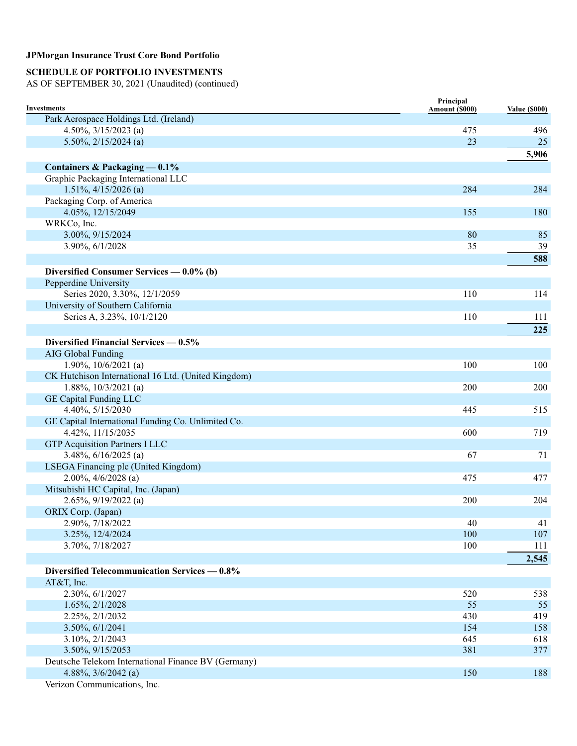**JPMorgan Insurance Trust Core Bond Portfolio**

**SCHEDULE OF PORTFOLIO INVESTMENTS**

AS OF SEPTEMBER 30, 2021 (Unaudited) (continued)

| Investments | Principal Amount ($000) | Value ($000) |
|---|---|---|
| Park Aerospace Holdings Ltd. (Ireland) | | |
| 4.50%, 3/15/2023 (a) | 475 | 496 |
| 5.50%, 2/15/2024 (a) | 23 | 25 |
| | | **5,906** |
| **Containers & Packaging — 0.1%** | | |
| Graphic Packaging International LLC | | |
| 1.51%, 4/15/2026 (a) | 284 | 284 |
| Packaging Corp. of America | | |
| 4.05%, 12/15/2049 | 155 | 180 |
| WRKCo, Inc. | | |
| 3.00%, 9/15/2024 | 80 | 85 |
| 3.90%, 6/1/2028 | 35 | 39 |
| | | **588** |
| **Diversified Consumer Services — 0.0% (b)** | | |
| Pepperdine University | | |
| Series 2020, 3.30%, 12/1/2059 | 110 | 114 |
| University of Southern California | | |
| Series A, 3.23%, 10/1/2120 | 110 | 111 |
| | | **225** |
| **Diversified Financial Services — 0.5%** | | |
| AIG Global Funding | | |
| 1.90%, 10/6/2021 (a) | 100 | 100 |
| CK Hutchison International 16 Ltd. (United Kingdom) | | |
| 1.88%, 10/3/2021 (a) | 200 | 200 |
| GE Capital Funding LLC | | |
| 4.40%, 5/15/2030 | 445 | 515 |
| GE Capital International Funding Co. Unlimited Co. | | |
| 4.42%, 11/15/2035 | 600 | 719 |
| GTP Acquisition Partners I LLC | | |
| 3.48%, 6/16/2025 (a) | 67 | 71 |
| LSEGA Financing plc (United Kingdom) | | |
| 2.00%, 4/6/2028 (a) | 475 | 477 |
| Mitsubishi HC Capital, Inc. (Japan) | | |
| 2.65%, 9/19/2022 (a) | 200 | 204 |
| ORIX Corp. (Japan) | | |
| 2.90%, 7/18/2022 | 40 | 41 |
| 3.25%, 12/4/2024 | 100 | 107 |
| 3.70%, 7/18/2027 | 100 | 111 |
| | | **2,545** |
| **Diversified Telecommunication Services — 0.8%** | | |
| AT&T, Inc. | | |
| 2.30%, 6/1/2027 | 520 | 538 |
| 1.65%, 2/1/2028 | 55 | 55 |
| 2.25%, 2/1/2032 | 430 | 419 |
| 3.50%, 6/1/2041 | 154 | 158 |
| 3.10%, 2/1/2043 | 645 | 618 |
| 3.50%, 9/15/2053 | 381 | 377 |
| Deutsche Telekom International Finance BV (Germany) | | |
| 4.88%, 3/6/2042 (a) | 150 | 188 |
| Verizon Communications, Inc. | | |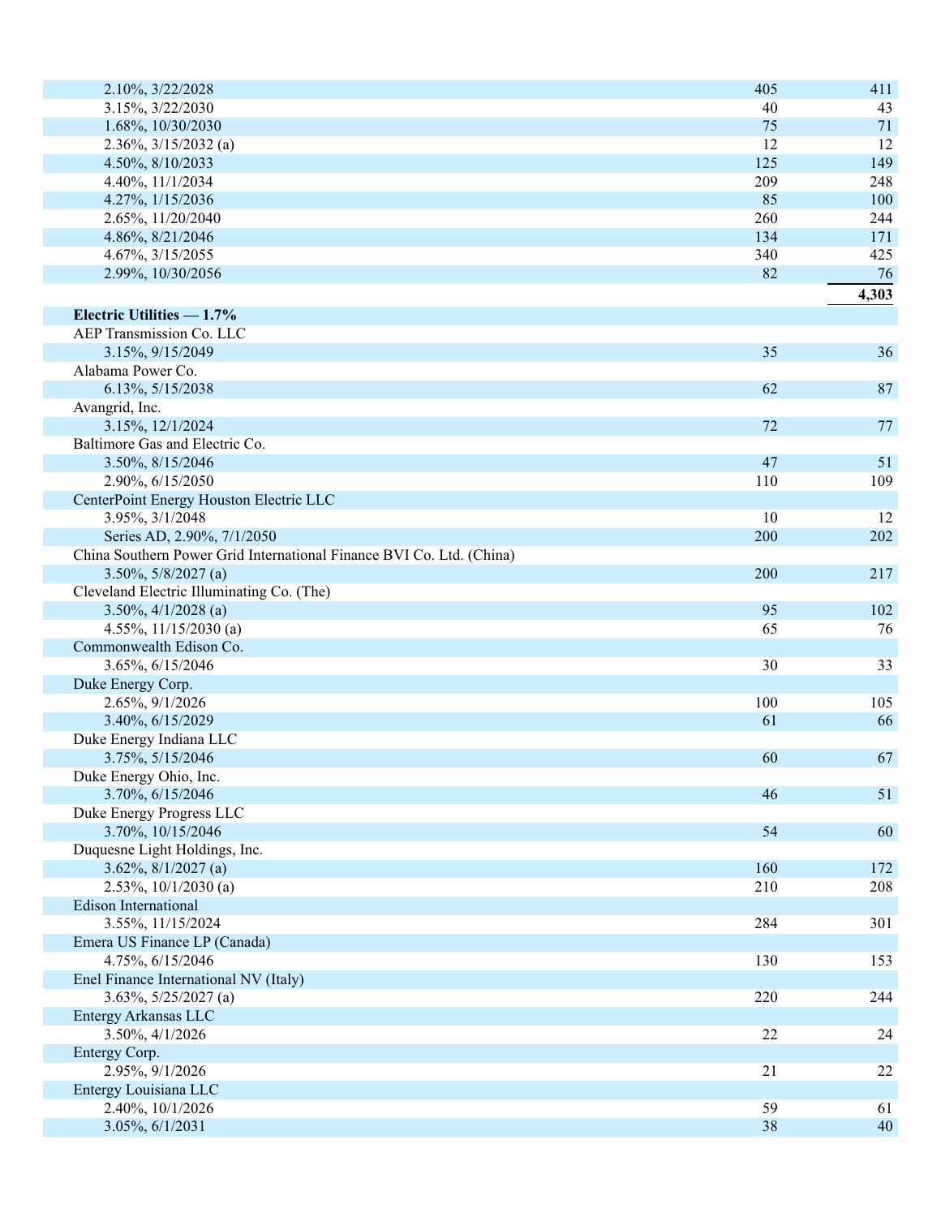| | | |
|---|---|---|
| 2.10%, 3/22/2028 | 405 | 411 |
| 3.15%, 3/22/2030 | 40 | 43 |
| 1.68%, 10/30/2030 | 75 | 71 |
| 2.36%, 3/15/2032 (a) | 12 | 12 |
| 4.50%, 8/10/2033 | 125 | 149 |
| 4.40%, 11/1/2034 | 209 | 248 |
| 4.27%, 1/15/2036 | 85 | 100 |
| 2.65%, 11/20/2040 | 260 | 244 |
| 4.86%, 8/21/2046 | 134 | 171 |
| 4.67%, 3/15/2055 | 340 | 425 |
| 2.99%, 10/30/2056 | 82 | 76 |
| | | **4,303** |
| **Electric Utilities — 1.7%** | | |
| AEP Transmission Co. LLC | | |
| 3.15%, 9/15/2049 | 35 | 36 |
| Alabama Power Co. | | |
| 6.13%, 5/15/2038 | 62 | 87 |
| Avangrid, Inc. | | |
| 3.15%, 12/1/2024 | 72 | 77 |
| Baltimore Gas and Electric Co. | | |
| 3.50%, 8/15/2046 | 47 | 51 |
| 2.90%, 6/15/2050 | 110 | 109 |
| CenterPoint Energy Houston Electric LLC | | |
| 3.95%, 3/1/2048 | 10 | 12 |
| Series AD, 2.90%, 7/1/2050 | 200 | 202 |
| China Southern Power Grid International Finance BVI Co. Ltd. (China) | | |
| 3.50%, 5/8/2027 (a) | 200 | 217 |
| Cleveland Electric Illuminating Co. (The) | | |
| 3.50%, 4/1/2028 (a) | 95 | 102 |
| 4.55%, 11/15/2030 (a) | 65 | 76 |
| Commonwealth Edison Co. | | |
| 3.65%, 6/15/2046 | 30 | 33 |
| Duke Energy Corp. | | |
| 2.65%, 9/1/2026 | 100 | 105 |
| 3.40%, 6/15/2029 | 61 | 66 |
| Duke Energy Indiana LLC | | |
| 3.75%, 5/15/2046 | 60 | 67 |
| Duke Energy Ohio, Inc. | | |
| 3.70%, 6/15/2046 | 46 | 51 |
| Duke Energy Progress LLC | | |
| 3.70%, 10/15/2046 | 54 | 60 |
| Duquesne Light Holdings, Inc. | | |
| 3.62%, 8/1/2027 (a) | 160 | 172 |
| 2.53%, 10/1/2030 (a) | 210 | 208 |
| Edison International | | |
| 3.55%, 11/15/2024 | 284 | 301 |
| Emera US Finance LP (Canada) | | |
| 4.75%, 6/15/2046 | 130 | 153 |
| Enel Finance International NV (Italy) | | |
| 3.63%, 5/25/2027 (a) | 220 | 244 |
| Entergy Arkansas LLC | | |
| 3.50%, 4/1/2026 | 22 | 24 |
| Entergy Corp. | | |
| 2.95%, 9/1/2026 | 21 | 22 |
| Entergy Louisiana LLC | | |
| 2.40%, 10/1/2026 | 59 | 61 |
| 3.05%, 6/1/2031 | 38 | 40 |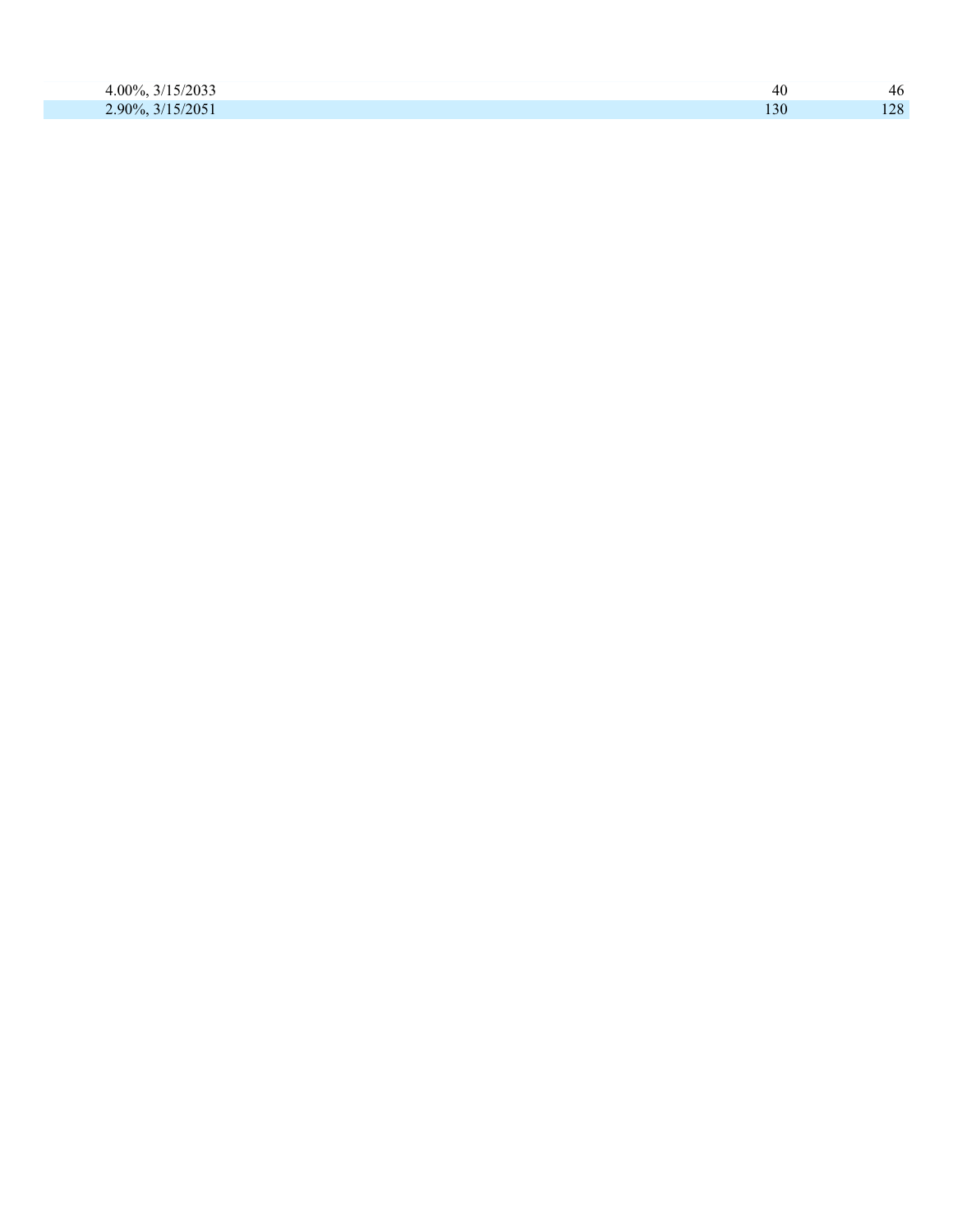| | | |
|---|---|---|
| 4.00%, 3/15/2033 | 40 | 46 |
| 2.90%, 3/15/2051 | 130 | 128 |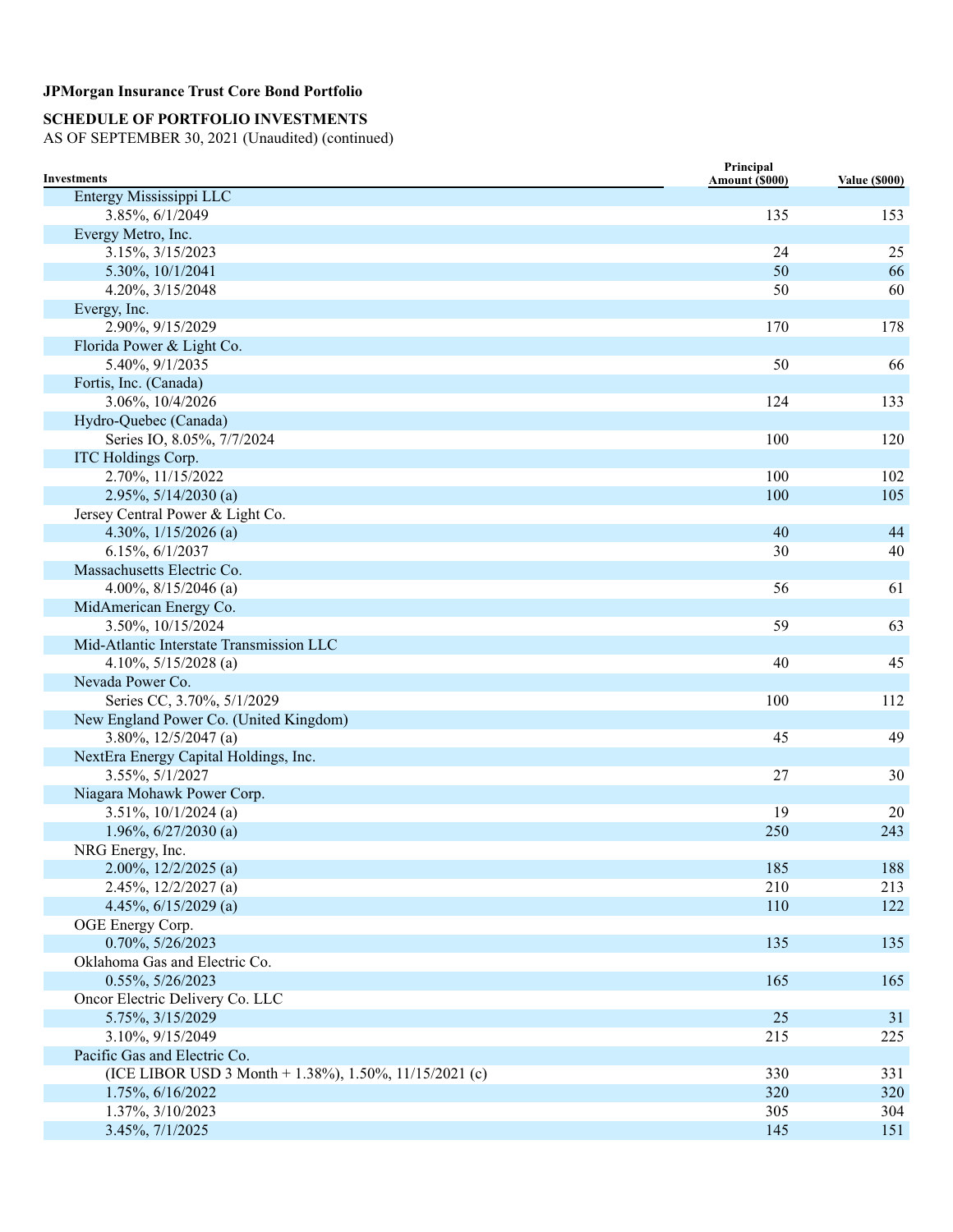**JPMorgan Insurance Trust Core Bond Portfolio**

**SCHEDULE OF PORTFOLIO INVESTMENTS**
AS OF SEPTEMBER 30, 2021 (Unaudited) (continued)

| Investments | Principal Amount ($000) | Value ($000) |
|---|---|---|
| Entergy Mississippi LLC | | |
| 3.85%, 6/1/2049 | 135 | 153 |
| Evergy Metro, Inc. | | |
| 3.15%, 3/15/2023 | 24 | 25 |
| 5.30%, 10/1/2041 | 50 | 66 |
| 4.20%, 3/15/2048 | 50 | 60 |
| Evergy, Inc. | | |
| 2.90%, 9/15/2029 | 170 | 178 |
| Florida Power & Light Co. | | |
| 5.40%, 9/1/2035 | 50 | 66 |
| Fortis, Inc. (Canada) | | |
| 3.06%, 10/4/2026 | 124 | 133 |
| Hydro-Quebec (Canada) | | |
| Series IO, 8.05%, 7/7/2024 | 100 | 120 |
| ITC Holdings Corp. | | |
| 2.70%, 11/15/2022 | 100 | 102 |
| 2.95%, 5/14/2030 (a) | 100 | 105 |
| Jersey Central Power & Light Co. | | |
| 4.30%, 1/15/2026 (a) | 40 | 44 |
| 6.15%, 6/1/2037 | 30 | 40 |
| Massachusetts Electric Co. | | |
| 4.00%, 8/15/2046 (a) | 56 | 61 |
| MidAmerican Energy Co. | | |
| 3.50%, 10/15/2024 | 59 | 63 |
| Mid-Atlantic Interstate Transmission LLC | | |
| 4.10%, 5/15/2028 (a) | 40 | 45 |
| Nevada Power Co. | | |
| Series CC, 3.70%, 5/1/2029 | 100 | 112 |
| New England Power Co. (United Kingdom) | | |
| 3.80%, 12/5/2047 (a) | 45 | 49 |
| NextEra Energy Capital Holdings, Inc. | | |
| 3.55%, 5/1/2027 | 27 | 30 |
| Niagara Mohawk Power Corp. | | |
| 3.51%, 10/1/2024 (a) | 19 | 20 |
| 1.96%, 6/27/2030 (a) | 250 | 243 |
| NRG Energy, Inc. | | |
| 2.00%, 12/2/2025 (a) | 185 | 188 |
| 2.45%, 12/2/2027 (a) | 210 | 213 |
| 4.45%, 6/15/2029 (a) | 110 | 122 |
| OGE Energy Corp. | | |
| 0.70%, 5/26/2023 | 135 | 135 |
| Oklahoma Gas and Electric Co. | | |
| 0.55%, 5/26/2023 | 165 | 165 |
| Oncor Electric Delivery Co. LLC | | |
| 5.75%, 3/15/2029 | 25 | 31 |
| 3.10%, 9/15/2049 | 215 | 225 |
| Pacific Gas and Electric Co. | | |
| (ICE LIBOR USD 3 Month + 1.38%), 1.50%, 11/15/2021 (c) | 330 | 331 |
| 1.75%, 6/16/2022 | 320 | 320 |
| 1.37%, 3/10/2023 | 305 | 304 |
| 3.45%, 7/1/2025 | 145 | 151 |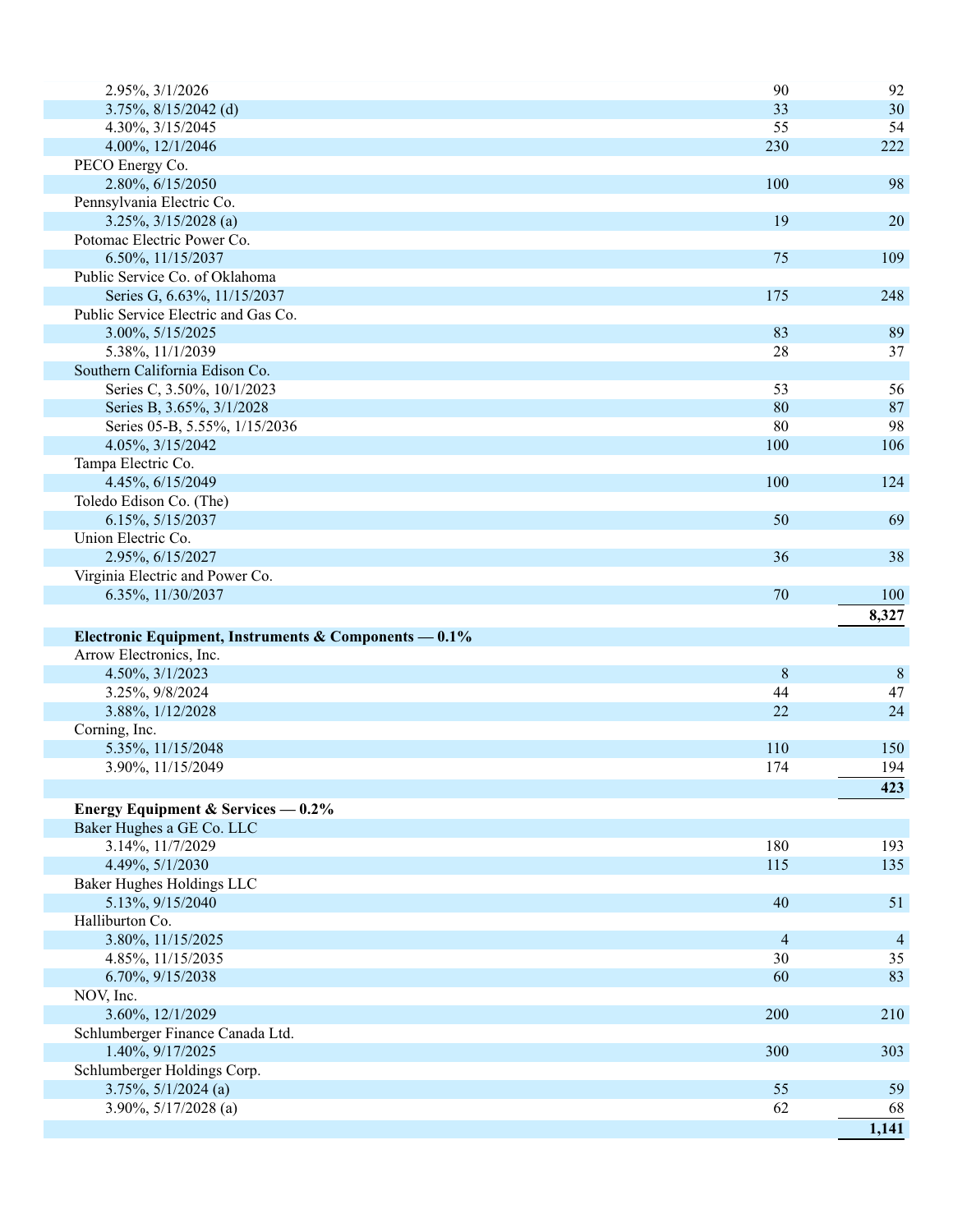| | | |
|---|---|---|
| 2.95%, 3/1/2026 | 90 | 92 |
| 3.75%, 8/15/2042 (d) | 33 | 30 |
| 4.30%, 3/15/2045 | 55 | 54 |
| 4.00%, 12/1/2046 | 230 | 222 |
| PECO Energy Co. | | |
| 2.80%, 6/15/2050 | 100 | 98 |
| Pennsylvania Electric Co. | | |
| 3.25%, 3/15/2028 (a) | 19 | 20 |
| Potomac Electric Power Co. | | |
| 6.50%, 11/15/2037 | 75 | 109 |
| Public Service Co. of Oklahoma | | |
| Series G, 6.63%, 11/15/2037 | 175 | 248 |
| Public Service Electric and Gas Co. | | |
| 3.00%, 5/15/2025 | 83 | 89 |
| 5.38%, 11/1/2039 | 28 | 37 |
| Southern California Edison Co. | | |
| Series C, 3.50%, 10/1/2023 | 53 | 56 |
| Series B, 3.65%, 3/1/2028 | 80 | 87 |
| Series 05-B, 5.55%, 1/15/2036 | 80 | 98 |
| 4.05%, 3/15/2042 | 100 | 106 |
| Tampa Electric Co. | | |
| 4.45%, 6/15/2049 | 100 | 124 |
| Toledo Edison Co. (The) | | |
| 6.15%, 5/15/2037 | 50 | 69 |
| Union Electric Co. | | |
| 2.95%, 6/15/2027 | 36 | 38 |
| Virginia Electric and Power Co. | | |
| 6.35%, 11/30/2037 | 70 | 100 |
| | | **8,327** |
| **Electronic Equipment, Instruments & Components — 0.1%** | | |
| Arrow Electronics, Inc. | | |
| 4.50%, 3/1/2023 | 8 | 8 |
| 3.25%, 9/8/2024 | 44 | 47 |
| 3.88%, 1/12/2028 | 22 | 24 |
| Corning, Inc. | | |
| 5.35%, 11/15/2048 | 110 | 150 |
| 3.90%, 11/15/2049 | 174 | 194 |
| | | **423** |
| **Energy Equipment & Services — 0.2%** | | |
| Baker Hughes a GE Co. LLC | | |
| 3.14%, 11/7/2029 | 180 | 193 |
| 4.49%, 5/1/2030 | 115 | 135 |
| Baker Hughes Holdings LLC | | |
| 5.13%, 9/15/2040 | 40 | 51 |
| Halliburton Co. | | |
| 3.80%, 11/15/2025 | 4 | 4 |
| 4.85%, 11/15/2035 | 30 | 35 |
| 6.70%, 9/15/2038 | 60 | 83 |
| NOV, Inc. | | |
| 3.60%, 12/1/2029 | 200 | 210 |
| Schlumberger Finance Canada Ltd. | | |
| 1.40%, 9/17/2025 | 300 | 303 |
| Schlumberger Holdings Corp. | | |
| 3.75%, 5/1/2024 (a) | 55 | 59 |
| 3.90%, 5/17/2028 (a) | 62 | 68 |
| | | **1,141** |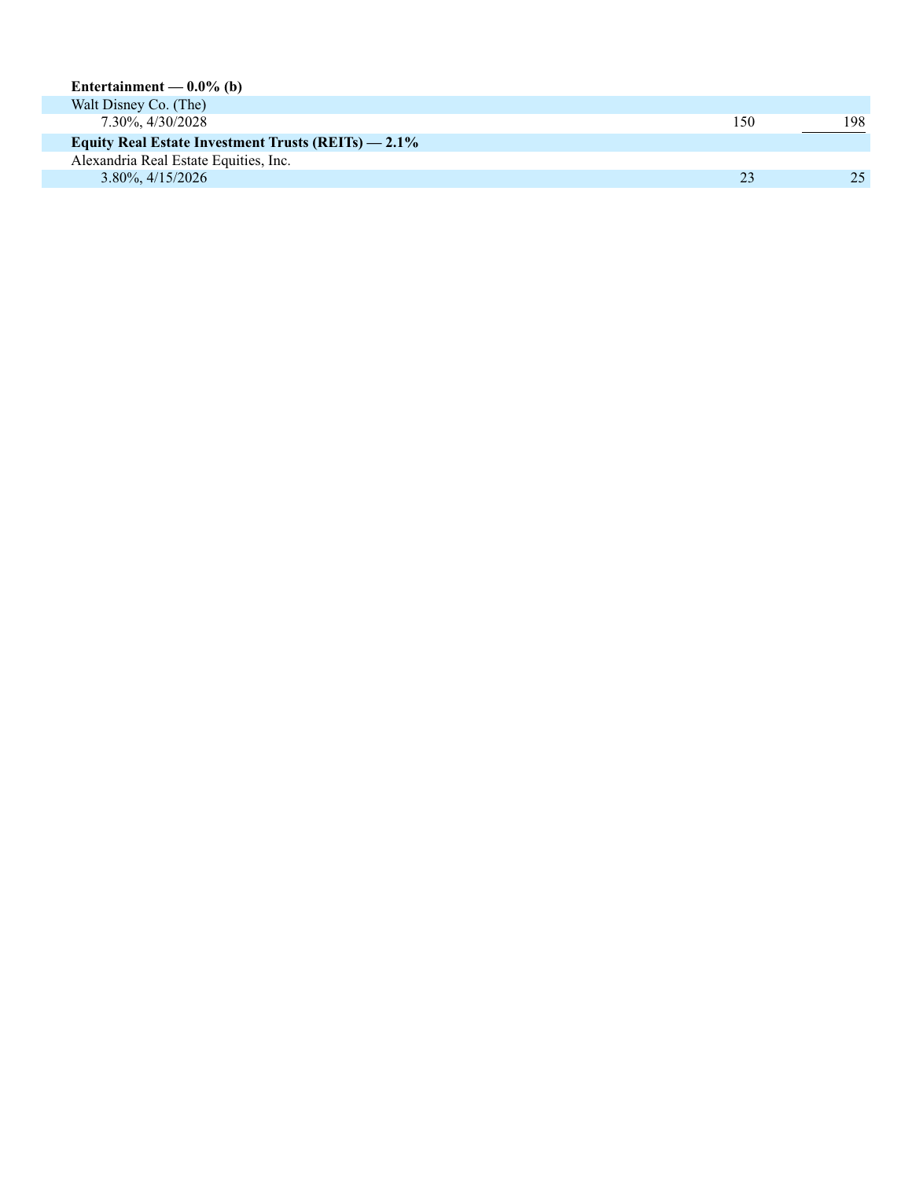| | | |
|---|---|---|
| **Entertainment — 0.0% (b)** | | |
| Walt Disney Co. (The) | | |
| 7.30%, 4/30/2028 | 150 | 198 |
| **Equity Real Estate Investment Trusts (REITs) — 2.1%** | | |
| Alexandria Real Estate Equities, Inc. | | |
| 3.80%, 4/15/2026 | 23 | 25 |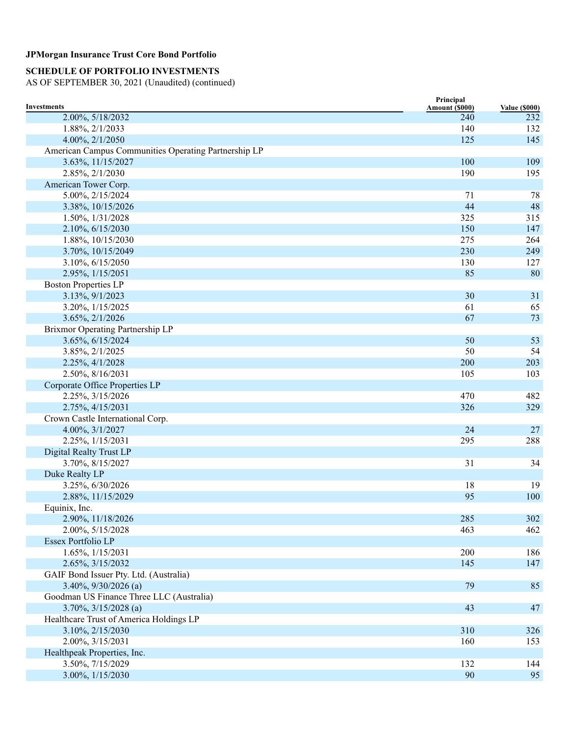**JPMorgan Insurance Trust Core Bond Portfolio**

**SCHEDULE OF PORTFOLIO INVESTMENTS**

AS OF SEPTEMBER 30, 2021 (Unaudited) (continued)

| Investments | Principal Amount ($000) | Value ($000) |
|---|---|---|
| 2.00%, 5/18/2032 | 240 | 232 |
| 1.88%, 2/1/2033 | 140 | 132 |
| 4.00%, 2/1/2050 | 125 | 145 |
| American Campus Communities Operating Partnership LP | | |
| 3.63%, 11/15/2027 | 100 | 109 |
| 2.85%, 2/1/2030 | 190 | 195 |
| American Tower Corp. | | |
| 5.00%, 2/15/2024 | 71 | 78 |
| 3.38%, 10/15/2026 | 44 | 48 |
| 1.50%, 1/31/2028 | 325 | 315 |
| 2.10%, 6/15/2030 | 150 | 147 |
| 1.88%, 10/15/2030 | 275 | 264 |
| 3.70%, 10/15/2049 | 230 | 249 |
| 3.10%, 6/15/2050 | 130 | 127 |
| 2.95%, 1/15/2051 | 85 | 80 |
| Boston Properties LP | | |
| 3.13%, 9/1/2023 | 30 | 31 |
| 3.20%, 1/15/2025 | 61 | 65 |
| 3.65%, 2/1/2026 | 67 | 73 |
| Brixmor Operating Partnership LP | | |
| 3.65%, 6/15/2024 | 50 | 53 |
| 3.85%, 2/1/2025 | 50 | 54 |
| 2.25%, 4/1/2028 | 200 | 203 |
| 2.50%, 8/16/2031 | 105 | 103 |
| Corporate Office Properties LP | | |
| 2.25%, 3/15/2026 | 470 | 482 |
| 2.75%, 4/15/2031 | 326 | 329 |
| Crown Castle International Corp. | | |
| 4.00%, 3/1/2027 | 24 | 27 |
| 2.25%, 1/15/2031 | 295 | 288 |
| Digital Realty Trust LP | | |
| 3.70%, 8/15/2027 | 31 | 34 |
| Duke Realty LP | | |
| 3.25%, 6/30/2026 | 18 | 19 |
| 2.88%, 11/15/2029 | 95 | 100 |
| Equinix, Inc. | | |
| 2.90%, 11/18/2026 | 285 | 302 |
| 2.00%, 5/15/2028 | 463 | 462 |
| Essex Portfolio LP | | |
| 1.65%, 1/15/2031 | 200 | 186 |
| 2.65%, 3/15/2032 | 145 | 147 |
| GAIF Bond Issuer Pty. Ltd. (Australia) | | |
| 3.40%, 9/30/2026 (a) | 79 | 85 |
| Goodman US Finance Three LLC (Australia) | | |
| 3.70%, 3/15/2028 (a) | 43 | 47 |
| Healthcare Trust of America Holdings LP | | |
| 3.10%, 2/15/2030 | 310 | 326 |
| 2.00%, 3/15/2031 | 160 | 153 |
| Healthpeak Properties, Inc. | | |
| 3.50%, 7/15/2029 | 132 | 144 |
| 3.00%, 1/15/2030 | 90 | 95 |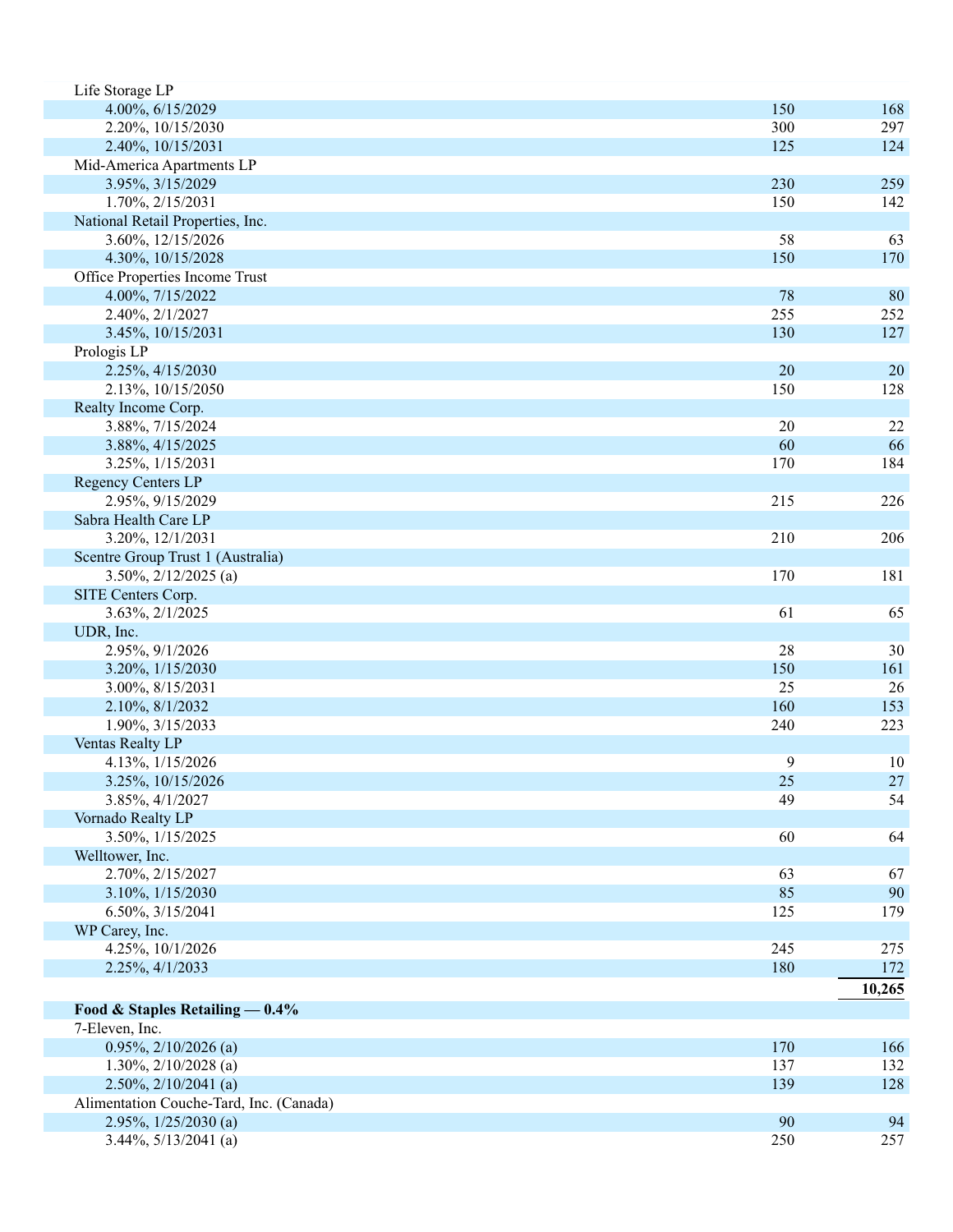| | | |
|---|---|---|
| Life Storage LP | | |
| 4.00%, 6/15/2029 | 150 | 168 |
| 2.20%, 10/15/2030 | 300 | 297 |
| 2.40%, 10/15/2031 | 125 | 124 |
| Mid-America Apartments LP | | |
| 3.95%, 3/15/2029 | 230 | 259 |
| 1.70%, 2/15/2031 | 150 | 142 |
| National Retail Properties, Inc. | | |
| 3.60%, 12/15/2026 | 58 | 63 |
| 4.30%, 10/15/2028 | 150 | 170 |
| Office Properties Income Trust | | |
| 4.00%, 7/15/2022 | 78 | 80 |
| 2.40%, 2/1/2027 | 255 | 252 |
| 3.45%, 10/15/2031 | 130 | 127 |
| Prologis LP | | |
| 2.25%, 4/15/2030 | 20 | 20 |
| 2.13%, 10/15/2050 | 150 | 128 |
| Realty Income Corp. | | |
| 3.88%, 7/15/2024 | 20 | 22 |
| 3.88%, 4/15/2025 | 60 | 66 |
| 3.25%, 1/15/2031 | 170 | 184 |
| Regency Centers LP | | |
| 2.95%, 9/15/2029 | 215 | 226 |
| Sabra Health Care LP | | |
| 3.20%, 12/1/2031 | 210 | 206 |
| Scentre Group Trust 1 (Australia) | | |
| 3.50%, 2/12/2025 (a) | 170 | 181 |
| SITE Centers Corp. | | |
| 3.63%, 2/1/2025 | 61 | 65 |
| UDR, Inc. | | |
| 2.95%, 9/1/2026 | 28 | 30 |
| 3.20%, 1/15/2030 | 150 | 161 |
| 3.00%, 8/15/2031 | 25 | 26 |
| 2.10%, 8/1/2032 | 160 | 153 |
| 1.90%, 3/15/2033 | 240 | 223 |
| Ventas Realty LP | | |
| 4.13%, 1/15/2026 | 9 | 10 |
| 3.25%, 10/15/2026 | 25 | 27 |
| 3.85%, 4/1/2027 | 49 | 54 |
| Vornado Realty LP | | |
| 3.50%, 1/15/2025 | 60 | 64 |
| Welltower, Inc. | | |
| 2.70%, 2/15/2027 | 63 | 67 |
| 3.10%, 1/15/2030 | 85 | 90 |
| 6.50%, 3/15/2041 | 125 | 179 |
| WP Carey, Inc. | | |
| 4.25%, 10/1/2026 | 245 | 275 |
| 2.25%, 4/1/2033 | 180 | 172 |
| | | **10,265** |
| **Food & Staples Retailing — 0.4%** | | |
| 7-Eleven, Inc. | | |
| 0.95%, 2/10/2026 (a) | 170 | 166 |
| 1.30%, 2/10/2028 (a) | 137 | 132 |
| 2.50%, 2/10/2041 (a) | 139 | 128 |
| Alimentation Couche-Tard, Inc. (Canada) | | |
| 2.95%, 1/25/2030 (a) | 90 | 94 |
| 3.44%, 5/13/2041 (a) | 250 | 257 |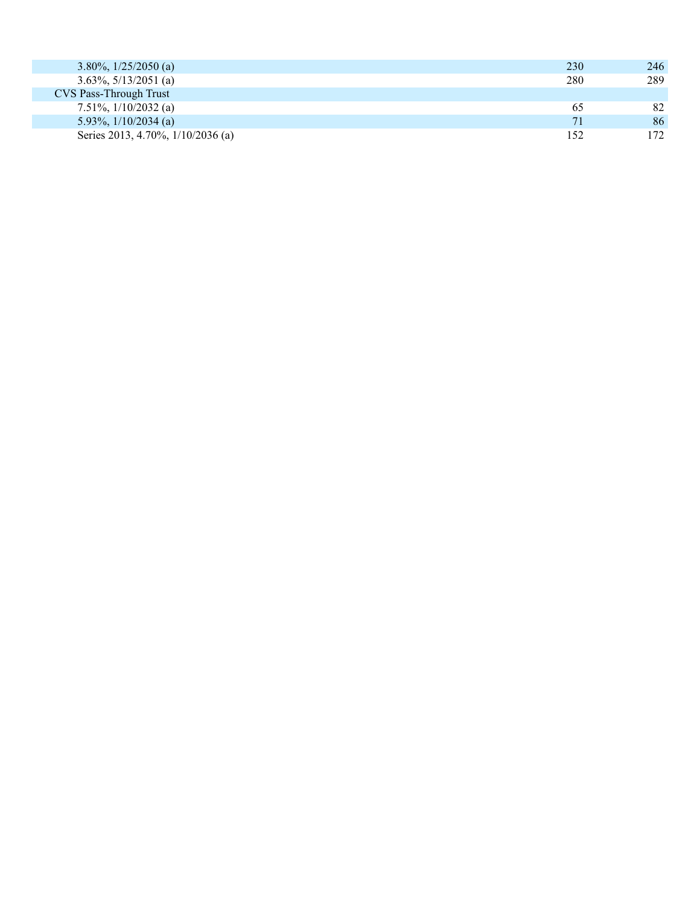| | | |
|---|---|---|
| 3.80%, 1/25/2050 (a) | 230 | 246 |
| 3.63%, 5/13/2051 (a) | 280 | 289 |
| CVS Pass-Through Trust | | |
| 7.51%, 1/10/2032 (a) | 65 | 82 |
| 5.93%, 1/10/2034 (a) | 71 | 86 |
| Series 2013, 4.70%, 1/10/2036 (a) | 152 | 172 |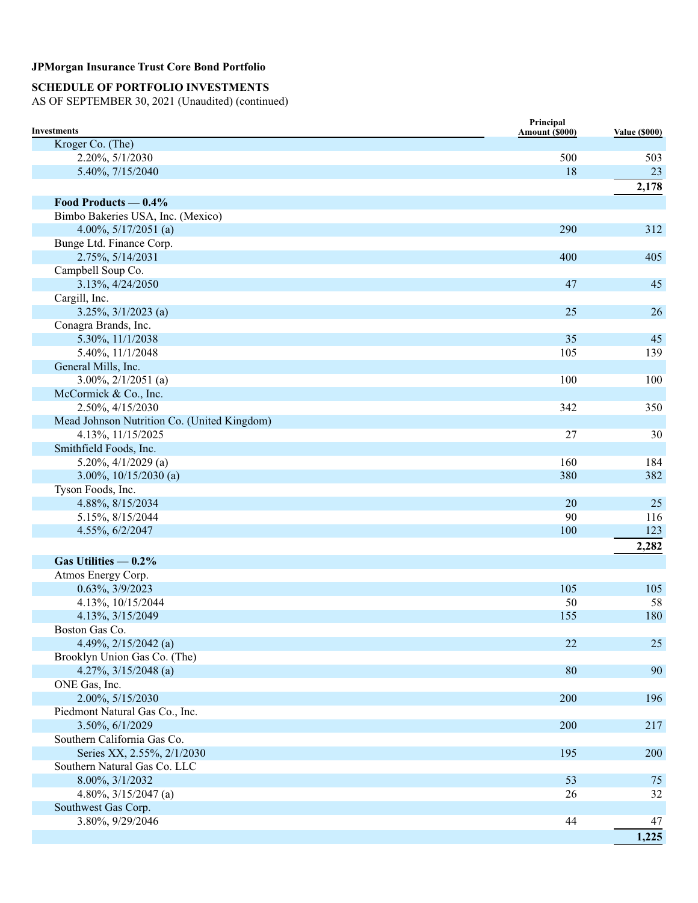**JPMorgan Insurance Trust Core Bond Portfolio**

**SCHEDULE OF PORTFOLIO INVESTMENTS**
AS OF SEPTEMBER 30, 2021 (Unaudited) (continued)

| Investments | Principal Amount ($000) | Value ($000) |
|---|---|---|
| Kroger Co. (The) | | |
| 2.20%, 5/1/2030 | 500 | 503 |
| 5.40%, 7/15/2040 | 18 | 23 |
| | | **2,178** |
| **Food Products — 0.4%** | | |
| Bimbo Bakeries USA, Inc. (Mexico) | | |
| 4.00%, 5/17/2051 (a) | 290 | 312 |
| Bunge Ltd. Finance Corp. | | |
| 2.75%, 5/14/2031 | 400 | 405 |
| Campbell Soup Co. | | |
| 3.13%, 4/24/2050 | 47 | 45 |
| Cargill, Inc. | | |
| 3.25%, 3/1/2023 (a) | 25 | 26 |
| Conagra Brands, Inc. | | |
| 5.30%, 11/1/2038 | 35 | 45 |
| 5.40%, 11/1/2048 | 105 | 139 |
| General Mills, Inc. | | |
| 3.00%, 2/1/2051 (a) | 100 | 100 |
| McCormick & Co., Inc. | | |
| 2.50%, 4/15/2030 | 342 | 350 |
| Mead Johnson Nutrition Co. (United Kingdom) | | |
| 4.13%, 11/15/2025 | 27 | 30 |
| Smithfield Foods, Inc. | | |
| 5.20%, 4/1/2029 (a) | 160 | 184 |
| 3.00%, 10/15/2030 (a) | 380 | 382 |
| Tyson Foods, Inc. | | |
| 4.88%, 8/15/2034 | 20 | 25 |
| 5.15%, 8/15/2044 | 90 | 116 |
| 4.55%, 6/2/2047 | 100 | 123 |
| | | **2,282** |
| **Gas Utilities — 0.2%** | | |
| Atmos Energy Corp. | | |
| 0.63%, 3/9/2023 | 105 | 105 |
| 4.13%, 10/15/2044 | 50 | 58 |
| 4.13%, 3/15/2049 | 155 | 180 |
| Boston Gas Co. | | |
| 4.49%, 2/15/2042 (a) | 22 | 25 |
| Brooklyn Union Gas Co. (The) | | |
| 4.27%, 3/15/2048 (a) | 80 | 90 |
| ONE Gas, Inc. | | |
| 2.00%, 5/15/2030 | 200 | 196 |
| Piedmont Natural Gas Co., Inc. | | |
| 3.50%, 6/1/2029 | 200 | 217 |
| Southern California Gas Co. | | |
| Series XX, 2.55%, 2/1/2030 | 195 | 200 |
| Southern Natural Gas Co. LLC | | |
| 8.00%, 3/1/2032 | 53 | 75 |
| 4.80%, 3/15/2047 (a) | 26 | 32 |
| Southwest Gas Corp. | | |
| 3.80%, 9/29/2046 | 44 | 47 |
| | | **1,225** |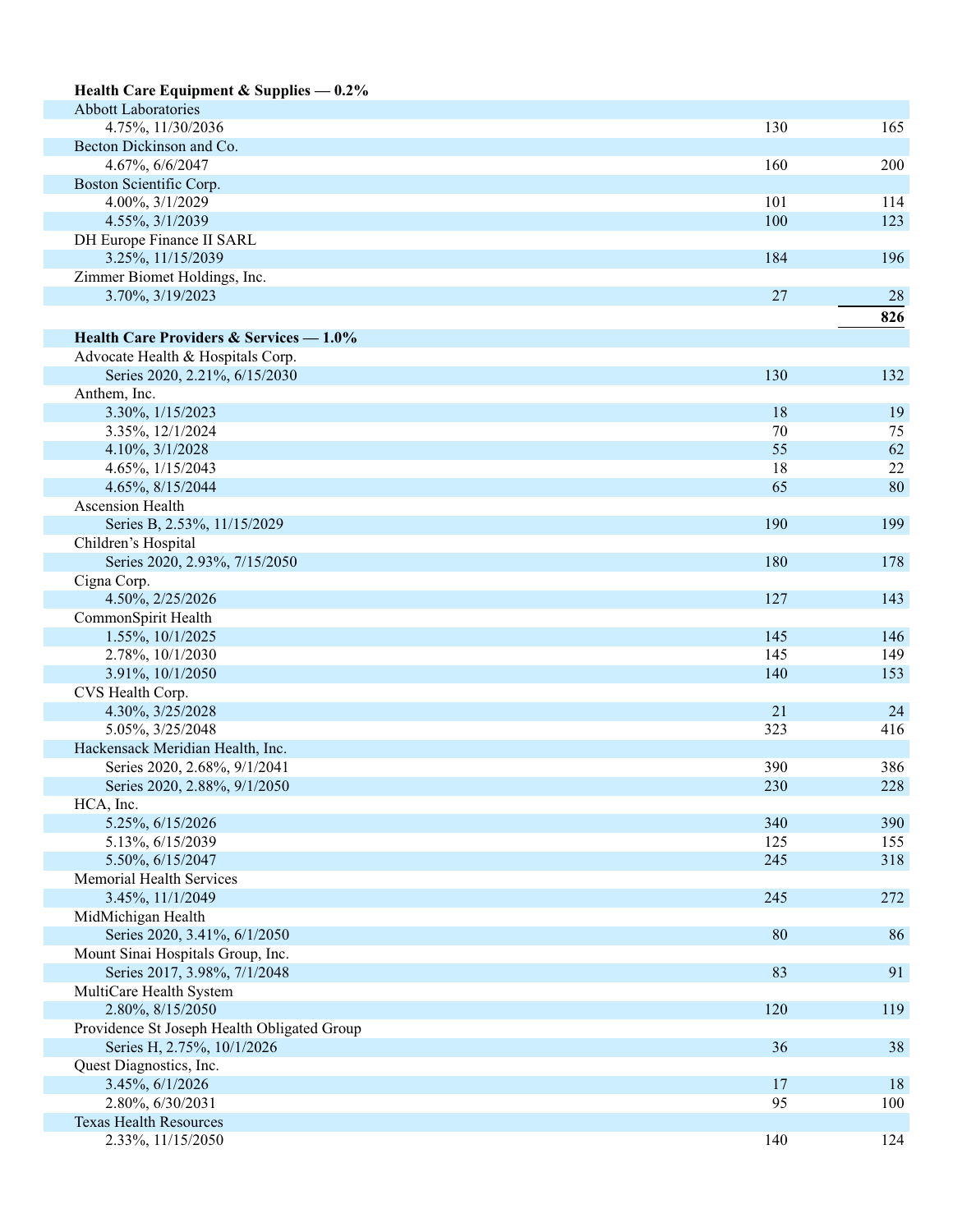| | | |
|---|---|---|
| **Health Care Equipment & Supplies — 0.2%** | | |
| Abbott Laboratories | | |
| 4.75%, 11/30/2036 | 130 | 165 |
| Becton Dickinson and Co. | | |
| 4.67%, 6/6/2047 | 160 | 200 |
| Boston Scientific Corp. | | |
| 4.00%, 3/1/2029 | 101 | 114 |
| 4.55%, 3/1/2039 | 100 | 123 |
| DH Europe Finance II SARL | | |
| 3.25%, 11/15/2039 | 184 | 196 |
| Zimmer Biomet Holdings, Inc. | | |
| 3.70%, 3/19/2023 | 27 | 28 |
| | | **826** |
| **Health Care Providers & Services — 1.0%** | | |
| Advocate Health & Hospitals Corp. | | |
| Series 2020, 2.21%, 6/15/2030 | 130 | 132 |
| Anthem, Inc. | | |
| 3.30%, 1/15/2023 | 18 | 19 |
| 3.35%, 12/1/2024 | 70 | 75 |
| 4.10%, 3/1/2028 | 55 | 62 |
| 4.65%, 1/15/2043 | 18 | 22 |
| 4.65%, 8/15/2044 | 65 | 80 |
| Ascension Health | | |
| Series B, 2.53%, 11/15/2029 | 190 | 199 |
| Children's Hospital | | |
| Series 2020, 2.93%, 7/15/2050 | 180 | 178 |
| Cigna Corp. | | |
| 4.50%, 2/25/2026 | 127 | 143 |
| CommonSpirit Health | | |
| 1.55%, 10/1/2025 | 145 | 146 |
| 2.78%, 10/1/2030 | 145 | 149 |
| 3.91%, 10/1/2050 | 140 | 153 |
| CVS Health Corp. | | |
| 4.30%, 3/25/2028 | 21 | 24 |
| 5.05%, 3/25/2048 | 323 | 416 |
| Hackensack Meridian Health, Inc. | | |
| Series 2020, 2.68%, 9/1/2041 | 390 | 386 |
| Series 2020, 2.88%, 9/1/2050 | 230 | 228 |
| HCA, Inc. | | |
| 5.25%, 6/15/2026 | 340 | 390 |
| 5.13%, 6/15/2039 | 125 | 155 |
| 5.50%, 6/15/2047 | 245 | 318 |
| Memorial Health Services | | |
| 3.45%, 11/1/2049 | 245 | 272 |
| MidMichigan Health | | |
| Series 2020, 3.41%, 6/1/2050 | 80 | 86 |
| Mount Sinai Hospitals Group, Inc. | | |
| Series 2017, 3.98%, 7/1/2048 | 83 | 91 |
| MultiCare Health System | | |
| 2.80%, 8/15/2050 | 120 | 119 |
| Providence St Joseph Health Obligated Group | | |
| Series H, 2.75%, 10/1/2026 | 36 | 38 |
| Quest Diagnostics, Inc. | | |
| 3.45%, 6/1/2026 | 17 | 18 |
| 2.80%, 6/30/2031 | 95 | 100 |
| Texas Health Resources | | |
| 2.33%, 11/15/2050 | 140 | 124 |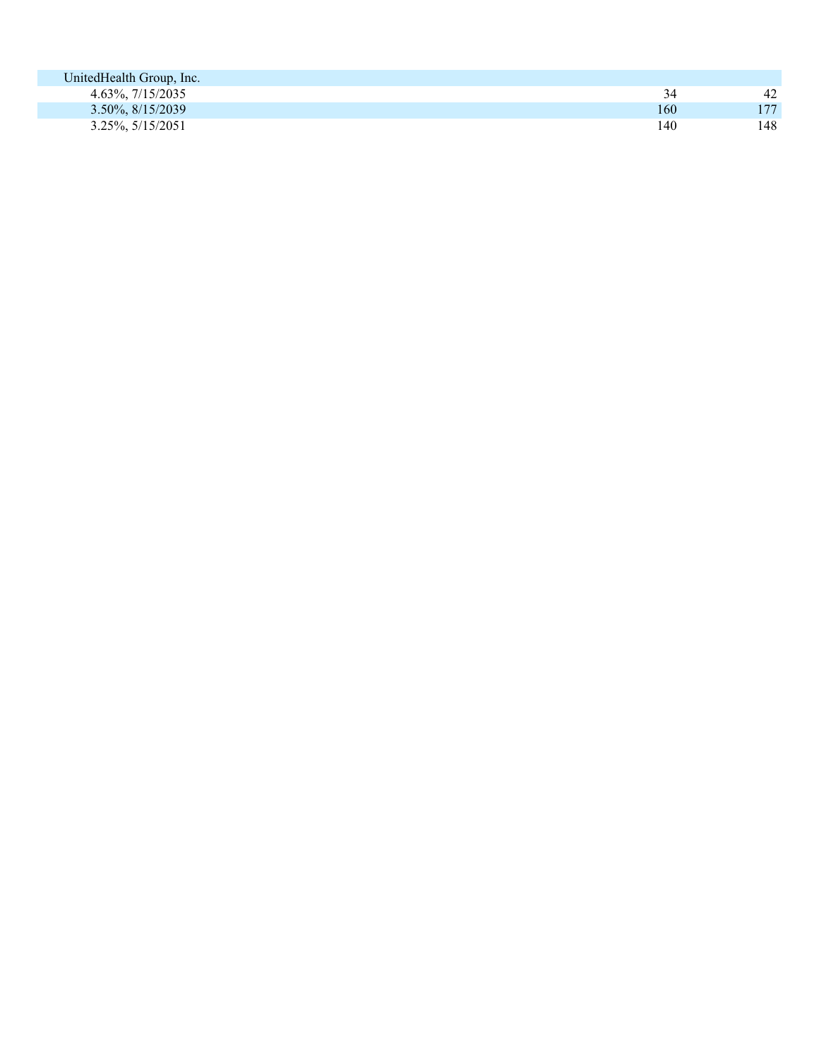| | | |
|---|---|---|
| UnitedHealth Group, Inc. | | |
| 4.63%, 7/15/2035 | 34 | 42 |
| 3.50%, 8/15/2039 | 160 | 177 |
| 3.25%, 5/15/2051 | 140 | 148 |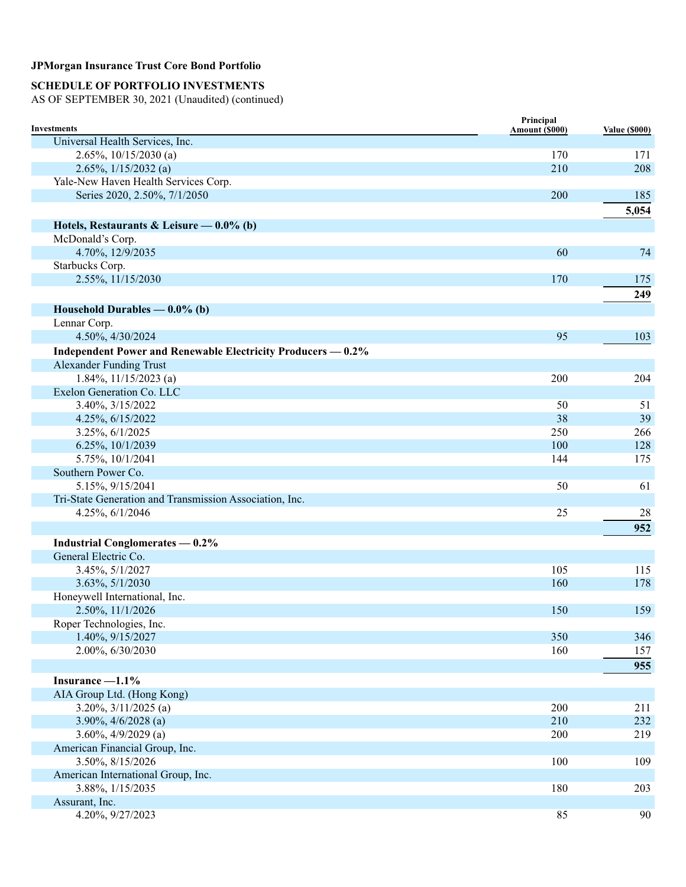**JPMorgan Insurance Trust Core Bond Portfolio**

**SCHEDULE OF PORTFOLIO INVESTMENTS**
AS OF SEPTEMBER 30, 2021 (Unaudited) (continued)

| Investments | Principal Amount ($000) | Value ($000) |
|---|---|---|
| Universal Health Services, Inc. | | |
| 2.65%, 10/15/2030 (a) | 170 | 171 |
| 2.65%, 1/15/2032 (a) | 210 | 208 |
| Yale-New Haven Health Services Corp. | | |
| Series 2020, 2.50%, 7/1/2050 | 200 | 185 |
| | | **5,054** |
| **Hotels, Restaurants & Leisure — 0.0% (b)** | | |
| McDonald's Corp. | | |
| 4.70%, 12/9/2035 | 60 | 74 |
| Starbucks Corp. | | |
| 2.55%, 11/15/2030 | 170 | 175 |
| | | **249** |
| **Household Durables — 0.0% (b)** | | |
| Lennar Corp. | | |
| 4.50%, 4/30/2024 | 95 | 103 |
| **Independent Power and Renewable Electricity Producers — 0.2%** | | |
| Alexander Funding Trust | | |
| 1.84%, 11/15/2023 (a) | 200 | 204 |
| Exelon Generation Co. LLC | | |
| 3.40%, 3/15/2022 | 50 | 51 |
| 4.25%, 6/15/2022 | 38 | 39 |
| 3.25%, 6/1/2025 | 250 | 266 |
| 6.25%, 10/1/2039 | 100 | 128 |
| 5.75%, 10/1/2041 | 144 | 175 |
| Southern Power Co. | | |
| 5.15%, 9/15/2041 | 50 | 61 |
| Tri-State Generation and Transmission Association, Inc. | | |
| 4.25%, 6/1/2046 | 25 | 28 |
| | | **952** |
| **Industrial Conglomerates — 0.2%** | | |
| General Electric Co. | | |
| 3.45%, 5/1/2027 | 105 | 115 |
| 3.63%, 5/1/2030 | 160 | 178 |
| Honeywell International, Inc. | | |
| 2.50%, 11/1/2026 | 150 | 159 |
| Roper Technologies, Inc. | | |
| 1.40%, 9/15/2027 | 350 | 346 |
| 2.00%, 6/30/2030 | 160 | 157 |
| | | **955** |
| **Insurance —1.1%** | | |
| AIA Group Ltd. (Hong Kong) | | |
| 3.20%, 3/11/2025 (a) | 200 | 211 |
| 3.90%, 4/6/2028 (a) | 210 | 232 |
| 3.60%, 4/9/2029 (a) | 200 | 219 |
| American Financial Group, Inc. | | |
| 3.50%, 8/15/2026 | 100 | 109 |
| American International Group, Inc. | | |
| 3.88%, 1/15/2035 | 180 | 203 |
| Assurant, Inc. | | |
| 4.20%, 9/27/2023 | 85 | 90 |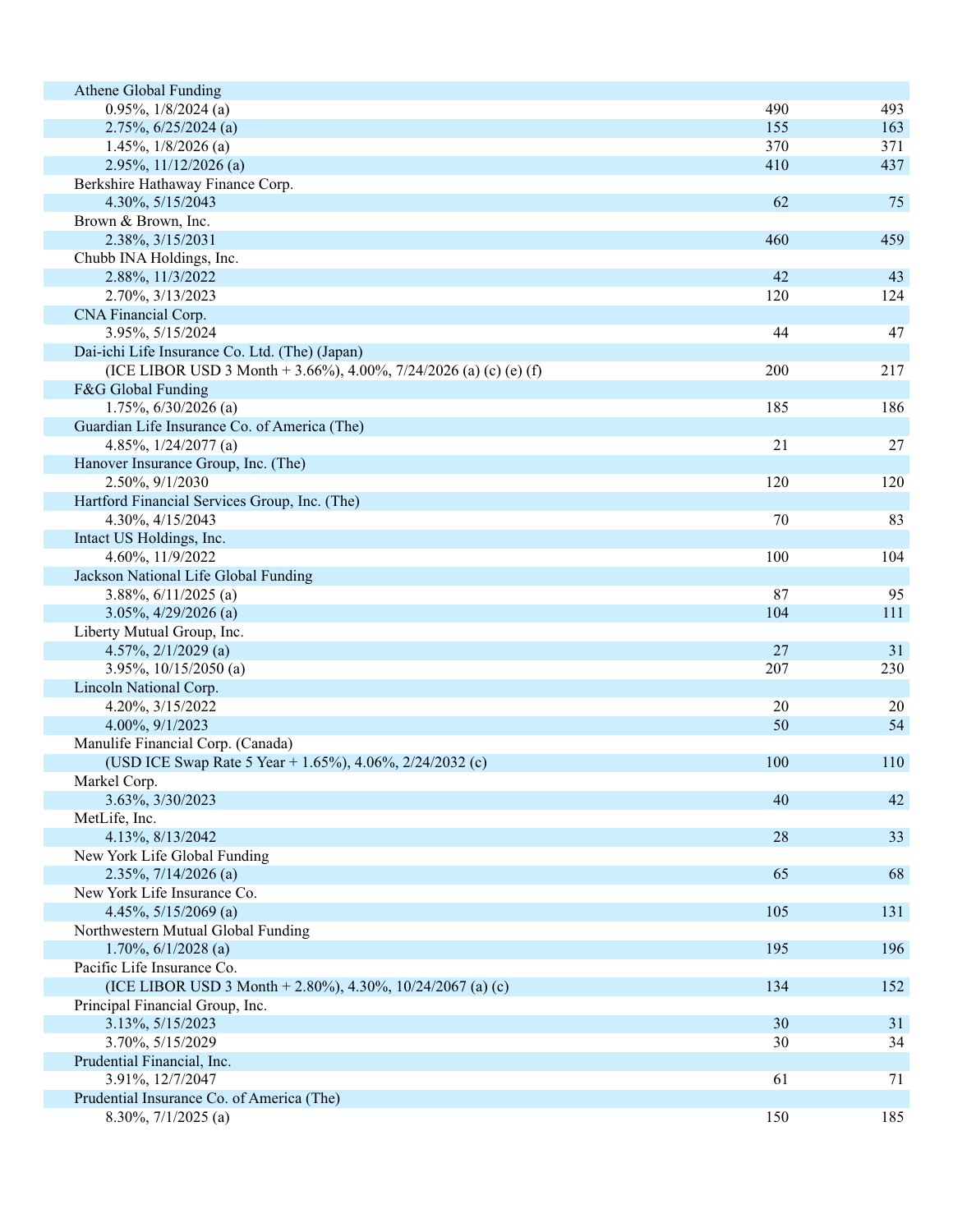| | | |
|---|---|---|
| Athene Global Funding | | |
| 0.95%, 1/8/2024 (a) | 490 | 493 |
| 2.75%, 6/25/2024 (a) | 155 | 163 |
| 1.45%, 1/8/2026 (a) | 370 | 371 |
| 2.95%, 11/12/2026 (a) | 410 | 437 |
| Berkshire Hathaway Finance Corp. | | |
| 4.30%, 5/15/2043 | 62 | 75 |
| Brown & Brown, Inc. | | |
| 2.38%, 3/15/2031 | 460 | 459 |
| Chubb INA Holdings, Inc. | | |
| 2.88%, 11/3/2022 | 42 | 43 |
| 2.70%, 3/13/2023 | 120 | 124 |
| CNA Financial Corp. | | |
| 3.95%, 5/15/2024 | 44 | 47 |
| Dai-ichi Life Insurance Co. Ltd. (The) (Japan) | | |
| (ICE LIBOR USD 3 Month + 3.66%), 4.00%, 7/24/2026 (a) (c) (e) (f) | 200 | 217 |
| F&G Global Funding | | |
| 1.75%, 6/30/2026 (a) | 185 | 186 |
| Guardian Life Insurance Co. of America (The) | | |
| 4.85%, 1/24/2077 (a) | 21 | 27 |
| Hanover Insurance Group, Inc. (The) | | |
| 2.50%, 9/1/2030 | 120 | 120 |
| Hartford Financial Services Group, Inc. (The) | | |
| 4.30%, 4/15/2043 | 70 | 83 |
| Intact US Holdings, Inc. | | |
| 4.60%, 11/9/2022 | 100 | 104 |
| Jackson National Life Global Funding | | |
| 3.88%, 6/11/2025 (a) | 87 | 95 |
| 3.05%, 4/29/2026 (a) | 104 | 111 |
| Liberty Mutual Group, Inc. | | |
| 4.57%, 2/1/2029 (a) | 27 | 31 |
| 3.95%, 10/15/2050 (a) | 207 | 230 |
| Lincoln National Corp. | | |
| 4.20%, 3/15/2022 | 20 | 20 |
| 4.00%, 9/1/2023 | 50 | 54 |
| Manulife Financial Corp. (Canada) | | |
| (USD ICE Swap Rate 5 Year + 1.65%), 4.06%, 2/24/2032 (c) | 100 | 110 |
| Markel Corp. | | |
| 3.63%, 3/30/2023 | 40 | 42 |
| MetLife, Inc. | | |
| 4.13%, 8/13/2042 | 28 | 33 |
| New York Life Global Funding | | |
| 2.35%, 7/14/2026 (a) | 65 | 68 |
| New York Life Insurance Co. | | |
| 4.45%, 5/15/2069 (a) | 105 | 131 |
| Northwestern Mutual Global Funding | | |
| 1.70%, 6/1/2028 (a) | 195 | 196 |
| Pacific Life Insurance Co. | | |
| (ICE LIBOR USD 3 Month + 2.80%), 4.30%, 10/24/2067 (a) (c) | 134 | 152 |
| Principal Financial Group, Inc. | | |
| 3.13%, 5/15/2023 | 30 | 31 |
| 3.70%, 5/15/2029 | 30 | 34 |
| Prudential Financial, Inc. | | |
| 3.91%, 12/7/2047 | 61 | 71 |
| Prudential Insurance Co. of America (The) | | |
| 8.30%, 7/1/2025 (a) | 150 | 185 |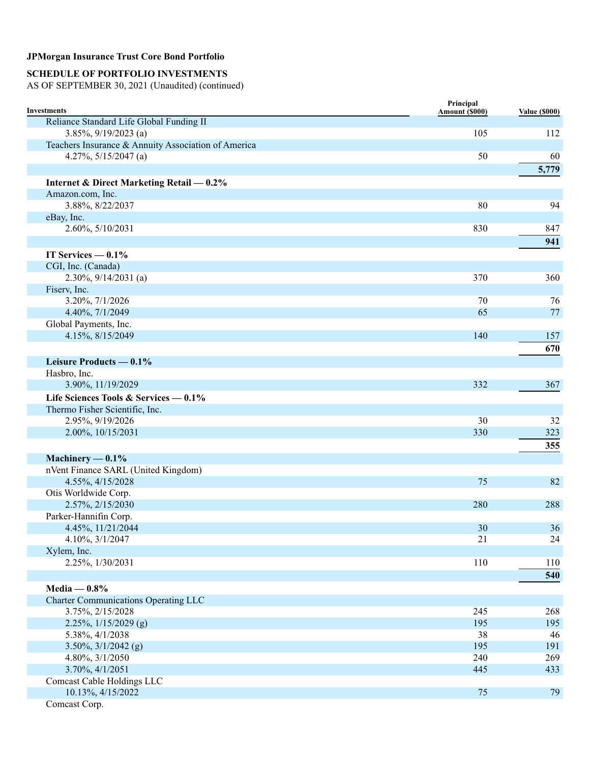**JPMorgan Insurance Trust Core Bond Portfolio**

**SCHEDULE OF PORTFOLIO INVESTMENTS**

AS OF SEPTEMBER 30, 2021 (Unaudited) (continued)

| Investments | Principal Amount ($000) | Value ($000) |
|---|---|---|
| Reliance Standard Life Global Funding II | | |
| 3.85%, 9/19/2023 (a) | 105 | 112 |
| Teachers Insurance & Annuity Association of America | | |
| 4.27%, 5/15/2047 (a) | 50 | 60 |
| | | **5,779** |
| **Internet & Direct Marketing Retail — 0.2%** | | |
| Amazon.com, Inc. | | |
| 3.88%, 8/22/2037 | 80 | 94 |
| eBay, Inc. | | |
| 2.60%, 5/10/2031 | 830 | 847 |
| | | **941** |
| **IT Services — 0.1%** | | |
| CGI, Inc. (Canada) | | |
| 2.30%, 9/14/2031 (a) | 370 | 360 |
| Fiserv, Inc. | | |
| 3.20%, 7/1/2026 | 70 | 76 |
| 4.40%, 7/1/2049 | 65 | 77 |
| Global Payments, Inc. | | |
| 4.15%, 8/15/2049 | 140 | 157 |
| | | **670** |
| **Leisure Products — 0.1%** | | |
| Hasbro, Inc. | | |
| 3.90%, 11/19/2029 | 332 | 367 |
| **Life Sciences Tools & Services — 0.1%** | | |
| Thermo Fisher Scientific, Inc. | | |
| 2.95%, 9/19/2026 | 30 | 32 |
| 2.00%, 10/15/2031 | 330 | 323 |
| | | **355** |
| **Machinery — 0.1%** | | |
| nVent Finance SARL (United Kingdom) | | |
| 4.55%, 4/15/2028 | 75 | 82 |
| Otis Worldwide Corp. | | |
| 2.57%, 2/15/2030 | 280 | 288 |
| Parker-Hannifin Corp. | | |
| 4.45%, 11/21/2044 | 30 | 36 |
| 4.10%, 3/1/2047 | 21 | 24 |
| Xylem, Inc. | | |
| 2.25%, 1/30/2031 | 110 | 110 |
| | | **540** |
| **Media — 0.8%** | | |
| Charter Communications Operating LLC | | |
| 3.75%, 2/15/2028 | 245 | 268 |
| 2.25%, 1/15/2029 (g) | 195 | 195 |
| 5.38%, 4/1/2038 | 38 | 46 |
| 3.50%, 3/1/2042 (g) | 195 | 191 |
| 4.80%, 3/1/2050 | 240 | 269 |
| 3.70%, 4/1/2051 | 445 | 433 |
| Comcast Cable Holdings LLC | | |
| 10.13%, 4/15/2022 | 75 | 79 |
| Comcast Corp. | | |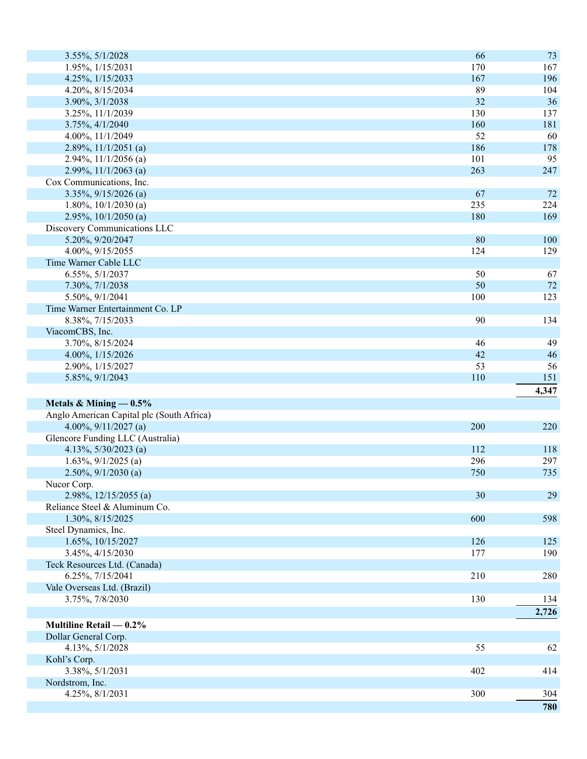| | | |
|---|---|---|
| 3.55%, 5/1/2028 | 66 | 73 |
| 1.95%, 1/15/2031 | 170 | 167 |
| 4.25%, 1/15/2033 | 167 | 196 |
| 4.20%, 8/15/2034 | 89 | 104 |
| 3.90%, 3/1/2038 | 32 | 36 |
| 3.25%, 11/1/2039 | 130 | 137 |
| 3.75%, 4/1/2040 | 160 | 181 |
| 4.00%, 11/1/2049 | 52 | 60 |
| 2.89%, 11/1/2051 (a) | 186 | 178 |
| 2.94%, 11/1/2056 (a) | 101 | 95 |
| 2.99%, 11/1/2063 (a) | 263 | 247 |
| Cox Communications, Inc. | | |
| 3.35%, 9/15/2026 (a) | 67 | 72 |
| 1.80%, 10/1/2030 (a) | 235 | 224 |
| 2.95%, 10/1/2050 (a) | 180 | 169 |
| Discovery Communications LLC | | |
| 5.20%, 9/20/2047 | 80 | 100 |
| 4.00%, 9/15/2055 | 124 | 129 |
| Time Warner Cable LLC | | |
| 6.55%, 5/1/2037 | 50 | 67 |
| 7.30%, 7/1/2038 | 50 | 72 |
| 5.50%, 9/1/2041 | 100 | 123 |
| Time Warner Entertainment Co. LP | | |
| 8.38%, 7/15/2033 | 90 | 134 |
| ViacomCBS, Inc. | | |
| 3.70%, 8/15/2024 | 46 | 49 |
| 4.00%, 1/15/2026 | 42 | 46 |
| 2.90%, 1/15/2027 | 53 | 56 |
| 5.85%, 9/1/2043 | 110 | 151 |
| | | **4,347** |
| **Metals & Mining — 0.5%** | | |
| Anglo American Capital plc (South Africa) | | |
| 4.00%, 9/11/2027 (a) | 200 | 220 |
| Glencore Funding LLC (Australia) | | |
| 4.13%, 5/30/2023 (a) | 112 | 118 |
| 1.63%, 9/1/2025 (a) | 296 | 297 |
| 2.50%, 9/1/2030 (a) | 750 | 735 |
| Nucor Corp. | | |
| 2.98%, 12/15/2055 (a) | 30 | 29 |
| Reliance Steel & Aluminum Co. | | |
| 1.30%, 8/15/2025 | 600 | 598 |
| Steel Dynamics, Inc. | | |
| 1.65%, 10/15/2027 | 126 | 125 |
| 3.45%, 4/15/2030 | 177 | 190 |
| Teck Resources Ltd. (Canada) | | |
| 6.25%, 7/15/2041 | 210 | 280 |
| Vale Overseas Ltd. (Brazil) | | |
| 3.75%, 7/8/2030 | 130 | 134 |
| | | **2,726** |
| **Multiline Retail — 0.2%** | | |
| Dollar General Corp. | | |
| 4.13%, 5/1/2028 | 55 | 62 |
| Kohl's Corp. | | |
| 3.38%, 5/1/2031 | 402 | 414 |
| Nordstrom, Inc. | | |
| 4.25%, 8/1/2031 | 300 | 304 |
| | | **780** |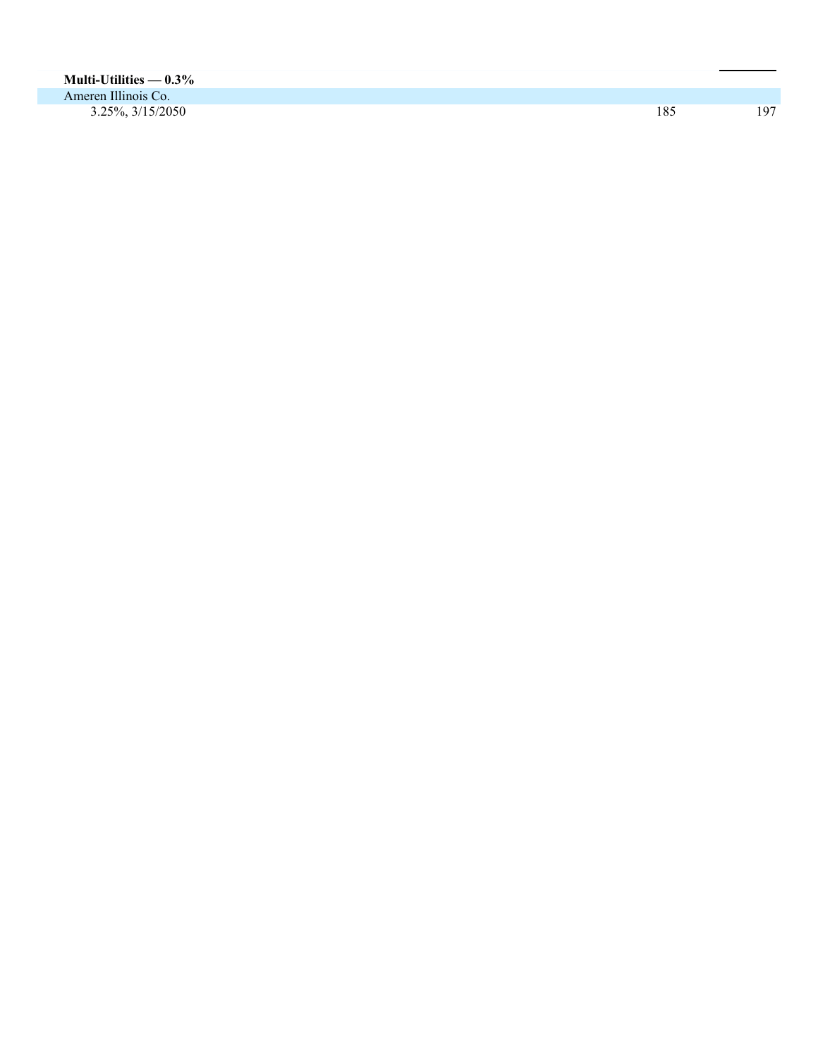| | | |
|---|---|---|
| **Multi-Utilities — 0.3%** | | |
| Ameren Illinois Co. | | |
| 3.25%, 3/15/2050 | 185 | 197 |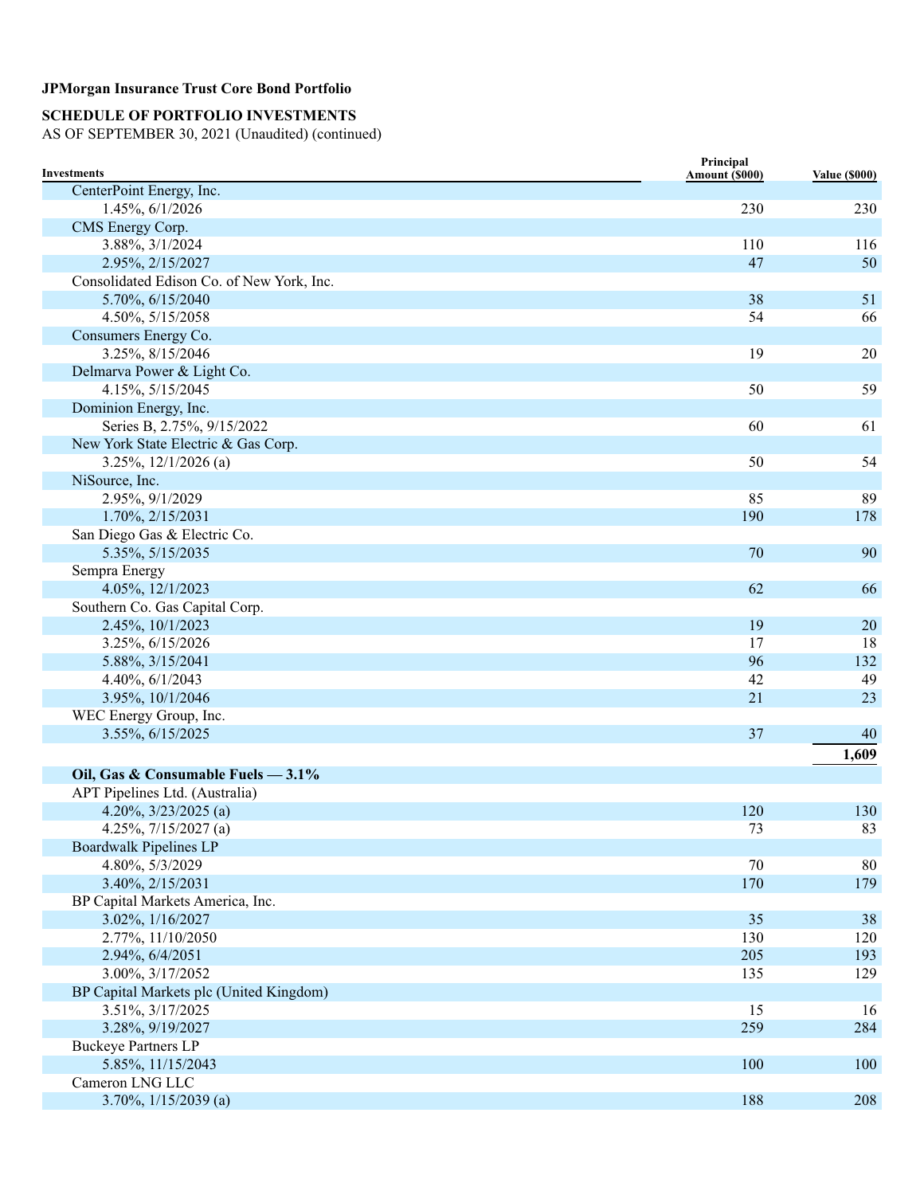**JPMorgan Insurance Trust Core Bond Portfolio**

**SCHEDULE OF PORTFOLIO INVESTMENTS**
AS OF SEPTEMBER 30, 2021 (Unaudited) (continued)

| Investments | Principal Amount ($000) | Value ($000) |
|---|---|---|
| CenterPoint Energy, Inc. | | |
| 1.45%, 6/1/2026 | 230 | 230 |
| CMS Energy Corp. | | |
| 3.88%, 3/1/2024 | 110 | 116 |
| 2.95%, 2/15/2027 | 47 | 50 |
| Consolidated Edison Co. of New York, Inc. | | |
| 5.70%, 6/15/2040 | 38 | 51 |
| 4.50%, 5/15/2058 | 54 | 66 |
| Consumers Energy Co. | | |
| 3.25%, 8/15/2046 | 19 | 20 |
| Delmarva Power & Light Co. | | |
| 4.15%, 5/15/2045 | 50 | 59 |
| Dominion Energy, Inc. | | |
| Series B, 2.75%, 9/15/2022 | 60 | 61 |
| New York State Electric & Gas Corp. | | |
| 3.25%, 12/1/2026 (a) | 50 | 54 |
| NiSource, Inc. | | |
| 2.95%, 9/1/2029 | 85 | 89 |
| 1.70%, 2/15/2031 | 190 | 178 |
| San Diego Gas & Electric Co. | | |
| 5.35%, 5/15/2035 | 70 | 90 |
| Sempra Energy | | |
| 4.05%, 12/1/2023 | 62 | 66 |
| Southern Co. Gas Capital Corp. | | |
| 2.45%, 10/1/2023 | 19 | 20 |
| 3.25%, 6/15/2026 | 17 | 18 |
| 5.88%, 3/15/2041 | 96 | 132 |
| 4.40%, 6/1/2043 | 42 | 49 |
| 3.95%, 10/1/2046 | 21 | 23 |
| WEC Energy Group, Inc. | | |
| 3.55%, 6/15/2025 | 37 | 40 |
| | | **1,609** |
| **Oil, Gas & Consumable Fuels — 3.1%** | | |
| APT Pipelines Ltd. (Australia) | | |
| 4.20%, 3/23/2025 (a) | 120 | 130 |
| 4.25%, 7/15/2027 (a) | 73 | 83 |
| Boardwalk Pipelines LP | | |
| 4.80%, 5/3/2029 | 70 | 80 |
| 3.40%, 2/15/2031 | 170 | 179 |
| BP Capital Markets America, Inc. | | |
| 3.02%, 1/16/2027 | 35 | 38 |
| 2.77%, 11/10/2050 | 130 | 120 |
| 2.94%, 6/4/2051 | 205 | 193 |
| 3.00%, 3/17/2052 | 135 | 129 |
| BP Capital Markets plc (United Kingdom) | | |
| 3.51%, 3/17/2025 | 15 | 16 |
| 3.28%, 9/19/2027 | 259 | 284 |
| Buckeye Partners LP | | |
| 5.85%, 11/15/2043 | 100 | 100 |
| Cameron LNG LLC | | |
| 3.70%, 1/15/2039 (a) | 188 | 208 |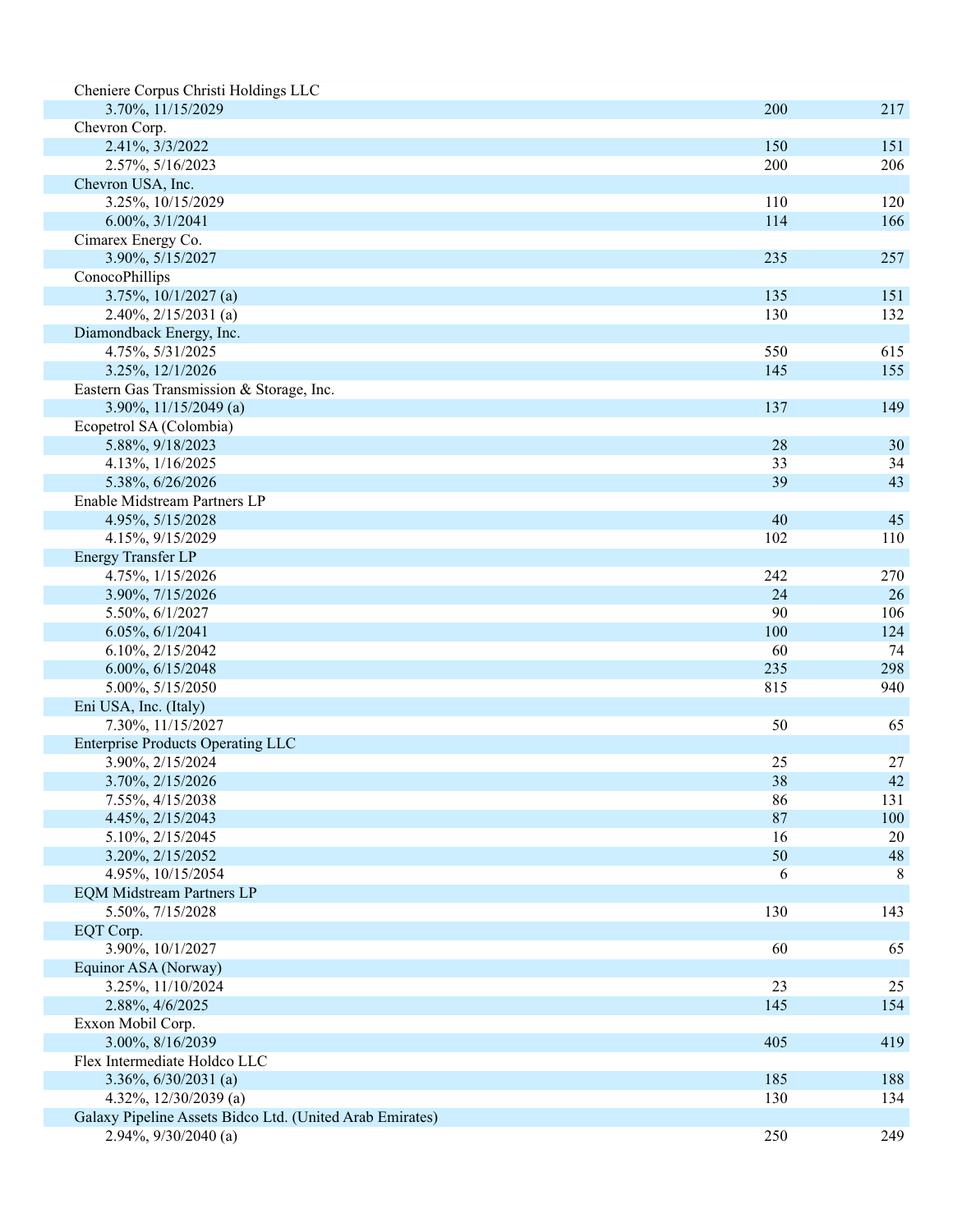| | | |
|---|---|---|
| Cheniere Corpus Christi Holdings LLC | | |
| 3.70%, 11/15/2029 | 200 | 217 |
| Chevron Corp. | | |
| 2.41%, 3/3/2022 | 150 | 151 |
| 2.57%, 5/16/2023 | 200 | 206 |
| Chevron USA, Inc. | | |
| 3.25%, 10/15/2029 | 110 | 120 |
| 6.00%, 3/1/2041 | 114 | 166 |
| Cimarex Energy Co. | | |
| 3.90%, 5/15/2027 | 235 | 257 |
| ConocoPhillips | | |
| 3.75%, 10/1/2027 (a) | 135 | 151 |
| 2.40%, 2/15/2031 (a) | 130 | 132 |
| Diamondback Energy, Inc. | | |
| 4.75%, 5/31/2025 | 550 | 615 |
| 3.25%, 12/1/2026 | 145 | 155 |
| Eastern Gas Transmission & Storage, Inc. | | |
| 3.90%, 11/15/2049 (a) | 137 | 149 |
| Ecopetrol SA (Colombia) | | |
| 5.88%, 9/18/2023 | 28 | 30 |
| 4.13%, 1/16/2025 | 33 | 34 |
| 5.38%, 6/26/2026 | 39 | 43 |
| Enable Midstream Partners LP | | |
| 4.95%, 5/15/2028 | 40 | 45 |
| 4.15%, 9/15/2029 | 102 | 110 |
| Energy Transfer LP | | |
| 4.75%, 1/15/2026 | 242 | 270 |
| 3.90%, 7/15/2026 | 24 | 26 |
| 5.50%, 6/1/2027 | 90 | 106 |
| 6.05%, 6/1/2041 | 100 | 124 |
| 6.10%, 2/15/2042 | 60 | 74 |
| 6.00%, 6/15/2048 | 235 | 298 |
| 5.00%, 5/15/2050 | 815 | 940 |
| Eni USA, Inc. (Italy) | | |
| 7.30%, 11/15/2027 | 50 | 65 |
| Enterprise Products Operating LLC | | |
| 3.90%, 2/15/2024 | 25 | 27 |
| 3.70%, 2/15/2026 | 38 | 42 |
| 7.55%, 4/15/2038 | 86 | 131 |
| 4.45%, 2/15/2043 | 87 | 100 |
| 5.10%, 2/15/2045 | 16 | 20 |
| 3.20%, 2/15/2052 | 50 | 48 |
| 4.95%, 10/15/2054 | 6 | 8 |
| EQM Midstream Partners LP | | |
| 5.50%, 7/15/2028 | 130 | 143 |
| EQT Corp. | | |
| 3.90%, 10/1/2027 | 60 | 65 |
| Equinor ASA (Norway) | | |
| 3.25%, 11/10/2024 | 23 | 25 |
| 2.88%, 4/6/2025 | 145 | 154 |
| Exxon Mobil Corp. | | |
| 3.00%, 8/16/2039 | 405 | 419 |
| Flex Intermediate Holdco LLC | | |
| 3.36%, 6/30/2031 (a) | 185 | 188 |
| 4.32%, 12/30/2039 (a) | 130 | 134 |
| Galaxy Pipeline Assets Bidco Ltd. (United Arab Emirates) | | |
| 2.94%, 9/30/2040 (a) | 250 | 249 |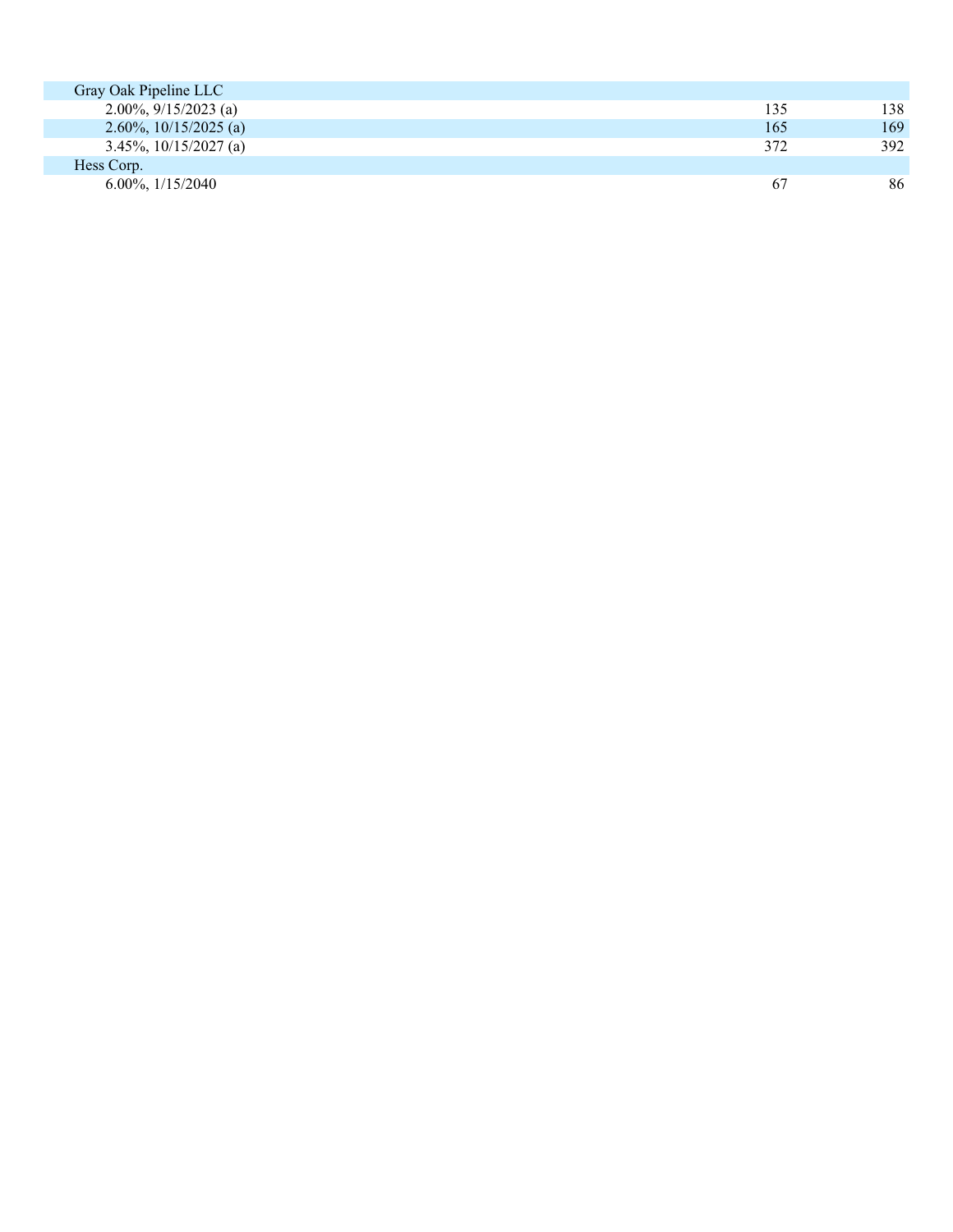| | | |
|---|---|---|
| Gray Oak Pipeline LLC | | |
| 2.00%, 9/15/2023 (a) | 135 | 138 |
| 2.60%, 10/15/2025 (a) | 165 | 169 |
| 3.45%, 10/15/2027 (a) | 372 | 392 |
| Hess Corp. | | |
| 6.00%, 1/15/2040 | 67 | 86 |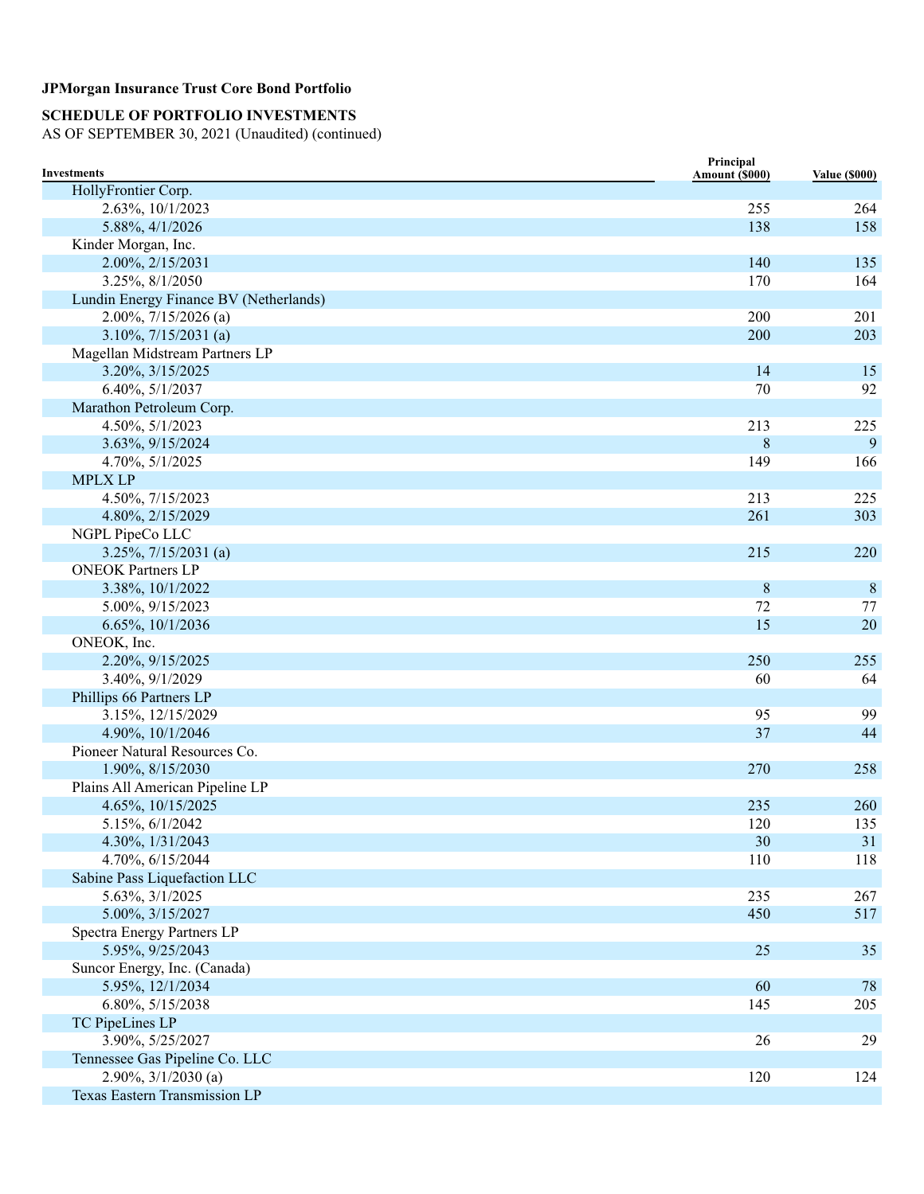**JPMorgan Insurance Trust Core Bond Portfolio**

**SCHEDULE OF PORTFOLIO INVESTMENTS**
AS OF SEPTEMBER 30, 2021 (Unaudited) (continued)

| Investments | Principal Amount ($000) | Value ($000) |
|---|---|---|
| HollyFrontier Corp. | | |
| 2.63%, 10/1/2023 | 255 | 264 |
| 5.88%, 4/1/2026 | 138 | 158 |
| Kinder Morgan, Inc. | | |
| 2.00%, 2/15/2031 | 140 | 135 |
| 3.25%, 8/1/2050 | 170 | 164 |
| Lundin Energy Finance BV (Netherlands) | | |
| 2.00%, 7/15/2026 (a) | 200 | 201 |
| 3.10%, 7/15/2031 (a) | 200 | 203 |
| Magellan Midstream Partners LP | | |
| 3.20%, 3/15/2025 | 14 | 15 |
| 6.40%, 5/1/2037 | 70 | 92 |
| Marathon Petroleum Corp. | | |
| 4.50%, 5/1/2023 | 213 | 225 |
| 3.63%, 9/15/2024 | 8 | 9 |
| 4.70%, 5/1/2025 | 149 | 166 |
| MPLX LP | | |
| 4.50%, 7/15/2023 | 213 | 225 |
| 4.80%, 2/15/2029 | 261 | 303 |
| NGPL PipeCo LLC | | |
| 3.25%, 7/15/2031 (a) | 215 | 220 |
| ONEOK Partners LP | | |
| 3.38%, 10/1/2022 | 8 | 8 |
| 5.00%, 9/15/2023 | 72 | 77 |
| 6.65%, 10/1/2036 | 15 | 20 |
| ONEOK, Inc. | | |
| 2.20%, 9/15/2025 | 250 | 255 |
| 3.40%, 9/1/2029 | 60 | 64 |
| Phillips 66 Partners LP | | |
| 3.15%, 12/15/2029 | 95 | 99 |
| 4.90%, 10/1/2046 | 37 | 44 |
| Pioneer Natural Resources Co. | | |
| 1.90%, 8/15/2030 | 270 | 258 |
| Plains All American Pipeline LP | | |
| 4.65%, 10/15/2025 | 235 | 260 |
| 5.15%, 6/1/2042 | 120 | 135 |
| 4.30%, 1/31/2043 | 30 | 31 |
| 4.70%, 6/15/2044 | 110 | 118 |
| Sabine Pass Liquefaction LLC | | |
| 5.63%, 3/1/2025 | 235 | 267 |
| 5.00%, 3/15/2027 | 450 | 517 |
| Spectra Energy Partners LP | | |
| 5.95%, 9/25/2043 | 25 | 35 |
| Suncor Energy, Inc. (Canada) | | |
| 5.95%, 12/1/2034 | 60 | 78 |
| 6.80%, 5/15/2038 | 145 | 205 |
| TC PipeLines LP | | |
| 3.90%, 5/25/2027 | 26 | 29 |
| Tennessee Gas Pipeline Co. LLC | | |
| 2.90%, 3/1/2030 (a) | 120 | 124 |
| Texas Eastern Transmission LP | | |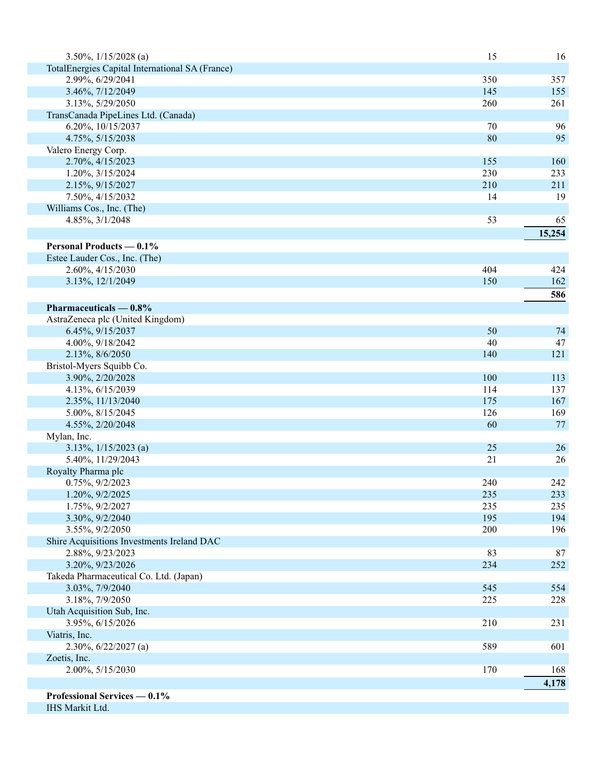| | | |
|---|---|---|
| 3.50%, 1/15/2028 (a) | 15 | 16 |
| TotalEnergies Capital International SA (France) | | |
| 2.99%, 6/29/2041 | 350 | 357 |
| 3.46%, 7/12/2049 | 145 | 155 |
| 3.13%, 5/29/2050 | 260 | 261 |
| TransCanada PipeLines Ltd. (Canada) | | |
| 6.20%, 10/15/2037 | 70 | 96 |
| 4.75%, 5/15/2038 | 80 | 95 |
| Valero Energy Corp. | | |
| 2.70%, 4/15/2023 | 155 | 160 |
| 1.20%, 3/15/2024 | 230 | 233 |
| 2.15%, 9/15/2027 | 210 | 211 |
| 7.50%, 4/15/2032 | 14 | 19 |
| Williams Cos., Inc. (The) | | |
| 4.85%, 3/1/2048 | 53 | 65 |
| | | **15,254** |
| **Personal Products — 0.1%** | | |
| Estee Lauder Cos., Inc. (The) | | |
| 2.60%, 4/15/2030 | 404 | 424 |
| 3.13%, 12/1/2049 | 150 | 162 |
| | | **586** |
| **Pharmaceuticals — 0.8%** | | |
| AstraZeneca plc (United Kingdom) | | |
| 6.45%, 9/15/2037 | 50 | 74 |
| 4.00%, 9/18/2042 | 40 | 47 |
| 2.13%, 8/6/2050 | 140 | 121 |
| Bristol-Myers Squibb Co. | | |
| 3.90%, 2/20/2028 | 100 | 113 |
| 4.13%, 6/15/2039 | 114 | 137 |
| 2.35%, 11/13/2040 | 175 | 167 |
| 5.00%, 8/15/2045 | 126 | 169 |
| 4.55%, 2/20/2048 | 60 | 77 |
| Mylan, Inc. | | |
| 3.13%, 1/15/2023 (a) | 25 | 26 |
| 5.40%, 11/29/2043 | 21 | 26 |
| Royalty Pharma plc | | |
| 0.75%, 9/2/2023 | 240 | 242 |
| 1.20%, 9/2/2025 | 235 | 233 |
| 1.75%, 9/2/2027 | 235 | 235 |
| 3.30%, 9/2/2040 | 195 | 194 |
| 3.55%, 9/2/2050 | 200 | 196 |
| Shire Acquisitions Investments Ireland DAC | | |
| 2.88%, 9/23/2023 | 83 | 87 |
| 3.20%, 9/23/2026 | 234 | 252 |
| Takeda Pharmaceutical Co. Ltd. (Japan) | | |
| 3.03%, 7/9/2040 | 545 | 554 |
| 3.18%, 7/9/2050 | 225 | 228 |
| Utah Acquisition Sub, Inc. | | |
| 3.95%, 6/15/2026 | 210 | 231 |
| Viatris, Inc. | | |
| 2.30%, 6/22/2027 (a) | 589 | 601 |
| Zoetis, Inc. | | |
| 2.00%, 5/15/2030 | 170 | 168 |
| | | **4,178** |
| **Professional Services — 0.1%** | | |
| IHS Markit Ltd. | | |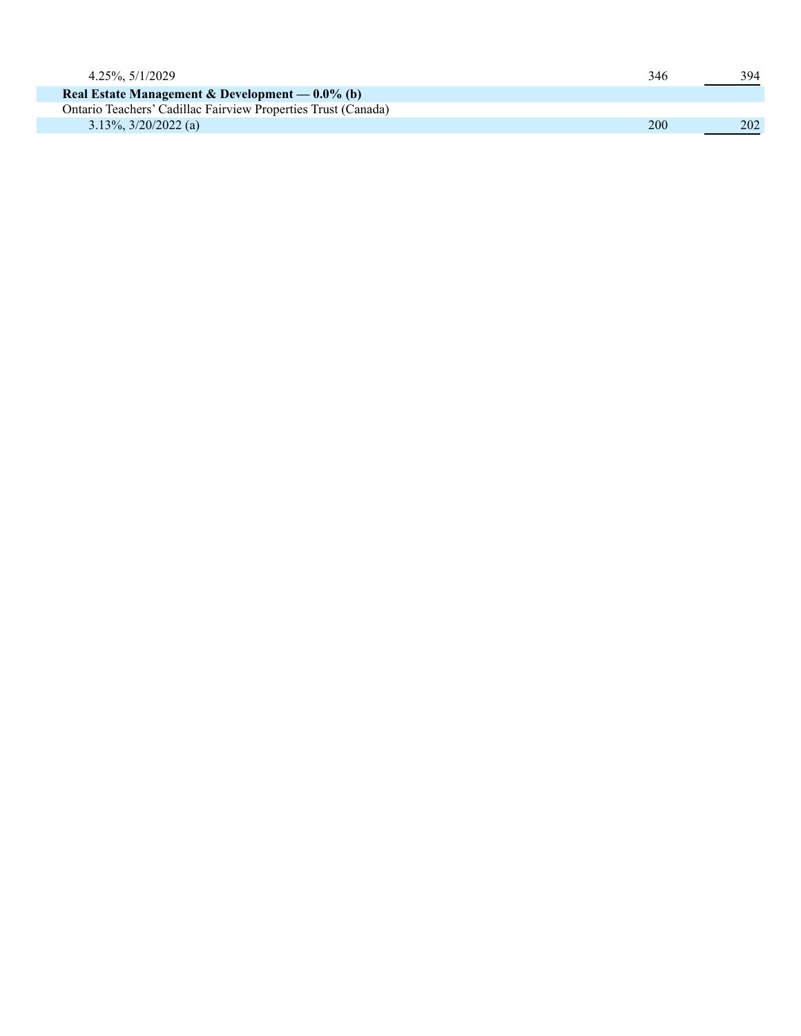| | | |
|---|---|---|
| 4.25%, 5/1/2029 | 346 | 394 |
| **Real Estate Management & Development — 0.0% (b)** | | |
| Ontario Teachers' Cadillac Fairview Properties Trust (Canada) | | |
| 3.13%, 3/20/2022 (a) | 200 | 202 |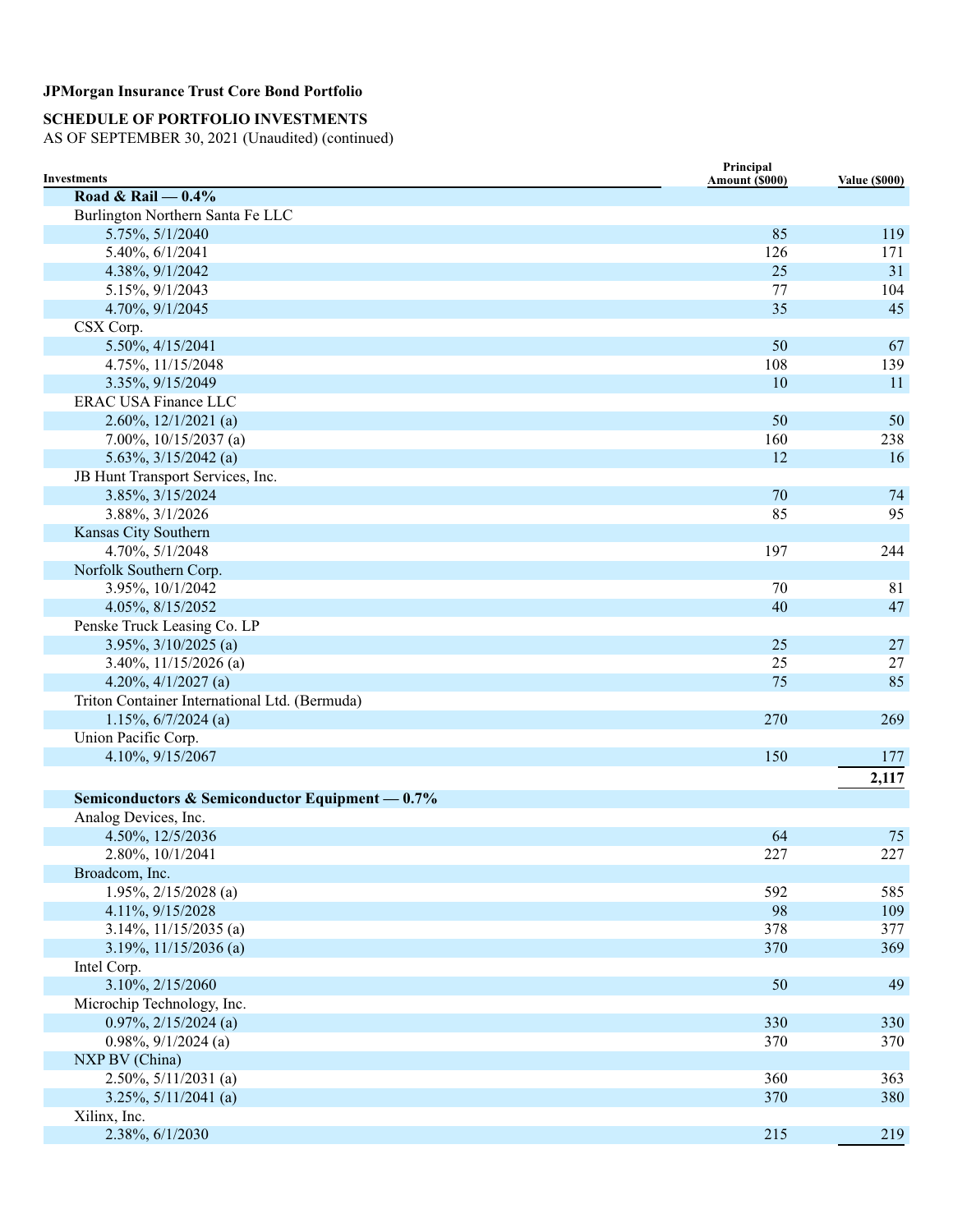**JPMorgan Insurance Trust Core Bond Portfolio**

**SCHEDULE OF PORTFOLIO INVESTMENTS**
AS OF SEPTEMBER 30, 2021 (Unaudited) (continued)

| Investments | Principal Amount ($000) | Value ($000) |
|---|---|---|
| **Road & Rail — 0.4%** | | |
| Burlington Northern Santa Fe LLC | | |
| 5.75%, 5/1/2040 | 85 | 119 |
| 5.40%, 6/1/2041 | 126 | 171 |
| 4.38%, 9/1/2042 | 25 | 31 |
| 5.15%, 9/1/2043 | 77 | 104 |
| 4.70%, 9/1/2045 | 35 | 45 |
| CSX Corp. | | |
| 5.50%, 4/15/2041 | 50 | 67 |
| 4.75%, 11/15/2048 | 108 | 139 |
| 3.35%, 9/15/2049 | 10 | 11 |
| ERAC USA Finance LLC | | |
| 2.60%, 12/1/2021 (a) | 50 | 50 |
| 7.00%, 10/15/2037 (a) | 160 | 238 |
| 5.63%, 3/15/2042 (a) | 12 | 16 |
| JB Hunt Transport Services, Inc. | | |
| 3.85%, 3/15/2024 | 70 | 74 |
| 3.88%, 3/1/2026 | 85 | 95 |
| Kansas City Southern | | |
| 4.70%, 5/1/2048 | 197 | 244 |
| Norfolk Southern Corp. | | |
| 3.95%, 10/1/2042 | 70 | 81 |
| 4.05%, 8/15/2052 | 40 | 47 |
| Penske Truck Leasing Co. LP | | |
| 3.95%, 3/10/2025 (a) | 25 | 27 |
| 3.40%, 11/15/2026 (a) | 25 | 27 |
| 4.20%, 4/1/2027 (a) | 75 | 85 |
| Triton Container International Ltd. (Bermuda) | | |
| 1.15%, 6/7/2024 (a) | 270 | 269 |
| Union Pacific Corp. | | |
| 4.10%, 9/15/2067 | 150 | 177 |
| | | **2,117** |
| **Semiconductors & Semiconductor Equipment — 0.7%** | | |
| Analog Devices, Inc. | | |
| 4.50%, 12/5/2036 | 64 | 75 |
| 2.80%, 10/1/2041 | 227 | 227 |
| Broadcom, Inc. | | |
| 1.95%, 2/15/2028 (a) | 592 | 585 |
| 4.11%, 9/15/2028 | 98 | 109 |
| 3.14%, 11/15/2035 (a) | 378 | 377 |
| 3.19%, 11/15/2036 (a) | 370 | 369 |
| Intel Corp. | | |
| 3.10%, 2/15/2060 | 50 | 49 |
| Microchip Technology, Inc. | | |
| 0.97%, 2/15/2024 (a) | 330 | 330 |
| 0.98%, 9/1/2024 (a) | 370 | 370 |
| NXP BV (China) | | |
| 2.50%, 5/11/2031 (a) | 360 | 363 |
| 3.25%, 5/11/2041 (a) | 370 | 380 |
| Xilinx, Inc. | | |
| 2.38%, 6/1/2030 | 215 | 219 |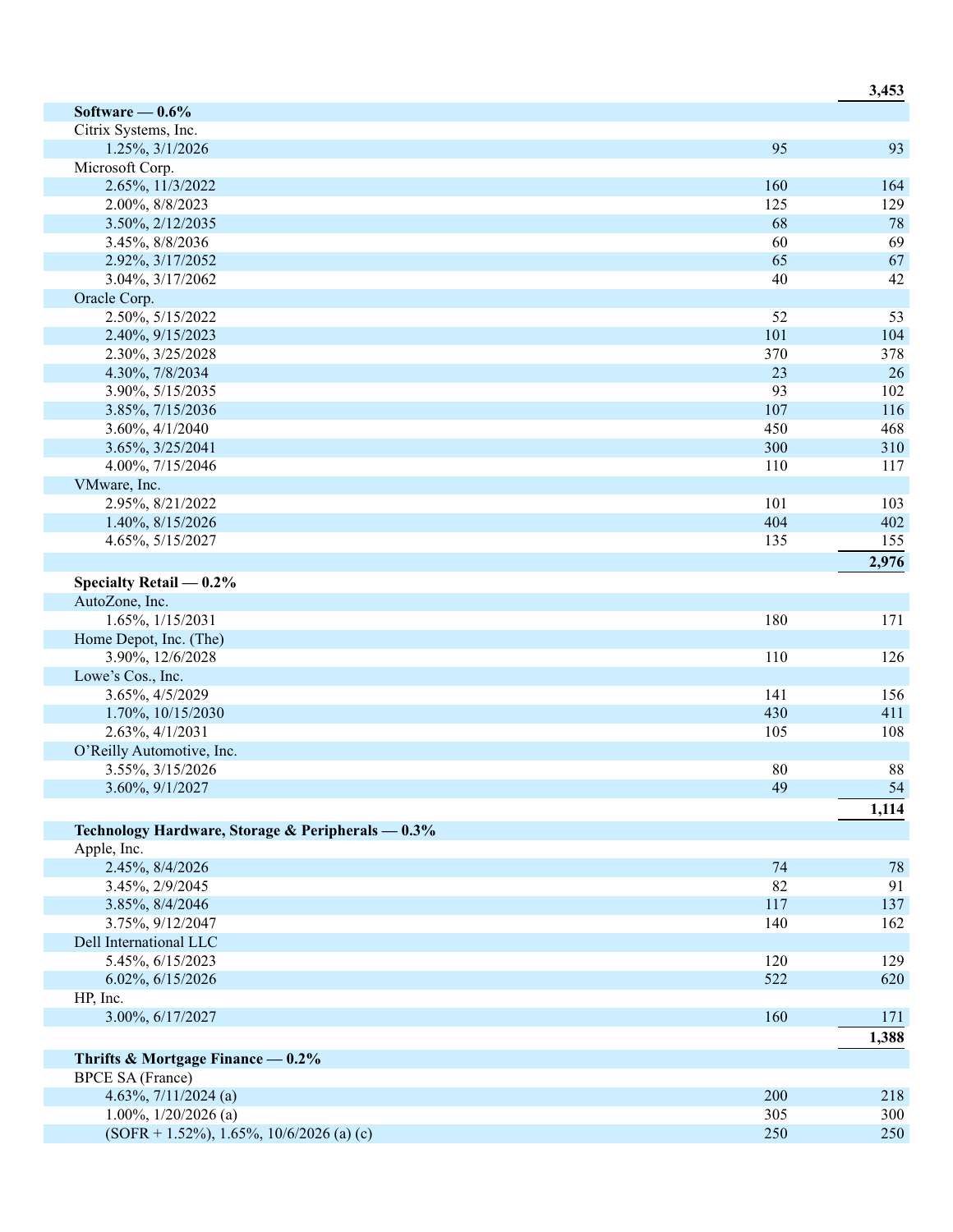| | | |
|---|---|---|
| | | **3,453** |
| **Software — 0.6%** | | |
| Citrix Systems, Inc. | | |
| 1.25%, 3/1/2026 | 95 | 93 |
| Microsoft Corp. | | |
| 2.65%, 11/3/2022 | 160 | 164 |
| 2.00%, 8/8/2023 | 125 | 129 |
| 3.50%, 2/12/2035 | 68 | 78 |
| 3.45%, 8/8/2036 | 60 | 69 |
| 2.92%, 3/17/2052 | 65 | 67 |
| 3.04%, 3/17/2062 | 40 | 42 |
| Oracle Corp. | | |
| 2.50%, 5/15/2022 | 52 | 53 |
| 2.40%, 9/15/2023 | 101 | 104 |
| 2.30%, 3/25/2028 | 370 | 378 |
| 4.30%, 7/8/2034 | 23 | 26 |
| 3.90%, 5/15/2035 | 93 | 102 |
| 3.85%, 7/15/2036 | 107 | 116 |
| 3.60%, 4/1/2040 | 450 | 468 |
| 3.65%, 3/25/2041 | 300 | 310 |
| 4.00%, 7/15/2046 | 110 | 117 |
| VMware, Inc. | | |
| 2.95%, 8/21/2022 | 101 | 103 |
| 1.40%, 8/15/2026 | 404 | 402 |
| 4.65%, 5/15/2027 | 135 | 155 |
| | | **2,976** |
| **Specialty Retail — 0.2%** | | |
| AutoZone, Inc. | | |
| 1.65%, 1/15/2031 | 180 | 171 |
| Home Depot, Inc. (The) | | |
| 3.90%, 12/6/2028 | 110 | 126 |
| Lowe's Cos., Inc. | | |
| 3.65%, 4/5/2029 | 141 | 156 |
| 1.70%, 10/15/2030 | 430 | 411 |
| 2.63%, 4/1/2031 | 105 | 108 |
| O'Reilly Automotive, Inc. | | |
| 3.55%, 3/15/2026 | 80 | 88 |
| 3.60%, 9/1/2027 | 49 | 54 |
| | | **1,114** |
| **Technology Hardware, Storage & Peripherals — 0.3%** | | |
| Apple, Inc. | | |
| 2.45%, 8/4/2026 | 74 | 78 |
| 3.45%, 2/9/2045 | 82 | 91 |
| 3.85%, 8/4/2046 | 117 | 137 |
| 3.75%, 9/12/2047 | 140 | 162 |
| Dell International LLC | | |
| 5.45%, 6/15/2023 | 120 | 129 |
| 6.02%, 6/15/2026 | 522 | 620 |
| HP, Inc. | | |
| 3.00%, 6/17/2027 | 160 | 171 |
| | | **1,388** |
| **Thrifts & Mortgage Finance — 0.2%** | | |
| BPCE SA (France) | | |
| 4.63%, 7/11/2024 (a) | 200 | 218 |
| 1.00%, 1/20/2026 (a) | 305 | 300 |
| (SOFR + 1.52%), 1.65%, 10/6/2026 (a) (c) | 250 | 250 |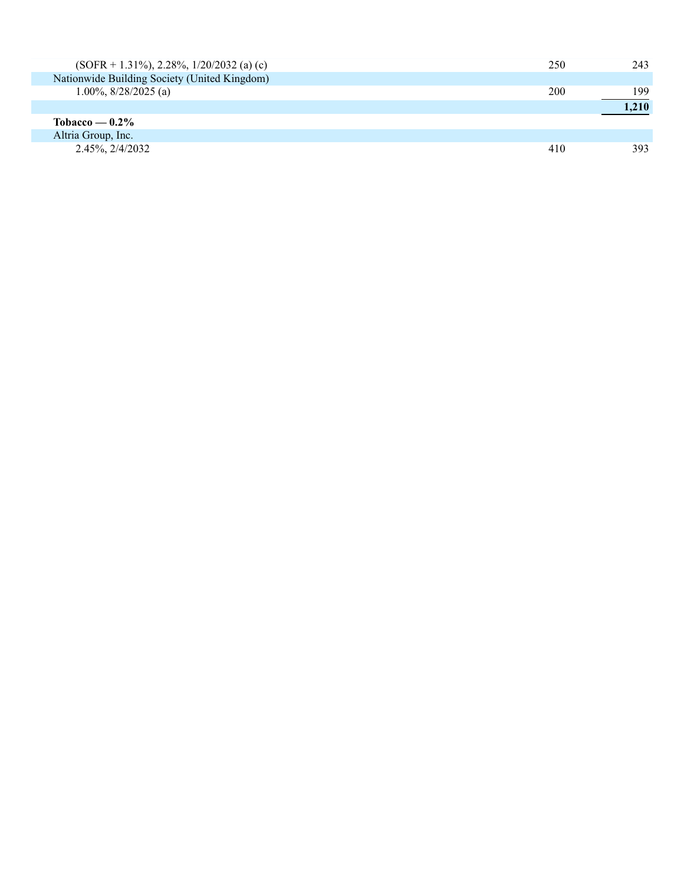| | | |
|---|---|---|
| (SOFR + 1.31%), 2.28%, 1/20/2032 (a) (c) | 250 | 243 |
| Nationwide Building Society (United Kingdom) | | |
| 1.00%, 8/28/2025 (a) | 200 | 199 |
| | | **1,210** |
| **Tobacco — 0.2%** | | |
| Altria Group, Inc. | | |
| 2.45%, 2/4/2032 | 410 | 393 |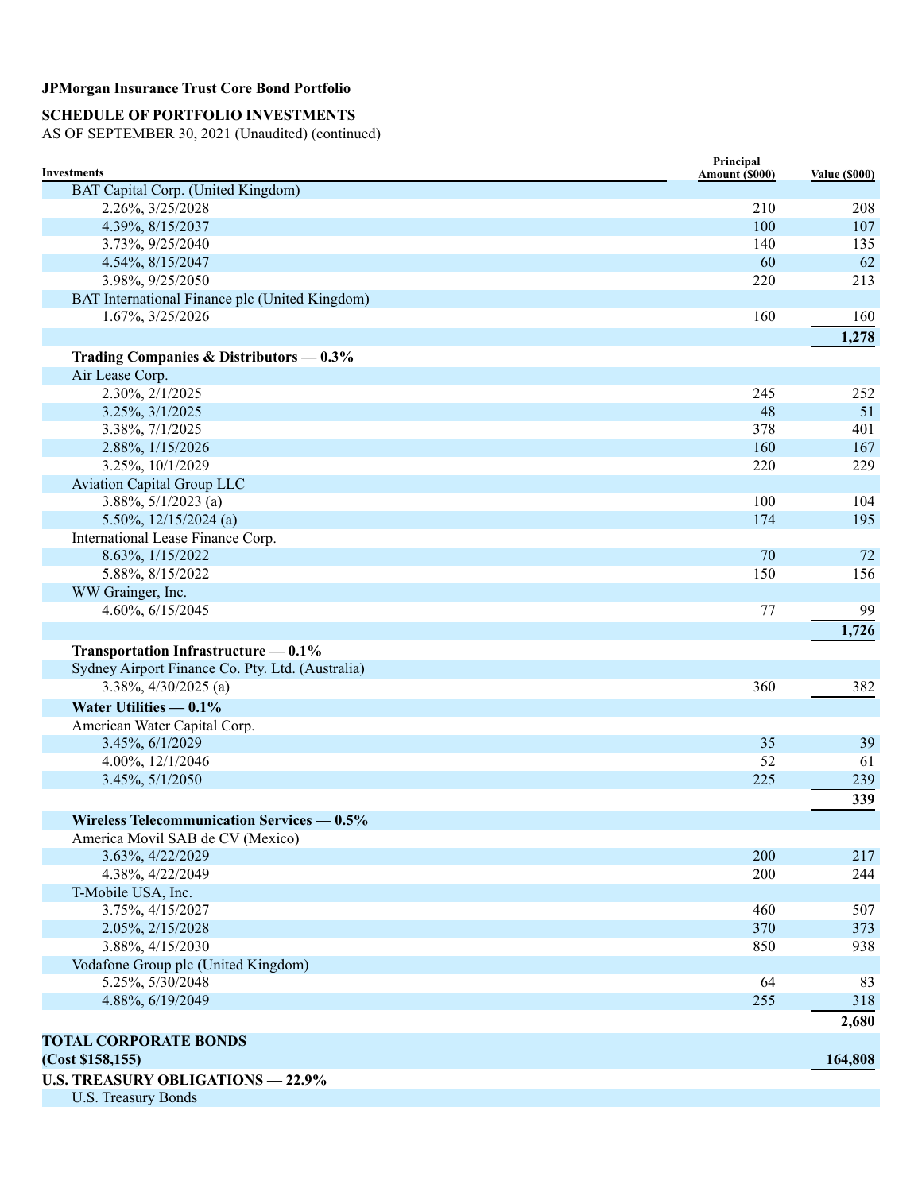**JPMorgan Insurance Trust Core Bond Portfolio**

**SCHEDULE OF PORTFOLIO INVESTMENTS**
AS OF SEPTEMBER 30, 2021 (Unaudited) (continued)

| Investments | Principal Amount ($000) | Value ($000) |
|---|---|---|
| BAT Capital Corp. (United Kingdom) | | |
| 2.26%, 3/25/2028 | 210 | 208 |
| 4.39%, 8/15/2037 | 100 | 107 |
| 3.73%, 9/25/2040 | 140 | 135 |
| 4.54%, 8/15/2047 | 60 | 62 |
| 3.98%, 9/25/2050 | 220 | 213 |
| BAT International Finance plc (United Kingdom) | | |
| 1.67%, 3/25/2026 | 160 | 160 |
| | | **1,278** |
| **Trading Companies & Distributors — 0.3%** | | |
| Air Lease Corp. | | |
| 2.30%, 2/1/2025 | 245 | 252 |
| 3.25%, 3/1/2025 | 48 | 51 |
| 3.38%, 7/1/2025 | 378 | 401 |
| 2.88%, 1/15/2026 | 160 | 167 |
| 3.25%, 10/1/2029 | 220 | 229 |
| Aviation Capital Group LLC | | |
| 3.88%, 5/1/2023 (a) | 100 | 104 |
| 5.50%, 12/15/2024 (a) | 174 | 195 |
| International Lease Finance Corp. | | |
| 8.63%, 1/15/2022 | 70 | 72 |
| 5.88%, 8/15/2022 | 150 | 156 |
| WW Grainger, Inc. | | |
| 4.60%, 6/15/2045 | 77 | 99 |
| | | **1,726** |
| **Transportation Infrastructure — 0.1%** | | |
| Sydney Airport Finance Co. Pty. Ltd. (Australia) | | |
| 3.38%, 4/30/2025 (a) | 360 | 382 |
| **Water Utilities — 0.1%** | | |
| American Water Capital Corp. | | |
| 3.45%, 6/1/2029 | 35 | 39 |
| 4.00%, 12/1/2046 | 52 | 61 |
| 3.45%, 5/1/2050 | 225 | 239 |
| | | **339** |
| **Wireless Telecommunication Services — 0.5%** | | |
| America Movil SAB de CV (Mexico) | | |
| 3.63%, 4/22/2029 | 200 | 217 |
| 4.38%, 4/22/2049 | 200 | 244 |
| T-Mobile USA, Inc. | | |
| 3.75%, 4/15/2027 | 460 | 507 |
| 2.05%, 2/15/2028 | 370 | 373 |
| 3.88%, 4/15/2030 | 850 | 938 |
| Vodafone Group plc (United Kingdom) | | |
| 5.25%, 5/30/2048 | 64 | 83 |
| 4.88%, 6/19/2049 | 255 | 318 |
| | | **2,680** |
| **TOTAL CORPORATE BONDS (Cost $158,155)** | | **164,808** |
| **U.S. TREASURY OBLIGATIONS — 22.9%** | | |
| U.S. Treasury Bonds | | |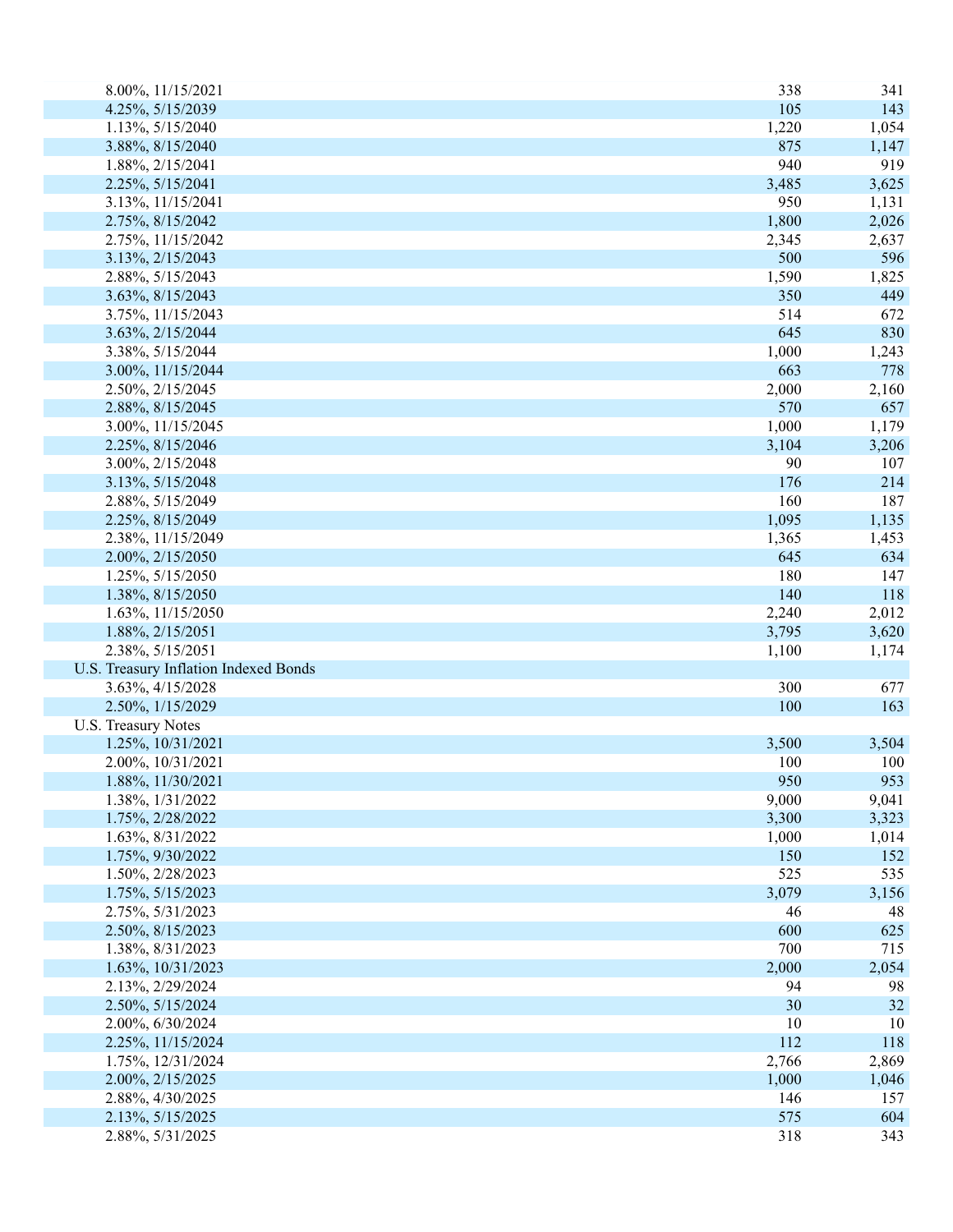| | | |
|---|---|---|
| 8.00%, 11/15/2021 | 338 | 341 |
| 4.25%, 5/15/2039 | 105 | 143 |
| 1.13%, 5/15/2040 | 1,220 | 1,054 |
| 3.88%, 8/15/2040 | 875 | 1,147 |
| 1.88%, 2/15/2041 | 940 | 919 |
| 2.25%, 5/15/2041 | 3,485 | 3,625 |
| 3.13%, 11/15/2041 | 950 | 1,131 |
| 2.75%, 8/15/2042 | 1,800 | 2,026 |
| 2.75%, 11/15/2042 | 2,345 | 2,637 |
| 3.13%, 2/15/2043 | 500 | 596 |
| 2.88%, 5/15/2043 | 1,590 | 1,825 |
| 3.63%, 8/15/2043 | 350 | 449 |
| 3.75%, 11/15/2043 | 514 | 672 |
| 3.63%, 2/15/2044 | 645 | 830 |
| 3.38%, 5/15/2044 | 1,000 | 1,243 |
| 3.00%, 11/15/2044 | 663 | 778 |
| 2.50%, 2/15/2045 | 2,000 | 2,160 |
| 2.88%, 8/15/2045 | 570 | 657 |
| 3.00%, 11/15/2045 | 1,000 | 1,179 |
| 2.25%, 8/15/2046 | 3,104 | 3,206 |
| 3.00%, 2/15/2048 | 90 | 107 |
| 3.13%, 5/15/2048 | 176 | 214 |
| 2.88%, 5/15/2049 | 160 | 187 |
| 2.25%, 8/15/2049 | 1,095 | 1,135 |
| 2.38%, 11/15/2049 | 1,365 | 1,453 |
| 2.00%, 2/15/2050 | 645 | 634 |
| 1.25%, 5/15/2050 | 180 | 147 |
| 1.38%, 8/15/2050 | 140 | 118 |
| 1.63%, 11/15/2050 | 2,240 | 2,012 |
| 1.88%, 2/15/2051 | 3,795 | 3,620 |
| 2.38%, 5/15/2051 | 1,100 | 1,174 |
| U.S. Treasury Inflation Indexed Bonds | | |
| 3.63%, 4/15/2028 | 300 | 677 |
| 2.50%, 1/15/2029 | 100 | 163 |
| U.S. Treasury Notes | | |
| 1.25%, 10/31/2021 | 3,500 | 3,504 |
| 2.00%, 10/31/2021 | 100 | 100 |
| 1.88%, 11/30/2021 | 950 | 953 |
| 1.38%, 1/31/2022 | 9,000 | 9,041 |
| 1.75%, 2/28/2022 | 3,300 | 3,323 |
| 1.63%, 8/31/2022 | 1,000 | 1,014 |
| 1.75%, 9/30/2022 | 150 | 152 |
| 1.50%, 2/28/2023 | 525 | 535 |
| 1.75%, 5/15/2023 | 3,079 | 3,156 |
| 2.75%, 5/31/2023 | 46 | 48 |
| 2.50%, 8/15/2023 | 600 | 625 |
| 1.38%, 8/31/2023 | 700 | 715 |
| 1.63%, 10/31/2023 | 2,000 | 2,054 |
| 2.13%, 2/29/2024 | 94 | 98 |
| 2.50%, 5/15/2024 | 30 | 32 |
| 2.00%, 6/30/2024 | 10 | 10 |
| 2.25%, 11/15/2024 | 112 | 118 |
| 1.75%, 12/31/2024 | 2,766 | 2,869 |
| 2.00%, 2/15/2025 | 1,000 | 1,046 |
| 2.88%, 4/30/2025 | 146 | 157 |
| 2.13%, 5/15/2025 | 575 | 604 |
| 2.88%, 5/31/2025 | 318 | 343 |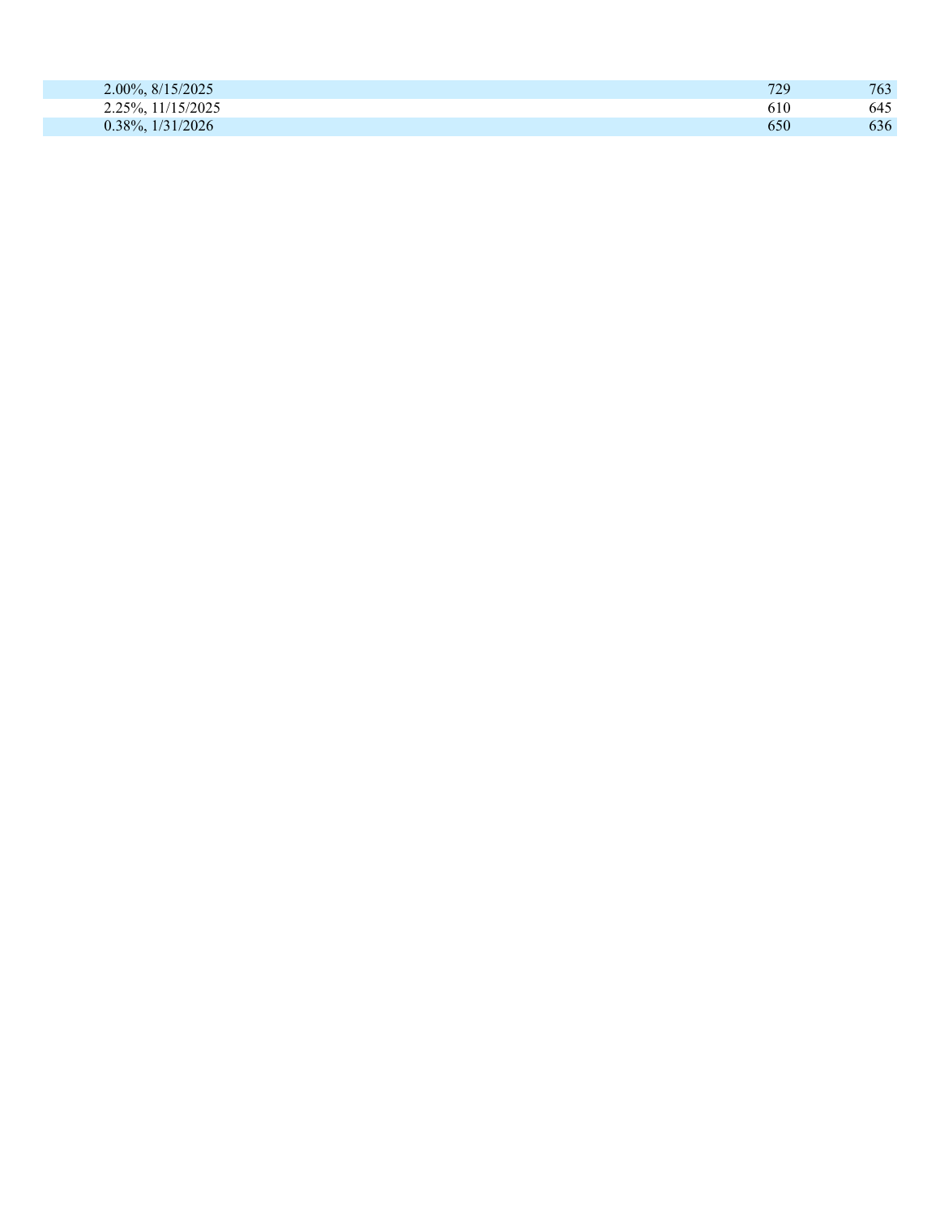| | | |
|---|---|---|
| 2.00%, 8/15/2025 | 729 | 763 |
| 2.25%, 11/15/2025 | 610 | 645 |
| 0.38%, 1/31/2026 | 650 | 636 |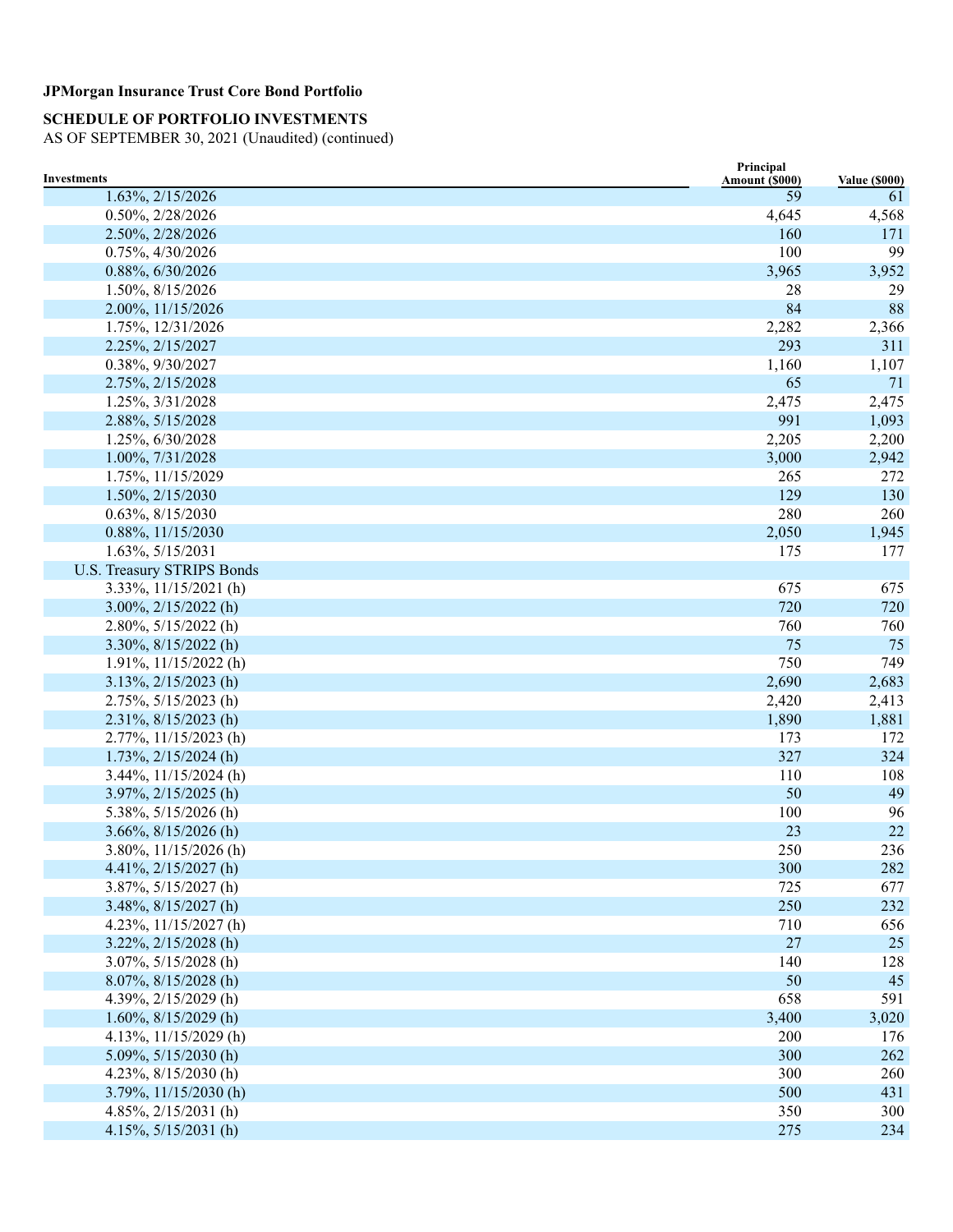**JPMorgan Insurance Trust Core Bond Portfolio**

**SCHEDULE OF PORTFOLIO INVESTMENTS**

AS OF SEPTEMBER 30, 2021 (Unaudited) (continued)

| Investments | Principal Amount ($000) | Value ($000) |
|---|---|---|
| 1.63%, 2/15/2026 | 59 | 61 |
| 0.50%, 2/28/2026 | 4,645 | 4,568 |
| 2.50%, 2/28/2026 | 160 | 171 |
| 0.75%, 4/30/2026 | 100 | 99 |
| 0.88%, 6/30/2026 | 3,965 | 3,952 |
| 1.50%, 8/15/2026 | 28 | 29 |
| 2.00%, 11/15/2026 | 84 | 88 |
| 1.75%, 12/31/2026 | 2,282 | 2,366 |
| 2.25%, 2/15/2027 | 293 | 311 |
| 0.38%, 9/30/2027 | 1,160 | 1,107 |
| 2.75%, 2/15/2028 | 65 | 71 |
| 1.25%, 3/31/2028 | 2,475 | 2,475 |
| 2.88%, 5/15/2028 | 991 | 1,093 |
| 1.25%, 6/30/2028 | 2,205 | 2,200 |
| 1.00%, 7/31/2028 | 3,000 | 2,942 |
| 1.75%, 11/15/2029 | 265 | 272 |
| 1.50%, 2/15/2030 | 129 | 130 |
| 0.63%, 8/15/2030 | 280 | 260 |
| 0.88%, 11/15/2030 | 2,050 | 1,945 |
| 1.63%, 5/15/2031 | 175 | 177 |
| U.S. Treasury STRIPS Bonds | | |
| 3.33%, 11/15/2021 (h) | 675 | 675 |
| 3.00%, 2/15/2022 (h) | 720 | 720 |
| 2.80%, 5/15/2022 (h) | 760 | 760 |
| 3.30%, 8/15/2022 (h) | 75 | 75 |
| 1.91%, 11/15/2022 (h) | 750 | 749 |
| 3.13%, 2/15/2023 (h) | 2,690 | 2,683 |
| 2.75%, 5/15/2023 (h) | 2,420 | 2,413 |
| 2.31%, 8/15/2023 (h) | 1,890 | 1,881 |
| 2.77%, 11/15/2023 (h) | 173 | 172 |
| 1.73%, 2/15/2024 (h) | 327 | 324 |
| 3.44%, 11/15/2024 (h) | 110 | 108 |
| 3.97%, 2/15/2025 (h) | 50 | 49 |
| 5.38%, 5/15/2026 (h) | 100 | 96 |
| 3.66%, 8/15/2026 (h) | 23 | 22 |
| 3.80%, 11/15/2026 (h) | 250 | 236 |
| 4.41%, 2/15/2027 (h) | 300 | 282 |
| 3.87%, 5/15/2027 (h) | 725 | 677 |
| 3.48%, 8/15/2027 (h) | 250 | 232 |
| 4.23%, 11/15/2027 (h) | 710 | 656 |
| 3.22%, 2/15/2028 (h) | 27 | 25 |
| 3.07%, 5/15/2028 (h) | 140 | 128 |
| 8.07%, 8/15/2028 (h) | 50 | 45 |
| 4.39%, 2/15/2029 (h) | 658 | 591 |
| 1.60%, 8/15/2029 (h) | 3,400 | 3,020 |
| 4.13%, 11/15/2029 (h) | 200 | 176 |
| 5.09%, 5/15/2030 (h) | 300 | 262 |
| 4.23%, 8/15/2030 (h) | 300 | 260 |
| 3.79%, 11/15/2030 (h) | 500 | 431 |
| 4.85%, 2/15/2031 (h) | 350 | 300 |
| 4.15%, 5/15/2031 (h) | 275 | 234 |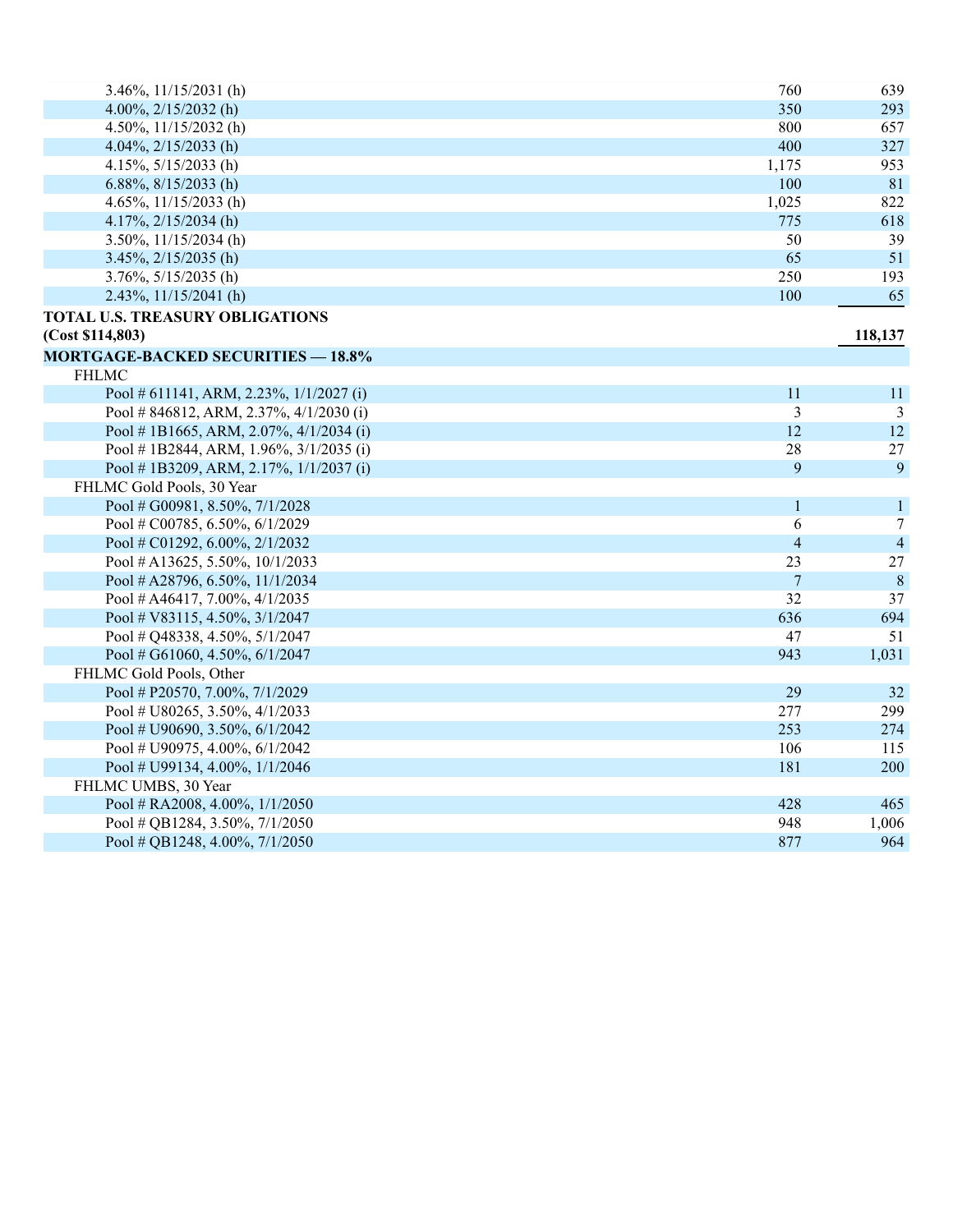| | | |
|---|---|---|
| 3.46%, 11/15/2031 (h) | 760 | 639 |
| 4.00%, 2/15/2032 (h) | 350 | 293 |
| 4.50%, 11/15/2032 (h) | 800 | 657 |
| 4.04%, 2/15/2033 (h) | 400 | 327 |
| 4.15%, 5/15/2033 (h) | 1,175 | 953 |
| 6.88%, 8/15/2033 (h) | 100 | 81 |
| 4.65%, 11/15/2033 (h) | 1,025 | 822 |
| 4.17%, 2/15/2034 (h) | 775 | 618 |
| 3.50%, 11/15/2034 (h) | 50 | 39 |
| 3.45%, 2/15/2035 (h) | 65 | 51 |
| 3.76%, 5/15/2035 (h) | 250 | 193 |
| 2.43%, 11/15/2041 (h) | 100 | 65 |
| **TOTAL U.S. TREASURY OBLIGATIONS (Cost $114,803)** | | **118,137** |
| **MORTGAGE-BACKED SECURITIES — 18.8%** | | |
| FHLMC | | |
| Pool # 611141, ARM, 2.23%, 1/1/2027 (i) | 11 | 11 |
| Pool # 846812, ARM, 2.37%, 4/1/2030 (i) | 3 | 3 |
| Pool # 1B1665, ARM, 2.07%, 4/1/2034 (i) | 12 | 12 |
| Pool # 1B2844, ARM, 1.96%, 3/1/2035 (i) | 28 | 27 |
| Pool # 1B3209, ARM, 2.17%, 1/1/2037 (i) | 9 | 9 |
| FHLMC Gold Pools, 30 Year | | |
| Pool # G00981, 8.50%, 7/1/2028 | 1 | 1 |
| Pool # C00785, 6.50%, 6/1/2029 | 6 | 7 |
| Pool # C01292, 6.00%, 2/1/2032 | 4 | 4 |
| Pool # A13625, 5.50%, 10/1/2033 | 23 | 27 |
| Pool # A28796, 6.50%, 11/1/2034 | 7 | 8 |
| Pool # A46417, 7.00%, 4/1/2035 | 32 | 37 |
| Pool # V83115, 4.50%, 3/1/2047 | 636 | 694 |
| Pool # Q48338, 4.50%, 5/1/2047 | 47 | 51 |
| Pool # G61060, 4.50%, 6/1/2047 | 943 | 1,031 |
| FHLMC Gold Pools, Other | | |
| Pool # P20570, 7.00%, 7/1/2029 | 29 | 32 |
| Pool # U80265, 3.50%, 4/1/2033 | 277 | 299 |
| Pool # U90690, 3.50%, 6/1/2042 | 253 | 274 |
| Pool # U90975, 4.00%, 6/1/2042 | 106 | 115 |
| Pool # U99134, 4.00%, 1/1/2046 | 181 | 200 |
| FHLMC UMBS, 30 Year | | |
| Pool # RA2008, 4.00%, 1/1/2050 | 428 | 465 |
| Pool # QB1284, 3.50%, 7/1/2050 | 948 | 1,006 |
| Pool # QB1248, 4.00%, 7/1/2050 | 877 | 964 |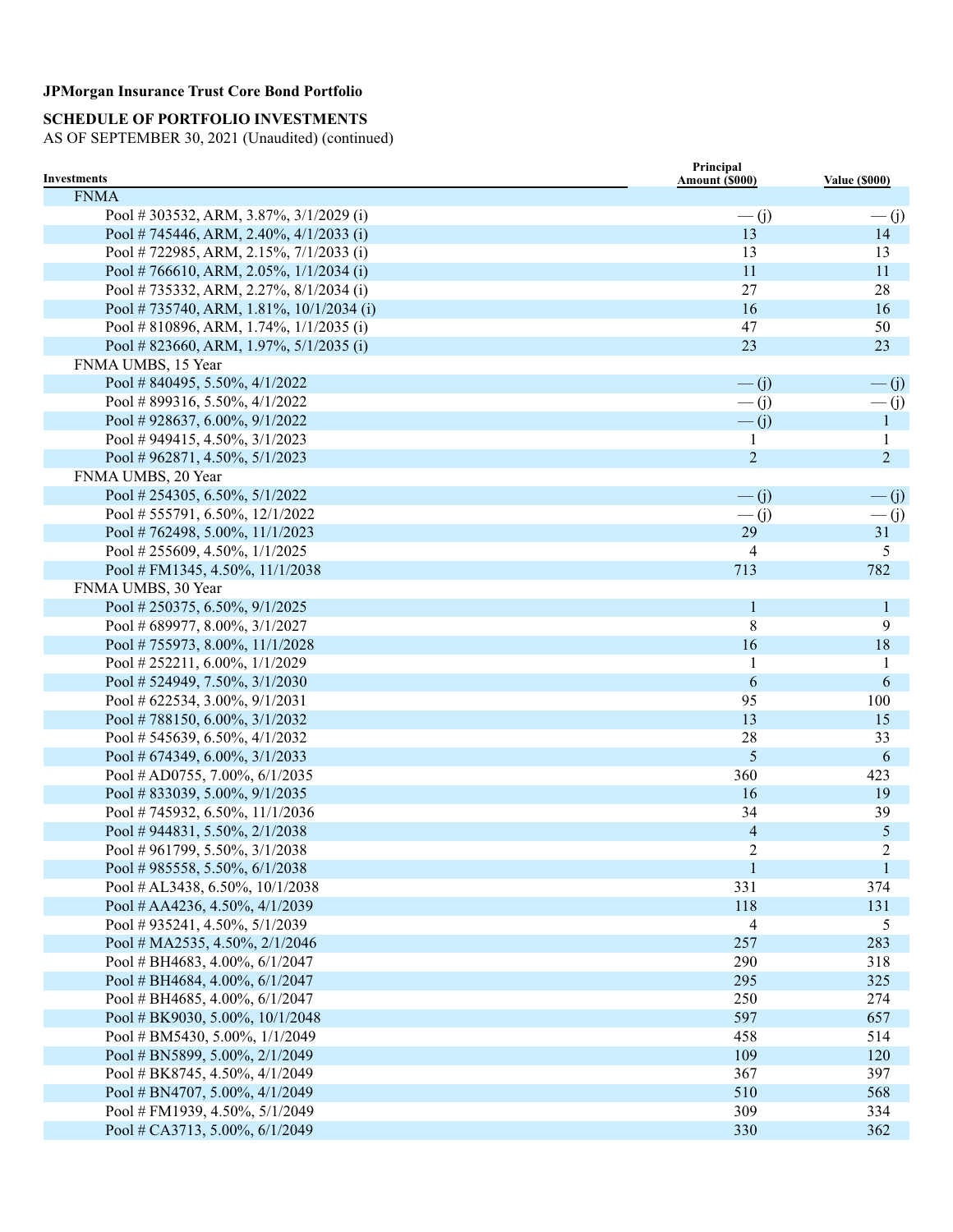**JPMorgan Insurance Trust Core Bond Portfolio**

**SCHEDULE OF PORTFOLIO INVESTMENTS**
AS OF SEPTEMBER 30, 2021 (Unaudited) (continued)

| Investments | Principal Amount ($000) | Value ($000) |
|---|---|---|
| FNMA | | |
| Pool # 303532, ARM, 3.87%, 3/1/2029 (i) | — (j) | — (j) |
| Pool # 745446, ARM, 2.40%, 4/1/2033 (i) | 13 | 14 |
| Pool # 722985, ARM, 2.15%, 7/1/2033 (i) | 13 | 13 |
| Pool # 766610, ARM, 2.05%, 1/1/2034 (i) | 11 | 11 |
| Pool # 735332, ARM, 2.27%, 8/1/2034 (i) | 27 | 28 |
| Pool # 735740, ARM, 1.81%, 10/1/2034 (i) | 16 | 16 |
| Pool # 810896, ARM, 1.74%, 1/1/2035 (i) | 47 | 50 |
| Pool # 823660, ARM, 1.97%, 5/1/2035 (i) | 23 | 23 |
| FNMA UMBS, 15 Year | | |
| Pool # 840495, 5.50%, 4/1/2022 | — (j) | — (j) |
| Pool # 899316, 5.50%, 4/1/2022 | — (j) | — (j) |
| Pool # 928637, 6.00%, 9/1/2022 | — (j) | 1 |
| Pool # 949415, 4.50%, 3/1/2023 | 1 | 1 |
| Pool # 962871, 4.50%, 5/1/2023 | 2 | 2 |
| FNMA UMBS, 20 Year | | |
| Pool # 254305, 6.50%, 5/1/2022 | — (j) | — (j) |
| Pool # 555791, 6.50%, 12/1/2022 | — (j) | — (j) |
| Pool # 762498, 5.00%, 11/1/2023 | 29 | 31 |
| Pool # 255609, 4.50%, 1/1/2025 | 4 | 5 |
| Pool # FM1345, 4.50%, 11/1/2038 | 713 | 782 |
| FNMA UMBS, 30 Year | | |
| Pool # 250375, 6.50%, 9/1/2025 | 1 | 1 |
| Pool # 689977, 8.00%, 3/1/2027 | 8 | 9 |
| Pool # 755973, 8.00%, 11/1/2028 | 16 | 18 |
| Pool # 252211, 6.00%, 1/1/2029 | 1 | 1 |
| Pool # 524949, 7.50%, 3/1/2030 | 6 | 6 |
| Pool # 622534, 3.00%, 9/1/2031 | 95 | 100 |
| Pool # 788150, 6.00%, 3/1/2032 | 13 | 15 |
| Pool # 545639, 6.50%, 4/1/2032 | 28 | 33 |
| Pool # 674349, 6.00%, 3/1/2033 | 5 | 6 |
| Pool # AD0755, 7.00%, 6/1/2035 | 360 | 423 |
| Pool # 833039, 5.00%, 9/1/2035 | 16 | 19 |
| Pool # 745932, 6.50%, 11/1/2036 | 34 | 39 |
| Pool # 944831, 5.50%, 2/1/2038 | 4 | 5 |
| Pool # 961799, 5.50%, 3/1/2038 | 2 | 2 |
| Pool # 985558, 5.50%, 6/1/2038 | 1 | 1 |
| Pool # AL3438, 6.50%, 10/1/2038 | 331 | 374 |
| Pool # AA4236, 4.50%, 4/1/2039 | 118 | 131 |
| Pool # 935241, 4.50%, 5/1/2039 | 4 | 5 |
| Pool # MA2535, 4.50%, 2/1/2046 | 257 | 283 |
| Pool # BH4683, 4.00%, 6/1/2047 | 290 | 318 |
| Pool # BH4684, 4.00%, 6/1/2047 | 295 | 325 |
| Pool # BH4685, 4.00%, 6/1/2047 | 250 | 274 |
| Pool # BK9030, 5.00%, 10/1/2048 | 597 | 657 |
| Pool # BM5430, 5.00%, 1/1/2049 | 458 | 514 |
| Pool # BN5899, 5.00%, 2/1/2049 | 109 | 120 |
| Pool # BK8745, 4.50%, 4/1/2049 | 367 | 397 |
| Pool # BN4707, 5.00%, 4/1/2049 | 510 | 568 |
| Pool # FM1939, 4.50%, 5/1/2049 | 309 | 334 |
| Pool # CA3713, 5.00%, 6/1/2049 | 330 | 362 |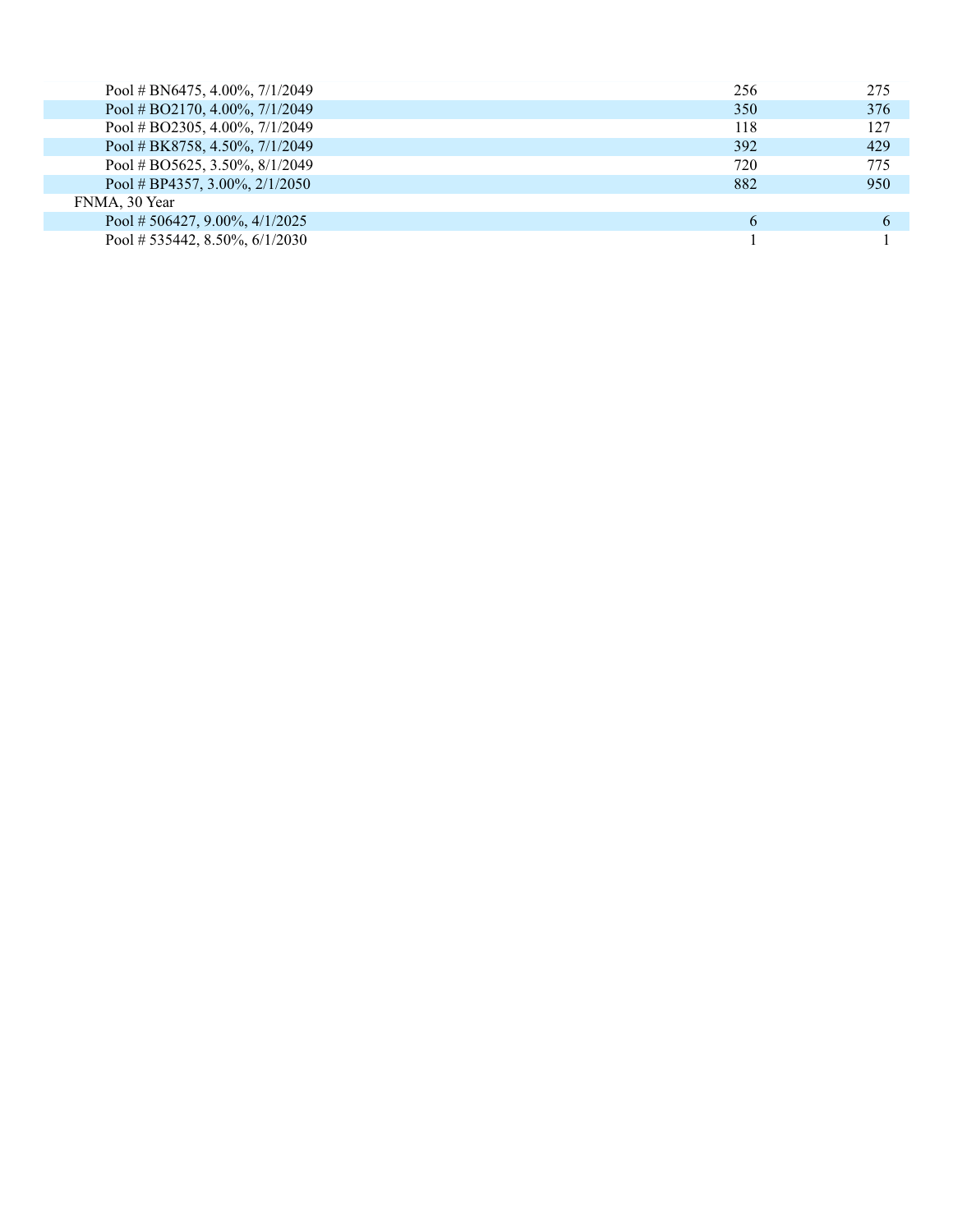| | | |
|---|---|---|
| Pool # BN6475, 4.00%, 7/1/2049 | 256 | 275 |
| Pool # BO2170, 4.00%, 7/1/2049 | 350 | 376 |
| Pool # BO2305, 4.00%, 7/1/2049 | 118 | 127 |
| Pool # BK8758, 4.50%, 7/1/2049 | 392 | 429 |
| Pool # BO5625, 3.50%, 8/1/2049 | 720 | 775 |
| Pool # BP4357, 3.00%, 2/1/2050 | 882 | 950 |
| FNMA, 30 Year | | |
| Pool # 506427, 9.00%, 4/1/2025 | 6 | 6 |
| Pool # 535442, 8.50%, 6/1/2030 | 1 | 1 |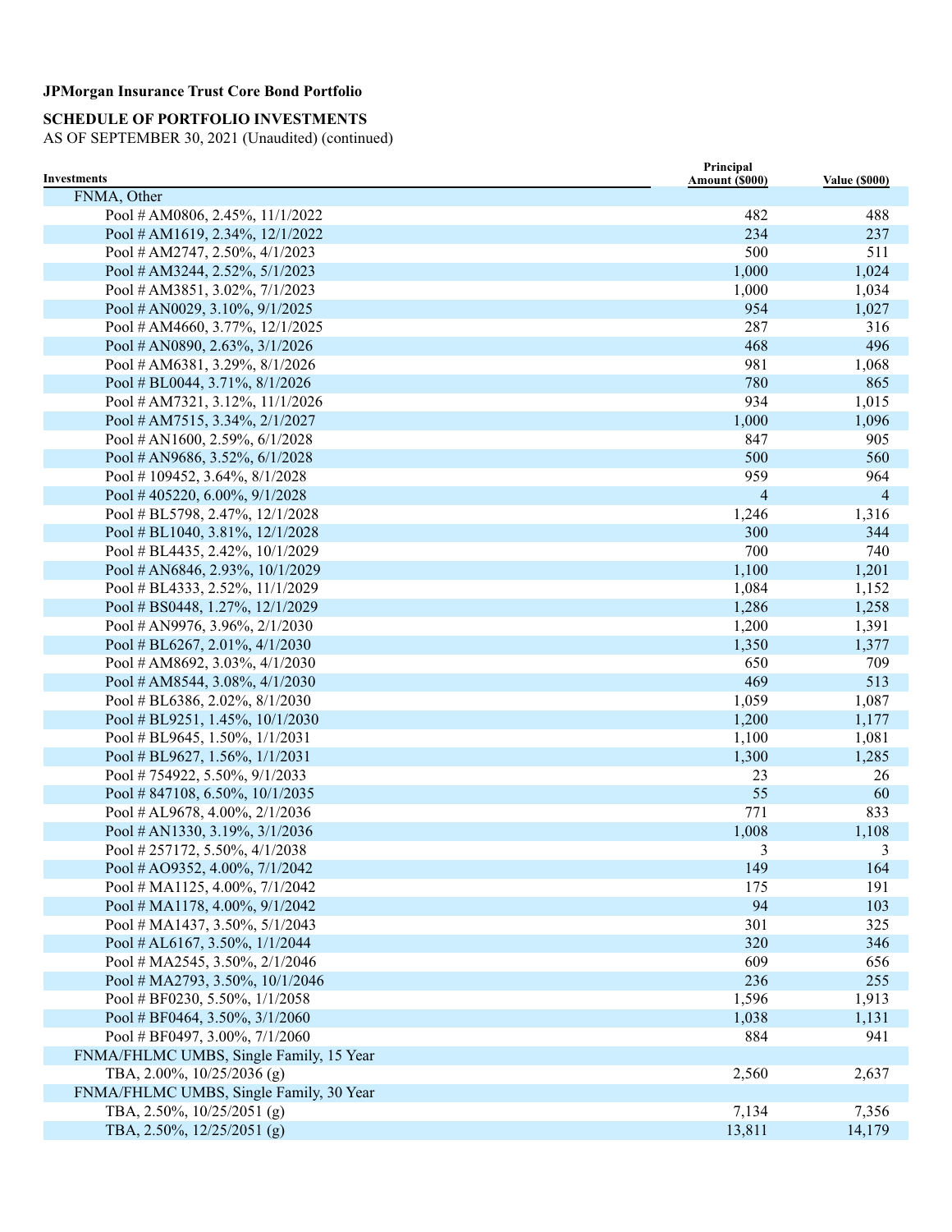**JPMorgan Insurance Trust Core Bond Portfolio**

**SCHEDULE OF PORTFOLIO INVESTMENTS**
AS OF SEPTEMBER 30, 2021 (Unaudited) (continued)

| Investments | Principal Amount ($000) | Value ($000) |
|---|---|---|
| FNMA, Other | | |
| Pool # AM0806, 2.45%, 11/1/2022 | 482 | 488 |
| Pool # AM1619, 2.34%, 12/1/2022 | 234 | 237 |
| Pool # AM2747, 2.50%, 4/1/2023 | 500 | 511 |
| Pool # AM3244, 2.52%, 5/1/2023 | 1,000 | 1,024 |
| Pool # AM3851, 3.02%, 7/1/2023 | 1,000 | 1,034 |
| Pool # AN0029, 3.10%, 9/1/2025 | 954 | 1,027 |
| Pool # AM4660, 3.77%, 12/1/2025 | 287 | 316 |
| Pool # AN0890, 2.63%, 3/1/2026 | 468 | 496 |
| Pool # AM6381, 3.29%, 8/1/2026 | 981 | 1,068 |
| Pool # BL0044, 3.71%, 8/1/2026 | 780 | 865 |
| Pool # AM7321, 3.12%, 11/1/2026 | 934 | 1,015 |
| Pool # AM7515, 3.34%, 2/1/2027 | 1,000 | 1,096 |
| Pool # AN1600, 2.59%, 6/1/2028 | 847 | 905 |
| Pool # AN9686, 3.52%, 6/1/2028 | 500 | 560 |
| Pool # 109452, 3.64%, 8/1/2028 | 959 | 964 |
| Pool # 405220, 6.00%, 9/1/2028 | 4 | 4 |
| Pool # BL5798, 2.47%, 12/1/2028 | 1,246 | 1,316 |
| Pool # BL1040, 3.81%, 12/1/2028 | 300 | 344 |
| Pool # BL4435, 2.42%, 10/1/2029 | 700 | 740 |
| Pool # AN6846, 2.93%, 10/1/2029 | 1,100 | 1,201 |
| Pool # BL4333, 2.52%, 11/1/2029 | 1,084 | 1,152 |
| Pool # BS0448, 1.27%, 12/1/2029 | 1,286 | 1,258 |
| Pool # AN9976, 3.96%, 2/1/2030 | 1,200 | 1,391 |
| Pool # BL6267, 2.01%, 4/1/2030 | 1,350 | 1,377 |
| Pool # AM8692, 3.03%, 4/1/2030 | 650 | 709 |
| Pool # AM8544, 3.08%, 4/1/2030 | 469 | 513 |
| Pool # BL6386, 2.02%, 8/1/2030 | 1,059 | 1,087 |
| Pool # BL9251, 1.45%, 10/1/2030 | 1,200 | 1,177 |
| Pool # BL9645, 1.50%, 1/1/2031 | 1,100 | 1,081 |
| Pool # BL9627, 1.56%, 1/1/2031 | 1,300 | 1,285 |
| Pool # 754922, 5.50%, 9/1/2033 | 23 | 26 |
| Pool # 847108, 6.50%, 10/1/2035 | 55 | 60 |
| Pool # AL9678, 4.00%, 2/1/2036 | 771 | 833 |
| Pool # AN1330, 3.19%, 3/1/2036 | 1,008 | 1,108 |
| Pool # 257172, 5.50%, 4/1/2038 | 3 | 3 |
| Pool # AO9352, 4.00%, 7/1/2042 | 149 | 164 |
| Pool # MA1125, 4.00%, 7/1/2042 | 175 | 191 |
| Pool # MA1178, 4.00%, 9/1/2042 | 94 | 103 |
| Pool # MA1437, 3.50%, 5/1/2043 | 301 | 325 |
| Pool # AL6167, 3.50%, 1/1/2044 | 320 | 346 |
| Pool # MA2545, 3.50%, 2/1/2046 | 609 | 656 |
| Pool # MA2793, 3.50%, 10/1/2046 | 236 | 255 |
| Pool # BF0230, 5.50%, 1/1/2058 | 1,596 | 1,913 |
| Pool # BF0464, 3.50%, 3/1/2060 | 1,038 | 1,131 |
| Pool # BF0497, 3.00%, 7/1/2060 | 884 | 941 |
| FNMA/FHLMC UMBS, Single Family, 15 Year | | |
| TBA, 2.00%, 10/25/2036 (g) | 2,560 | 2,637 |
| FNMA/FHLMC UMBS, Single Family, 30 Year | | |
| TBA, 2.50%, 10/25/2051 (g) | 7,134 | 7,356 |
| TBA, 2.50%, 12/25/2051 (g) | 13,811 | 14,179 |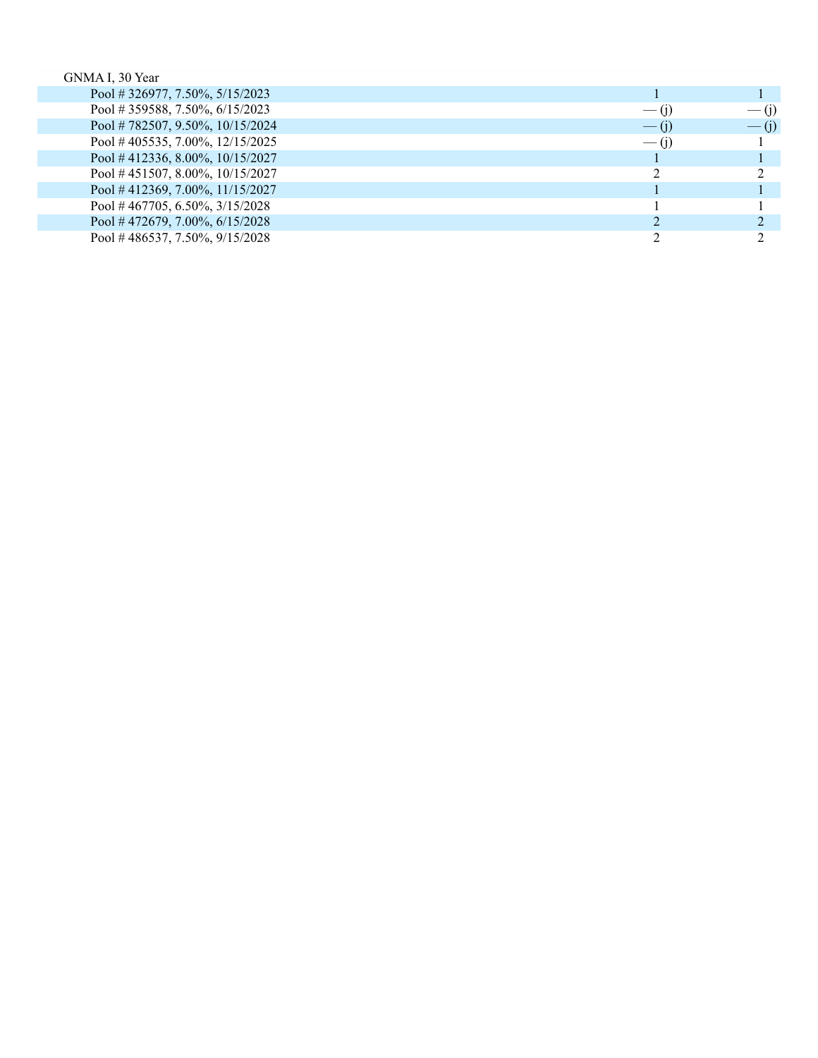| | | |
|---|---|---|
| GNMA I, 30 Year | | |
| Pool # 326977, 7.50%, 5/15/2023 | 1 | 1 |
| Pool # 359588, 7.50%, 6/15/2023 | — (j) | — (j) |
| Pool # 782507, 9.50%, 10/15/2024 | — (j) | — (j) |
| Pool # 405535, 7.00%, 12/15/2025 | — (j) | 1 |
| Pool # 412336, 8.00%, 10/15/2027 | 1 | 1 |
| Pool # 451507, 8.00%, 10/15/2027 | 2 | 2 |
| Pool # 412369, 7.00%, 11/15/2027 | 1 | 1 |
| Pool # 467705, 6.50%, 3/15/2028 | 1 | 1 |
| Pool # 472679, 7.00%, 6/15/2028 | 2 | 2 |
| Pool # 486537, 7.50%, 9/15/2028 | 2 | 2 |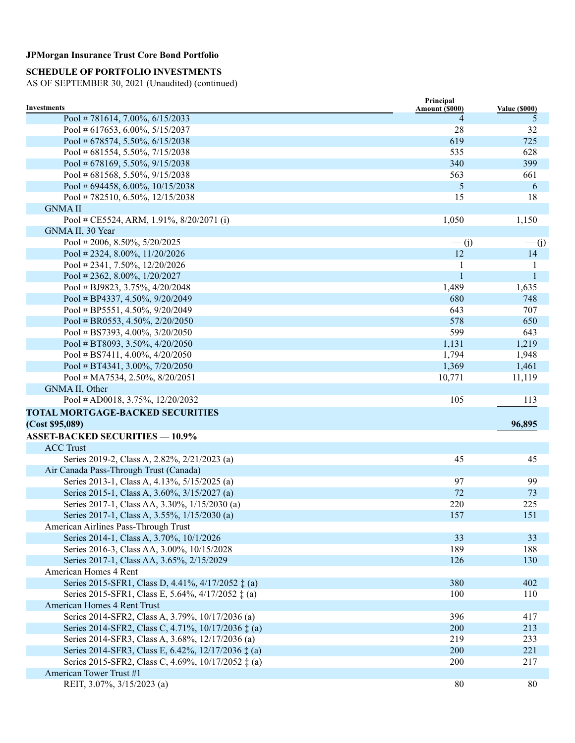**JPMorgan Insurance Trust Core Bond Portfolio**

**SCHEDULE OF PORTFOLIO INVESTMENTS**
AS OF SEPTEMBER 30, 2021 (Unaudited) (continued)

| Investments | Principal Amount ($000) | Value ($000) |
|---|---|---|
| Pool # 781614, 7.00%, 6/15/2033 | 4 | 5 |
| Pool # 617653, 6.00%, 5/15/2037 | 28 | 32 |
| Pool # 678574, 5.50%, 6/15/2038 | 619 | 725 |
| Pool # 681554, 5.50%, 7/15/2038 | 535 | 628 |
| Pool # 678169, 5.50%, 9/15/2038 | 340 | 399 |
| Pool # 681568, 5.50%, 9/15/2038 | 563 | 661 |
| Pool # 694458, 6.00%, 10/15/2038 | 5 | 6 |
| Pool # 782510, 6.50%, 12/15/2038 | 15 | 18 |
| GNMA II | | |
| Pool # CE5524, ARM, 1.91%, 8/20/2071 (i) | 1,050 | 1,150 |
| GNMA II, 30 Year | | |
| Pool # 2006, 8.50%, 5/20/2025 | — (j) | — (j) |
| Pool # 2324, 8.00%, 11/20/2026 | 12 | 14 |
| Pool # 2341, 7.50%, 12/20/2026 | 1 | 1 |
| Pool # 2362, 8.00%, 1/20/2027 | 1 | 1 |
| Pool # BJ9823, 3.75%, 4/20/2048 | 1,489 | 1,635 |
| Pool # BP4337, 4.50%, 9/20/2049 | 680 | 748 |
| Pool # BP5551, 4.50%, 9/20/2049 | 643 | 707 |
| Pool # BR0553, 4.50%, 2/20/2050 | 578 | 650 |
| Pool # BS7393, 4.00%, 3/20/2050 | 599 | 643 |
| Pool # BT8093, 3.50%, 4/20/2050 | 1,131 | 1,219 |
| Pool # BS7411, 4.00%, 4/20/2050 | 1,794 | 1,948 |
| Pool # BT4341, 3.00%, 7/20/2050 | 1,369 | 1,461 |
| Pool # MA7534, 2.50%, 8/20/2051 | 10,771 | 11,119 |
| GNMA II, Other | | |
| Pool # AD0018, 3.75%, 12/20/2032 | 105 | 113 |
| **TOTAL MORTGAGE-BACKED SECURITIES (Cost $95,089)** | | **96,895** |
| **ASSET-BACKED SECURITIES — 10.9%** | | |
| ACC Trust | | |
| Series 2019-2, Class A, 2.82%, 2/21/2023 (a) | 45 | 45 |
| Air Canada Pass-Through Trust (Canada) | | |
| Series 2013-1, Class A, 4.13%, 5/15/2025 (a) | 97 | 99 |
| Series 2015-1, Class A, 3.60%, 3/15/2027 (a) | 72 | 73 |
| Series 2017-1, Class AA, 3.30%, 1/15/2030 (a) | 220 | 225 |
| Series 2017-1, Class A, 3.55%, 1/15/2030 (a) | 157 | 151 |
| American Airlines Pass-Through Trust | | |
| Series 2014-1, Class A, 3.70%, 10/1/2026 | 33 | 33 |
| Series 2016-3, Class AA, 3.00%, 10/15/2028 | 189 | 188 |
| Series 2017-1, Class AA, 3.65%, 2/15/2029 | 126 | 130 |
| American Homes 4 Rent | | |
| Series 2015-SFR1, Class D, 4.41%, 4/17/2052 ‡ (a) | 380 | 402 |
| Series 2015-SFR1, Class E, 5.64%, 4/17/2052 ‡ (a) | 100 | 110 |
| American Homes 4 Rent Trust | | |
| Series 2014-SFR2, Class A, 3.79%, 10/17/2036 (a) | 396 | 417 |
| Series 2014-SFR2, Class C, 4.71%, 10/17/2036 ‡ (a) | 200 | 213 |
| Series 2014-SFR3, Class A, 3.68%, 12/17/2036 (a) | 219 | 233 |
| Series 2014-SFR3, Class E, 6.42%, 12/17/2036 ‡ (a) | 200 | 221 |
| Series 2015-SFR2, Class C, 4.69%, 10/17/2052 ‡ (a) | 200 | 217 |
| American Tower Trust #1 | | |
| REIT, 3.07%, 3/15/2023 (a) | 80 | 80 |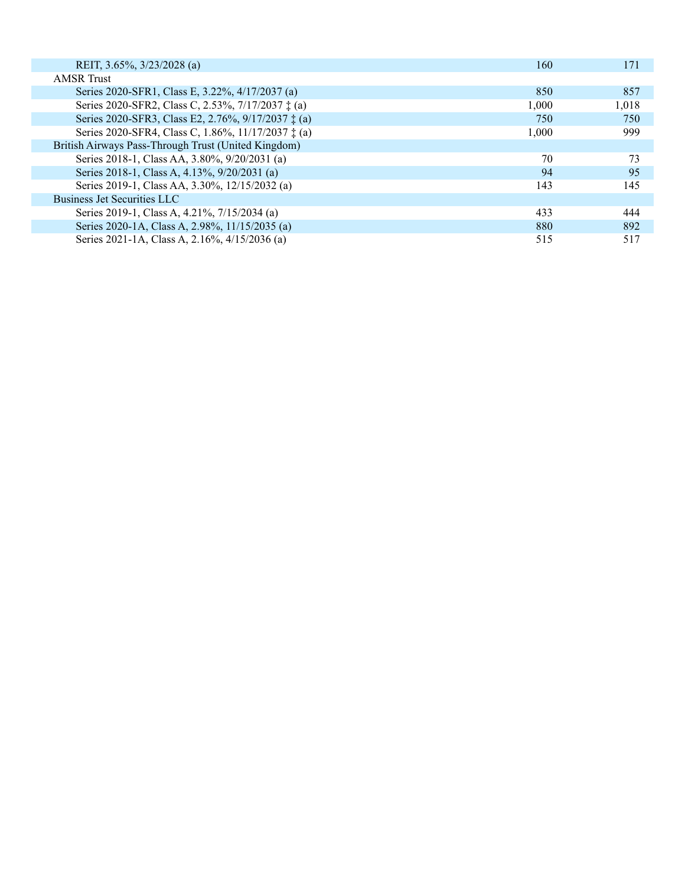| | | |
|---|---|---|
| REIT, 3.65%, 3/23/2028 (a) | 160 | 171 |
| AMSR Trust | | |
| Series 2020-SFR1, Class E, 3.22%, 4/17/2037 (a) | 850 | 857 |
| Series 2020-SFR2, Class C, 2.53%, 7/17/2037 ‡ (a) | 1,000 | 1,018 |
| Series 2020-SFR3, Class E2, 2.76%, 9/17/2037 ‡ (a) | 750 | 750 |
| Series 2020-SFR4, Class C, 1.86%, 11/17/2037 ‡ (a) | 1,000 | 999 |
| British Airways Pass-Through Trust (United Kingdom) | | |
| Series 2018-1, Class AA, 3.80%, 9/20/2031 (a) | 70 | 73 |
| Series 2018-1, Class A, 4.13%, 9/20/2031 (a) | 94 | 95 |
| Series 2019-1, Class AA, 3.30%, 12/15/2032 (a) | 143 | 145 |
| Business Jet Securities LLC | | |
| Series 2019-1, Class A, 4.21%, 7/15/2034 (a) | 433 | 444 |
| Series 2020-1A, Class A, 2.98%, 11/15/2035 (a) | 880 | 892 |
| Series 2021-1A, Class A, 2.16%, 4/15/2036 (a) | 515 | 517 |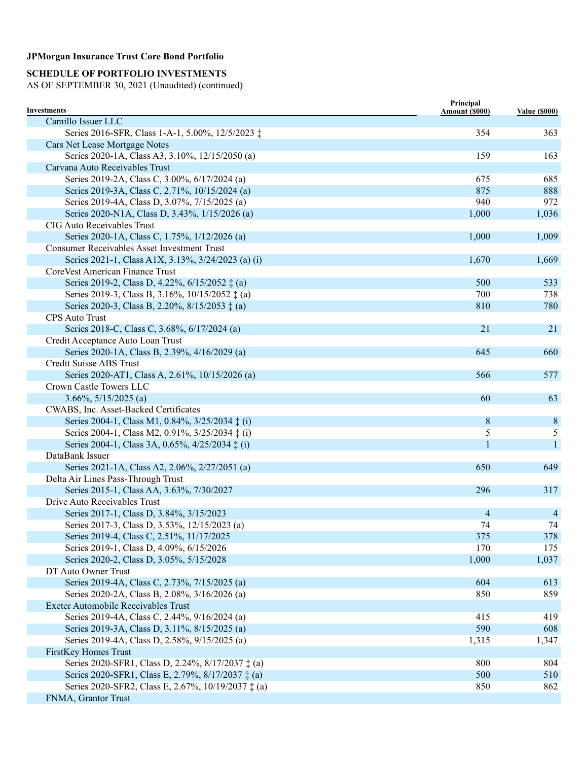**JPMorgan Insurance Trust Core Bond Portfolio**

**SCHEDULE OF PORTFOLIO INVESTMENTS**
AS OF SEPTEMBER 30, 2021 (Unaudited) (continued)

| Investments | Principal Amount ($000) | Value ($000) |
|---|---|---|
| Camillo Issuer LLC | | |
| Series 2016-SFR, Class 1-A-1, 5.00%, 12/5/2023 ‡ | 354 | 363 |
| Cars Net Lease Mortgage Notes | | |
| Series 2020-1A, Class A3, 3.10%, 12/15/2050 (a) | 159 | 163 |
| Carvana Auto Receivables Trust | | |
| Series 2019-2A, Class C, 3.00%, 6/17/2024 (a) | 675 | 685 |
| Series 2019-3A, Class C, 2.71%, 10/15/2024 (a) | 875 | 888 |
| Series 2019-4A, Class D, 3.07%, 7/15/2025 (a) | 940 | 972 |
| Series 2020-N1A, Class D, 3.43%, 1/15/2026 (a) | 1,000 | 1,036 |
| CIG Auto Receivables Trust | | |
| Series 2020-1A, Class C, 1.75%, 1/12/2026 (a) | 1,000 | 1,009 |
| Consumer Receivables Asset Investment Trust | | |
| Series 2021-1, Class A1X, 3.13%, 3/24/2023 (a) (i) | 1,670 | 1,669 |
| CoreVest American Finance Trust | | |
| Series 2019-2, Class D, 4.22%, 6/15/2052 ‡ (a) | 500 | 533 |
| Series 2019-3, Class B, 3.16%, 10/15/2052 ‡ (a) | 700 | 738 |
| Series 2020-3, Class B, 2.20%, 8/15/2053 ‡ (a) | 810 | 780 |
| CPS Auto Trust | | |
| Series 2018-C, Class C, 3.68%, 6/17/2024 (a) | 21 | 21 |
| Credit Acceptance Auto Loan Trust | | |
| Series 2020-1A, Class B, 2.39%, 4/16/2029 (a) | 645 | 660 |
| Credit Suisse ABS Trust | | |
| Series 2020-AT1, Class A, 2.61%, 10/15/2026 (a) | 566 | 577 |
| Crown Castle Towers LLC | | |
| 3.66%, 5/15/2025 (a) | 60 | 63 |
| CWABS, Inc. Asset-Backed Certificates | | |
| Series 2004-1, Class M1, 0.84%, 3/25/2034 ‡ (i) | 8 | 8 |
| Series 2004-1, Class M2, 0.91%, 3/25/2034 ‡ (i) | 5 | 5 |
| Series 2004-1, Class 3A, 0.65%, 4/25/2034 ‡ (i) | 1 | 1 |
| DataBank Issuer | | |
| Series 2021-1A, Class A2, 2.06%, 2/27/2051 (a) | 650 | 649 |
| Delta Air Lines Pass-Through Trust | | |
| Series 2015-1, Class AA, 3.63%, 7/30/2027 | 296 | 317 |
| Drive Auto Receivables Trust | | |
| Series 2017-1, Class D, 3.84%, 3/15/2023 | 4 | 4 |
| Series 2017-3, Class D, 3.53%, 12/15/2023 (a) | 74 | 74 |
| Series 2019-4, Class C, 2.51%, 11/17/2025 | 375 | 378 |
| Series 2019-1, Class D, 4.09%, 6/15/2026 | 170 | 175 |
| Series 2020-2, Class D, 3.05%, 5/15/2028 | 1,000 | 1,037 |
| DT Auto Owner Trust | | |
| Series 2019-4A, Class C, 2.73%, 7/15/2025 (a) | 604 | 613 |
| Series 2020-2A, Class B, 2.08%, 3/16/2026 (a) | 850 | 859 |
| Exeter Automobile Receivables Trust | | |
| Series 2019-4A, Class C, 2.44%, 9/16/2024 (a) | 415 | 419 |
| Series 2019-3A, Class D, 3.11%, 8/15/2025 (a) | 590 | 608 |
| Series 2019-4A, Class D, 2.58%, 9/15/2025 (a) | 1,315 | 1,347 |
| FirstKey Homes Trust | | |
| Series 2020-SFR1, Class D, 2.24%, 8/17/2037 ‡ (a) | 800 | 804 |
| Series 2020-SFR1, Class E, 2.79%, 8/17/2037 ‡ (a) | 500 | 510 |
| Series 2020-SFR2, Class E, 2.67%, 10/19/2037 ‡ (a) | 850 | 862 |
| FNMA, Grantor Trust | | |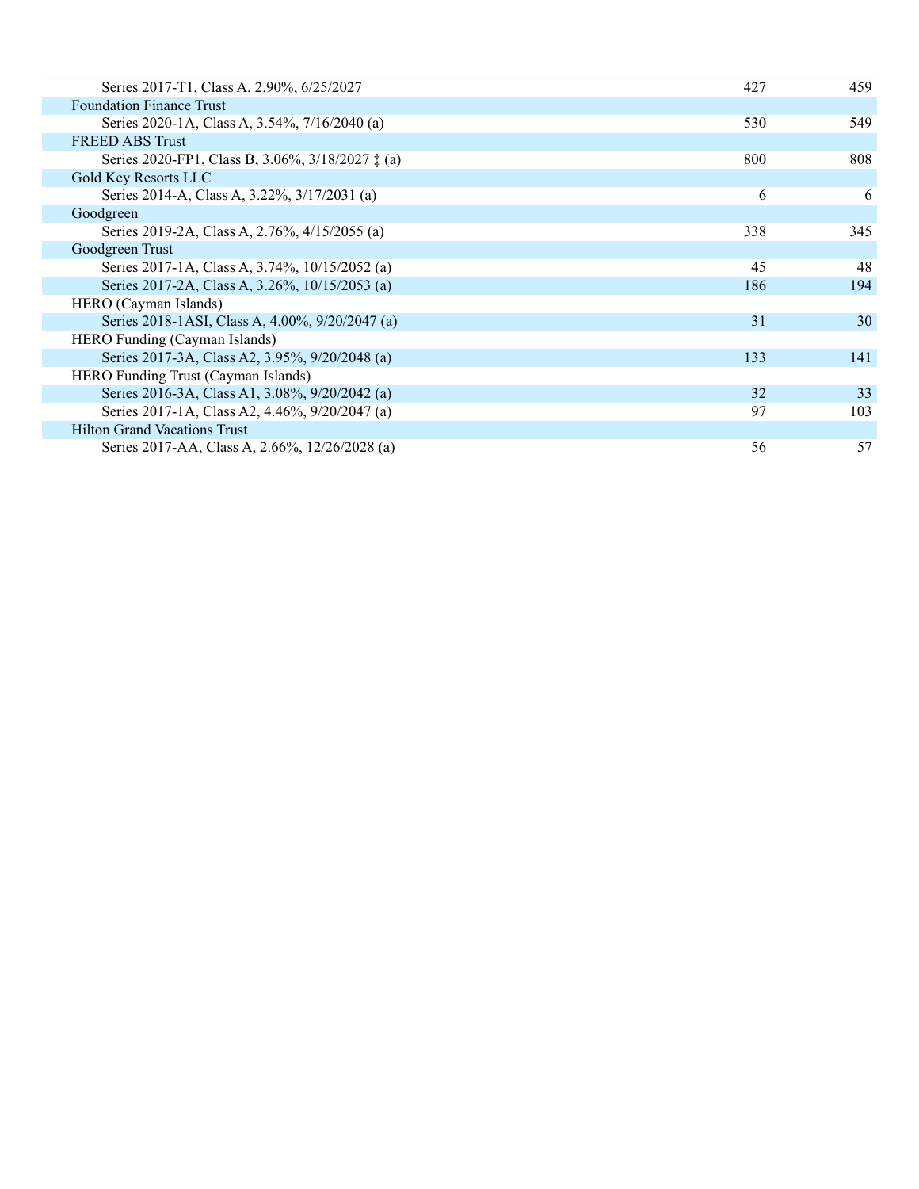| | | |
|---|---|---|
| Series 2017-T1, Class A, 2.90%, 6/25/2027 | 427 | 459 |
| Foundation Finance Trust | | |
| Series 2020-1A, Class A, 3.54%, 7/16/2040 (a) | 530 | 549 |
| FREED ABS Trust | | |
| Series 2020-FP1, Class B, 3.06%, 3/18/2027 ‡ (a) | 800 | 808 |
| Gold Key Resorts LLC | | |
| Series 2014-A, Class A, 3.22%, 3/17/2031 (a) | 6 | 6 |
| Goodgreen | | |
| Series 2019-2A, Class A, 2.76%, 4/15/2055 (a) | 338 | 345 |
| Goodgreen Trust | | |
| Series 2017-1A, Class A, 3.74%, 10/15/2052 (a) | 45 | 48 |
| Series 2017-2A, Class A, 3.26%, 10/15/2053 (a) | 186 | 194 |
| HERO (Cayman Islands) | | |
| Series 2018-1ASI, Class A, 4.00%, 9/20/2047 (a) | 31 | 30 |
| HERO Funding (Cayman Islands) | | |
| Series 2017-3A, Class A2, 3.95%, 9/20/2048 (a) | 133 | 141 |
| HERO Funding Trust (Cayman Islands) | | |
| Series 2016-3A, Class A1, 3.08%, 9/20/2042 (a) | 32 | 33 |
| Series 2017-1A, Class A2, 4.46%, 9/20/2047 (a) | 97 | 103 |
| Hilton Grand Vacations Trust | | |
| Series 2017-AA, Class A, 2.66%, 12/26/2028 (a) | 56 | 57 |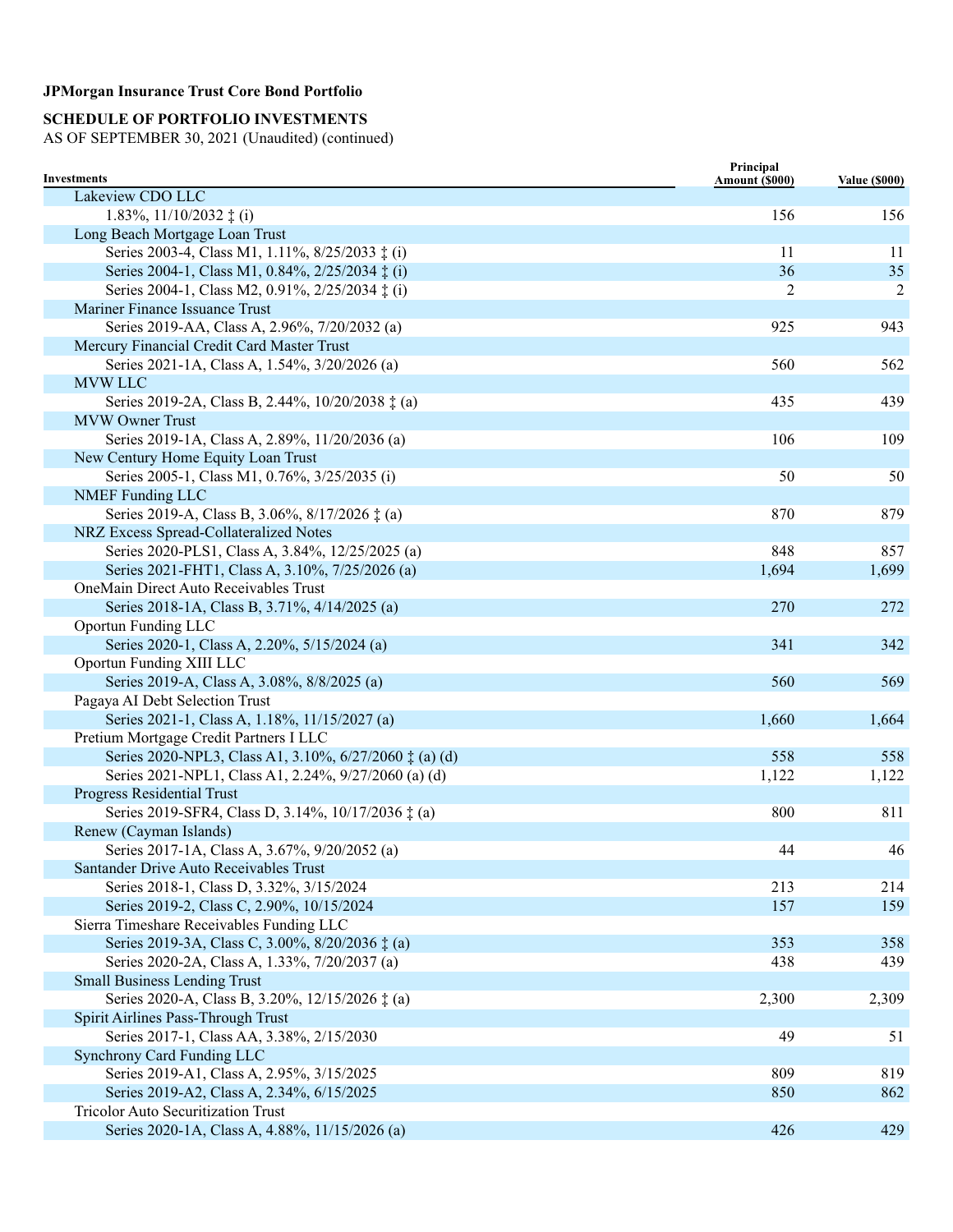**JPMorgan Insurance Trust Core Bond Portfolio**

**SCHEDULE OF PORTFOLIO INVESTMENTS**
AS OF SEPTEMBER 30, 2021 (Unaudited) (continued)

| Investments | Principal Amount ($000) | Value ($000) |
|---|---|---|
| Lakeview CDO LLC | | |
| 1.83%, 11/10/2032 ‡ (i) | 156 | 156 |
| Long Beach Mortgage Loan Trust | | |
| Series 2003-4, Class M1, 1.11%, 8/25/2033 ‡ (i) | 11 | 11 |
| Series 2004-1, Class M1, 0.84%, 2/25/2034 ‡ (i) | 36 | 35 |
| Series 2004-1, Class M2, 0.91%, 2/25/2034 ‡ (i) | 2 | 2 |
| Mariner Finance Issuance Trust | | |
| Series 2019-AA, Class A, 2.96%, 7/20/2032 (a) | 925 | 943 |
| Mercury Financial Credit Card Master Trust | | |
| Series 2021-1A, Class A, 1.54%, 3/20/2026 (a) | 560 | 562 |
| MVW LLC | | |
| Series 2019-2A, Class B, 2.44%, 10/20/2038 ‡ (a) | 435 | 439 |
| MVW Owner Trust | | |
| Series 2019-1A, Class A, 2.89%, 11/20/2036 (a) | 106 | 109 |
| New Century Home Equity Loan Trust | | |
| Series 2005-1, Class M1, 0.76%, 3/25/2035 (i) | 50 | 50 |
| NMEF Funding LLC | | |
| Series 2019-A, Class B, 3.06%, 8/17/2026 ‡ (a) | 870 | 879 |
| NRZ Excess Spread-Collateralized Notes | | |
| Series 2020-PLS1, Class A, 3.84%, 12/25/2025 (a) | 848 | 857 |
| Series 2021-FHT1, Class A, 3.10%, 7/25/2026 (a) | 1,694 | 1,699 |
| OneMain Direct Auto Receivables Trust | | |
| Series 2018-1A, Class B, 3.71%, 4/14/2025 (a) | 270 | 272 |
| Oportun Funding LLC | | |
| Series 2020-1, Class A, 2.20%, 5/15/2024 (a) | 341 | 342 |
| Oportun Funding XIII LLC | | |
| Series 2019-A, Class A, 3.08%, 8/8/2025 (a) | 560 | 569 |
| Pagaya AI Debt Selection Trust | | |
| Series 2021-1, Class A, 1.18%, 11/15/2027 (a) | 1,660 | 1,664 |
| Pretium Mortgage Credit Partners I LLC | | |
| Series 2020-NPL3, Class A1, 3.10%, 6/27/2060 ‡ (a) (d) | 558 | 558 |
| Series 2021-NPL1, Class A1, 2.24%, 9/27/2060 (a) (d) | 1,122 | 1,122 |
| Progress Residential Trust | | |
| Series 2019-SFR4, Class D, 3.14%, 10/17/2036 ‡ (a) | 800 | 811 |
| Renew (Cayman Islands) | | |
| Series 2017-1A, Class A, 3.67%, 9/20/2052 (a) | 44 | 46 |
| Santander Drive Auto Receivables Trust | | |
| Series 2018-1, Class D, 3.32%, 3/15/2024 | 213 | 214 |
| Series 2019-2, Class C, 2.90%, 10/15/2024 | 157 | 159 |
| Sierra Timeshare Receivables Funding LLC | | |
| Series 2019-3A, Class C, 3.00%, 8/20/2036 ‡ (a) | 353 | 358 |
| Series 2020-2A, Class A, 1.33%, 7/20/2037 (a) | 438 | 439 |
| Small Business Lending Trust | | |
| Series 2020-A, Class B, 3.20%, 12/15/2026 ‡ (a) | 2,300 | 2,309 |
| Spirit Airlines Pass-Through Trust | | |
| Series 2017-1, Class AA, 3.38%, 2/15/2030 | 49 | 51 |
| Synchrony Card Funding LLC | | |
| Series 2019-A1, Class A, 2.95%, 3/15/2025 | 809 | 819 |
| Series 2019-A2, Class A, 2.34%, 6/15/2025 | 850 | 862 |
| Tricolor Auto Securitization Trust | | |
| Series 2020-1A, Class A, 4.88%, 11/15/2026 (a) | 426 | 429 |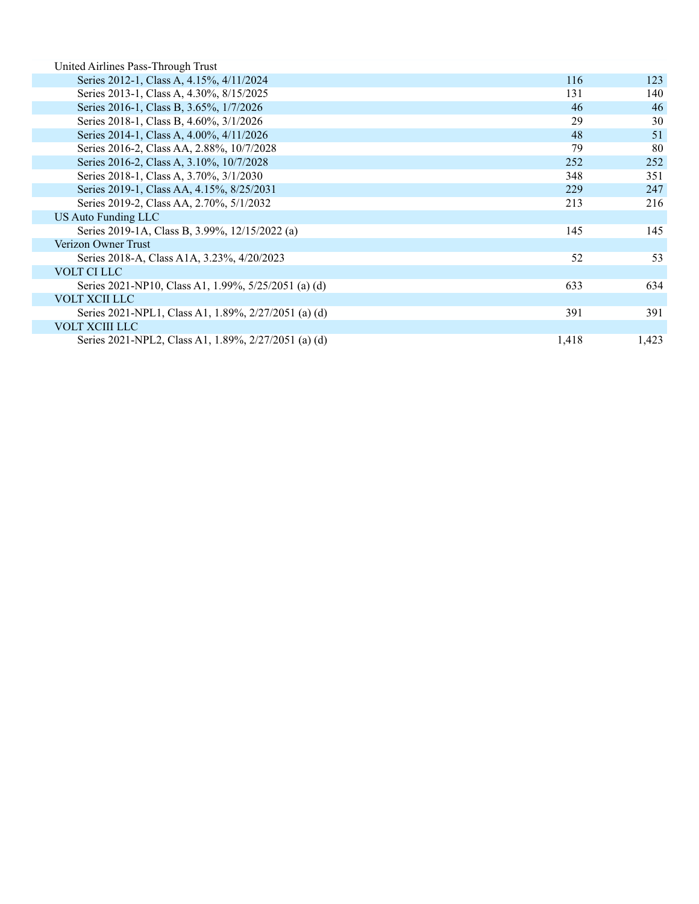| | | |
|---|---|---|
| United Airlines Pass-Through Trust | | |
| Series 2012-1, Class A, 4.15%, 4/11/2024 | 116 | 123 |
| Series 2013-1, Class A, 4.30%, 8/15/2025 | 131 | 140 |
| Series 2016-1, Class B, 3.65%, 1/7/2026 | 46 | 46 |
| Series 2018-1, Class B, 4.60%, 3/1/2026 | 29 | 30 |
| Series 2014-1, Class A, 4.00%, 4/11/2026 | 48 | 51 |
| Series 2016-2, Class AA, 2.88%, 10/7/2028 | 79 | 80 |
| Series 2016-2, Class A, 3.10%, 10/7/2028 | 252 | 252 |
| Series 2018-1, Class A, 3.70%, 3/1/2030 | 348 | 351 |
| Series 2019-1, Class AA, 4.15%, 8/25/2031 | 229 | 247 |
| Series 2019-2, Class AA, 2.70%, 5/1/2032 | 213 | 216 |
| US Auto Funding LLC | | |
| Series 2019-1A, Class B, 3.99%, 12/15/2022 (a) | 145 | 145 |
| Verizon Owner Trust | | |
| Series 2018-A, Class A1A, 3.23%, 4/20/2023 | 52 | 53 |
| VOLT CI LLC | | |
| Series 2021-NP10, Class A1, 1.99%, 5/25/2051 (a) (d) | 633 | 634 |
| VOLT XCII LLC | | |
| Series 2021-NPL1, Class A1, 1.89%, 2/27/2051 (a) (d) | 391 | 391 |
| VOLT XCIII LLC | | |
| Series 2021-NPL2, Class A1, 1.89%, 2/27/2051 (a) (d) | 1,418 | 1,423 |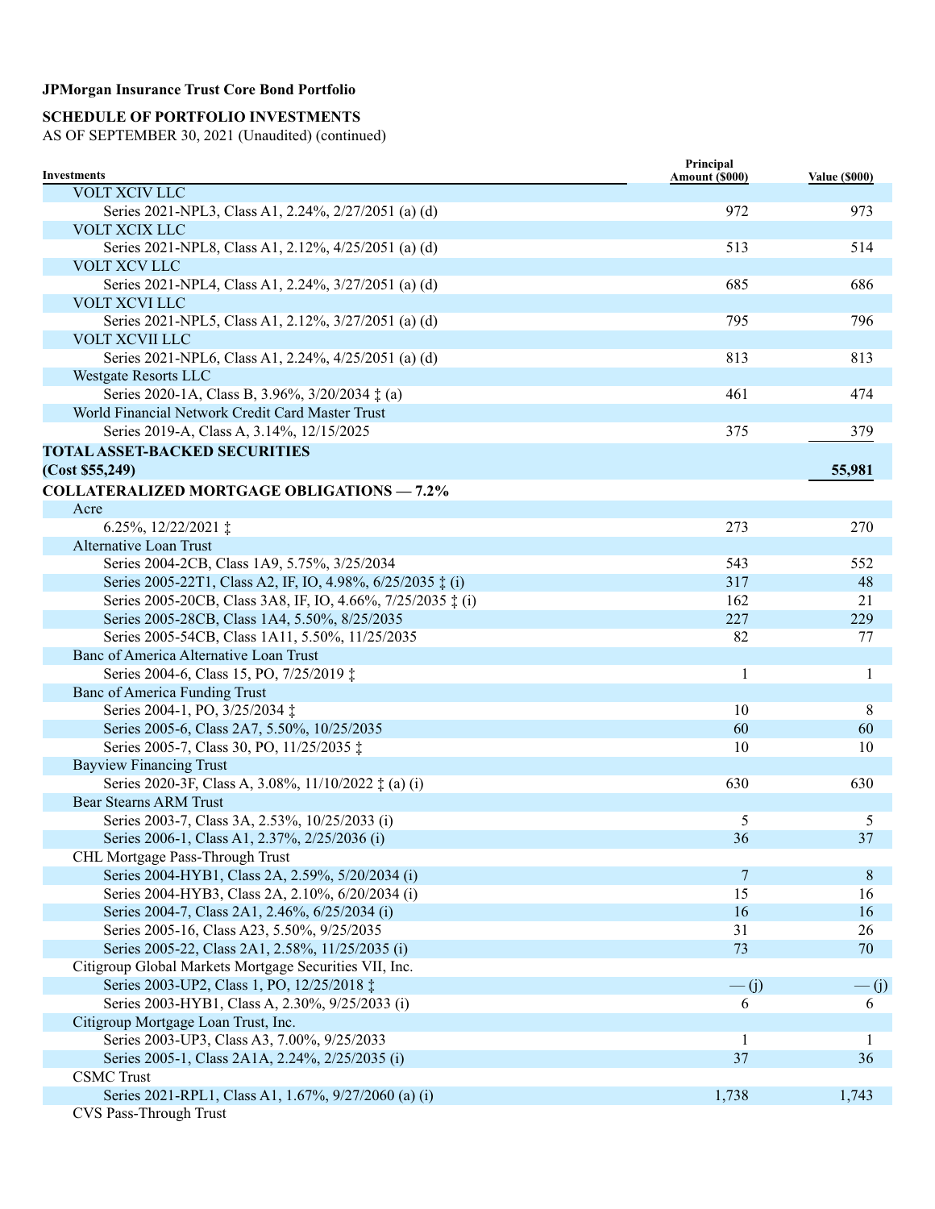**JPMorgan Insurance Trust Core Bond Portfolio**

**SCHEDULE OF PORTFOLIO INVESTMENTS**
AS OF SEPTEMBER 30, 2021 (Unaudited) (continued)

| Investments | Principal Amount ($000) | Value ($000) |
|---|---|---|
| VOLT XCIV LLC | | |
| Series 2021-NPL3, Class A1, 2.24%, 2/27/2051 (a) (d) | 972 | 973 |
| VOLT XCIX LLC | | |
| Series 2021-NPL8, Class A1, 2.12%, 4/25/2051 (a) (d) | 513 | 514 |
| VOLT XCV LLC | | |
| Series 2021-NPL4, Class A1, 2.24%, 3/27/2051 (a) (d) | 685 | 686 |
| VOLT XCVI LLC | | |
| Series 2021-NPL5, Class A1, 2.12%, 3/27/2051 (a) (d) | 795 | 796 |
| VOLT XCVII LLC | | |
| Series 2021-NPL6, Class A1, 2.24%, 4/25/2051 (a) (d) | 813 | 813 |
| Westgate Resorts LLC | | |
| Series 2020-1A, Class B, 3.96%, 3/20/2034 ‡ (a) | 461 | 474 |
| World Financial Network Credit Card Master Trust | | |
| Series 2019-A, Class A, 3.14%, 12/15/2025 | 375 | 379 |
| **TOTAL ASSET-BACKED SECURITIES (Cost $55,249)** | | **55,981** |
| **COLLATERALIZED MORTGAGE OBLIGATIONS — 7.2%** | | |
| Acre | | |
| 6.25%, 12/22/2021 ‡ | 273 | 270 |
| Alternative Loan Trust | | |
| Series 2004-2CB, Class 1A9, 5.75%, 3/25/2034 | 543 | 552 |
| Series 2005-22T1, Class A2, IF, IO, 4.98%, 6/25/2035 ‡ (i) | 317 | 48 |
| Series 2005-20CB, Class 3A8, IF, IO, 4.66%, 7/25/2035 ‡ (i) | 162 | 21 |
| Series 2005-28CB, Class 1A4, 5.50%, 8/25/2035 | 227 | 229 |
| Series 2005-54CB, Class 1A11, 5.50%, 11/25/2035 | 82 | 77 |
| Banc of America Alternative Loan Trust | | |
| Series 2004-6, Class 15, PO, 7/25/2019 ‡ | 1 | 1 |
| Banc of America Funding Trust | | |
| Series 2004-1, PO, 3/25/2034 ‡ | 10 | 8 |
| Series 2005-6, Class 2A7, 5.50%, 10/25/2035 | 60 | 60 |
| Series 2005-7, Class 30, PO, 11/25/2035 ‡ | 10 | 10 |
| Bayview Financing Trust | | |
| Series 2020-3F, Class A, 3.08%, 11/10/2022 ‡ (a) (i) | 630 | 630 |
| Bear Stearns ARM Trust | | |
| Series 2003-7, Class 3A, 2.53%, 10/25/2033 (i) | 5 | 5 |
| Series 2006-1, Class A1, 2.37%, 2/25/2036 (i) | 36 | 37 |
| CHL Mortgage Pass-Through Trust | | |
| Series 2004-HYB1, Class 2A, 2.59%, 5/20/2034 (i) | 7 | 8 |
| Series 2004-HYB3, Class 2A, 2.10%, 6/20/2034 (i) | 15 | 16 |
| Series 2004-7, Class 2A1, 2.46%, 6/25/2034 (i) | 16 | 16 |
| Series 2005-16, Class A23, 5.50%, 9/25/2035 | 31 | 26 |
| Series 2005-22, Class 2A1, 2.58%, 11/25/2035 (i) | 73 | 70 |
| Citigroup Global Markets Mortgage Securities VII, Inc. | | |
| Series 2003-UP2, Class 1, PO, 12/25/2018 ‡ | — (j) | — (j) |
| Series 2003-HYB1, Class A, 2.30%, 9/25/2033 (i) | 6 | 6 |
| Citigroup Mortgage Loan Trust, Inc. | | |
| Series 2003-UP3, Class A3, 7.00%, 9/25/2033 | 1 | 1 |
| Series 2005-1, Class 2A1A, 2.24%, 2/25/2035 (i) | 37 | 36 |
| CSMC Trust | | |
| Series 2021-RPL1, Class A1, 1.67%, 9/27/2060 (a) (i) | 1,738 | 1,743 |
| CVS Pass-Through Trust | | |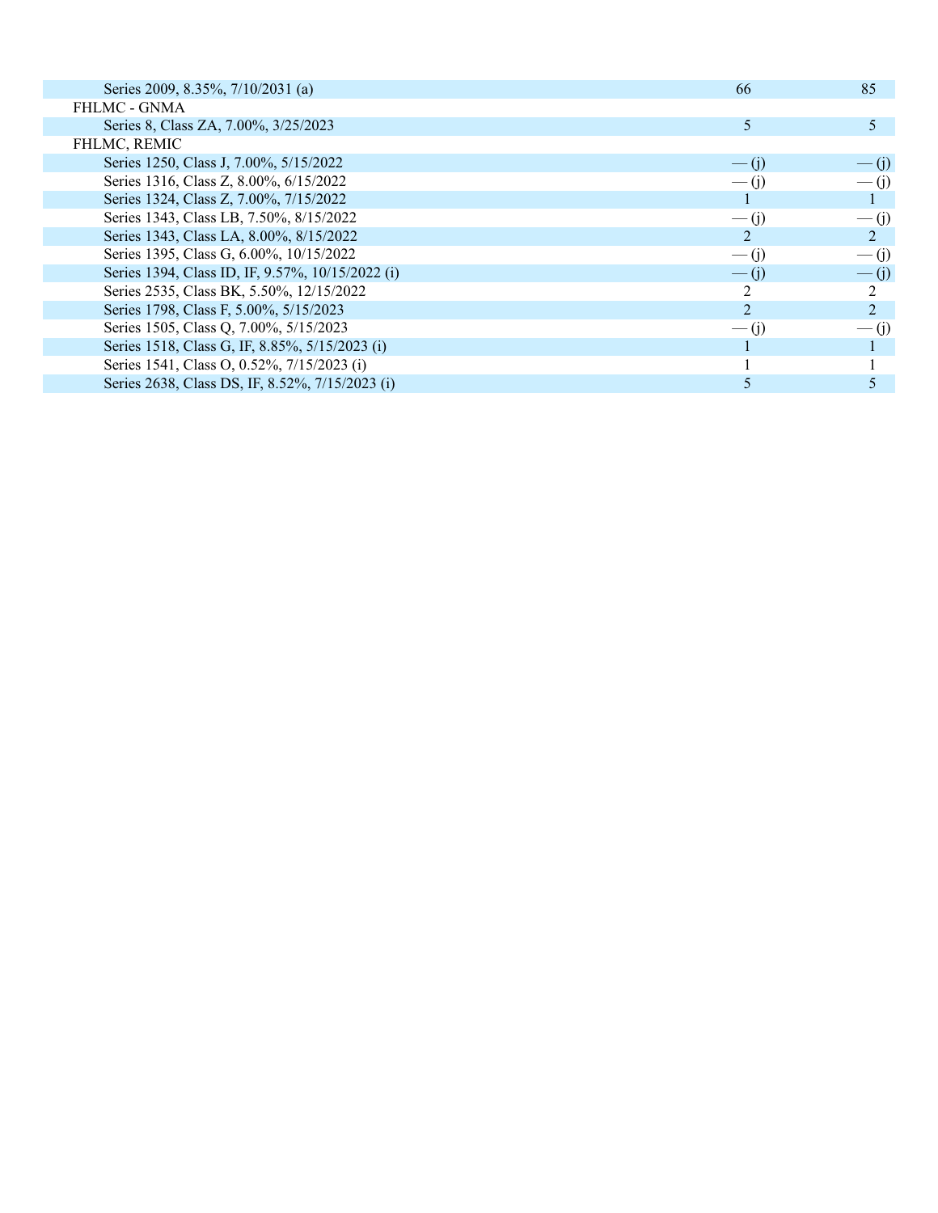| | | |
|---|---|---|
| Series 2009, 8.35%, 7/10/2031 (a) | 66 | 85 |
| FHLMC - GNMA | | |
| Series 8, Class ZA, 7.00%, 3/25/2023 | 5 | 5 |
| FHLMC, REMIC | | |
| Series 1250, Class J, 7.00%, 5/15/2022 | — (j) | — (j) |
| Series 1316, Class Z, 8.00%, 6/15/2022 | — (j) | — (j) |
| Series 1324, Class Z, 7.00%, 7/15/2022 | 1 | 1 |
| Series 1343, Class LB, 7.50%, 8/15/2022 | — (j) | — (j) |
| Series 1343, Class LA, 8.00%, 8/15/2022 | 2 | 2 |
| Series 1395, Class G, 6.00%, 10/15/2022 | — (j) | — (j) |
| Series 1394, Class ID, IF, 9.57%, 10/15/2022 (i) | — (j) | — (j) |
| Series 2535, Class BK, 5.50%, 12/15/2022 | 2 | 2 |
| Series 1798, Class F, 5.00%, 5/15/2023 | 2 | 2 |
| Series 1505, Class Q, 7.00%, 5/15/2023 | — (j) | — (j) |
| Series 1518, Class G, IF, 8.85%, 5/15/2023 (i) | 1 | 1 |
| Series 1541, Class O, 0.52%, 7/15/2023 (i) | 1 | 1 |
| Series 2638, Class DS, IF, 8.52%, 7/15/2023 (i) | 5 | 5 |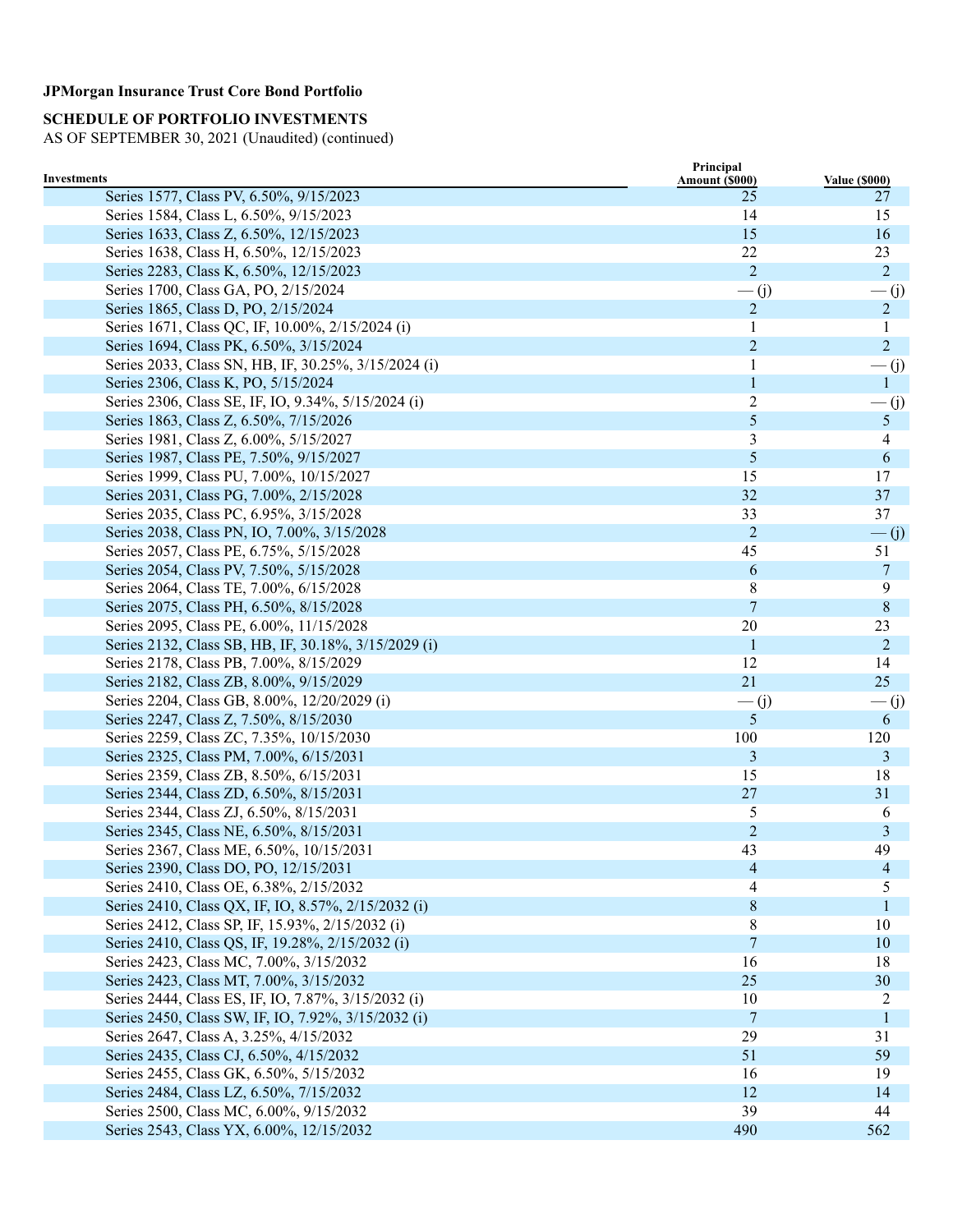**JPMorgan Insurance Trust Core Bond Portfolio**

**SCHEDULE OF PORTFOLIO INVESTMENTS**
AS OF SEPTEMBER 30, 2021 (Unaudited) (continued)

| Investments | Principal Amount ($000) | Value ($000) |
|---|---|---|
| Series 1577, Class PV, 6.50%, 9/15/2023 | 25 | 27 |
| Series 1584, Class L, 6.50%, 9/15/2023 | 14 | 15 |
| Series 1633, Class Z, 6.50%, 12/15/2023 | 15 | 16 |
| Series 1638, Class H, 6.50%, 12/15/2023 | 22 | 23 |
| Series 2283, Class K, 6.50%, 12/15/2023 | 2 | 2 |
| Series 1700, Class GA, PO, 2/15/2024 | — (j) | — (j) |
| Series 1865, Class D, PO, 2/15/2024 | 2 | 2 |
| Series 1671, Class QC, IF, 10.00%, 2/15/2024 (i) | 1 | 1 |
| Series 1694, Class PK, 6.50%, 3/15/2024 | 2 | 2 |
| Series 2033, Class SN, HB, IF, 30.25%, 3/15/2024 (i) | 1 | — (j) |
| Series 2306, Class K, PO, 5/15/2024 | 1 | 1 |
| Series 2306, Class SE, IF, IO, 9.34%, 5/15/2024 (i) | 2 | — (j) |
| Series 1863, Class Z, 6.50%, 7/15/2026 | 5 | 5 |
| Series 1981, Class Z, 6.00%, 5/15/2027 | 3 | 4 |
| Series 1987, Class PE, 7.50%, 9/15/2027 | 5 | 6 |
| Series 1999, Class PU, 7.00%, 10/15/2027 | 15 | 17 |
| Series 2031, Class PG, 7.00%, 2/15/2028 | 32 | 37 |
| Series 2035, Class PC, 6.95%, 3/15/2028 | 33 | 37 |
| Series 2038, Class PN, IO, 7.00%, 3/15/2028 | 2 | — (j) |
| Series 2057, Class PE, 6.75%, 5/15/2028 | 45 | 51 |
| Series 2054, Class PV, 7.50%, 5/15/2028 | 6 | 7 |
| Series 2064, Class TE, 7.00%, 6/15/2028 | 8 | 9 |
| Series 2075, Class PH, 6.50%, 8/15/2028 | 7 | 8 |
| Series 2095, Class PE, 6.00%, 11/15/2028 | 20 | 23 |
| Series 2132, Class SB, HB, IF, 30.18%, 3/15/2029 (i) | 1 | 2 |
| Series 2178, Class PB, 7.00%, 8/15/2029 | 12 | 14 |
| Series 2182, Class ZB, 8.00%, 9/15/2029 | 21 | 25 |
| Series 2204, Class GB, 8.00%, 12/20/2029 (i) | — (j) | — (j) |
| Series 2247, Class Z, 7.50%, 8/15/2030 | 5 | 6 |
| Series 2259, Class ZC, 7.35%, 10/15/2030 | 100 | 120 |
| Series 2325, Class PM, 7.00%, 6/15/2031 | 3 | 3 |
| Series 2359, Class ZB, 8.50%, 6/15/2031 | 15 | 18 |
| Series 2344, Class ZD, 6.50%, 8/15/2031 | 27 | 31 |
| Series 2344, Class ZJ, 6.50%, 8/15/2031 | 5 | 6 |
| Series 2345, Class NE, 6.50%, 8/15/2031 | 2 | 3 |
| Series 2367, Class ME, 6.50%, 10/15/2031 | 43 | 49 |
| Series 2390, Class DO, PO, 12/15/2031 | 4 | 4 |
| Series 2410, Class OE, 6.38%, 2/15/2032 | 4 | 5 |
| Series 2410, Class QX, IF, IO, 8.57%, 2/15/2032 (i) | 8 | 1 |
| Series 2412, Class SP, IF, 15.93%, 2/15/2032 (i) | 8 | 10 |
| Series 2410, Class QS, IF, 19.28%, 2/15/2032 (i) | 7 | 10 |
| Series 2423, Class MC, 7.00%, 3/15/2032 | 16 | 18 |
| Series 2423, Class MT, 7.00%, 3/15/2032 | 25 | 30 |
| Series 2444, Class ES, IF, IO, 7.87%, 3/15/2032 (i) | 10 | 2 |
| Series 2450, Class SW, IF, IO, 7.92%, 3/15/2032 (i) | 7 | 1 |
| Series 2647, Class A, 3.25%, 4/15/2032 | 29 | 31 |
| Series 2435, Class CJ, 6.50%, 4/15/2032 | 51 | 59 |
| Series 2455, Class GK, 6.50%, 5/15/2032 | 16 | 19 |
| Series 2484, Class LZ, 6.50%, 7/15/2032 | 12 | 14 |
| Series 2500, Class MC, 6.00%, 9/15/2032 | 39 | 44 |
| Series 2543, Class YX, 6.00%, 12/15/2032 | 490 | 562 |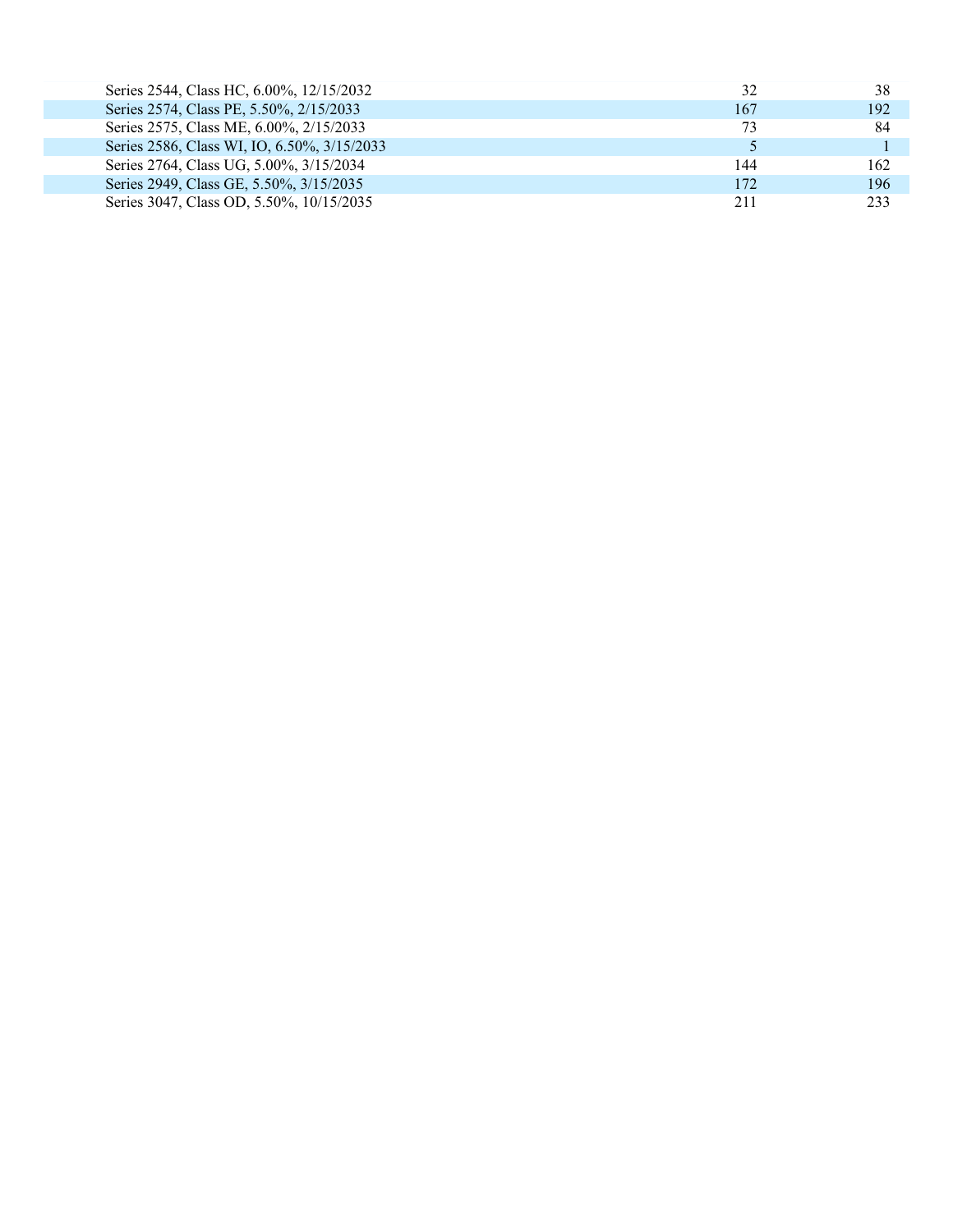| | | |
|---|---|---|
| Series 2544, Class HC, 6.00%, 12/15/2032 | 32 | 38 |
| Series 2574, Class PE, 5.50%, 2/15/2033 | 167 | 192 |
| Series 2575, Class ME, 6.00%, 2/15/2033 | 73 | 84 |
| Series 2586, Class WI, IO, 6.50%, 3/15/2033 | 5 | 1 |
| Series 2764, Class UG, 5.00%, 3/15/2034 | 144 | 162 |
| Series 2949, Class GE, 5.50%, 3/15/2035 | 172 | 196 |
| Series 3047, Class OD, 5.50%, 10/15/2035 | 211 | 233 |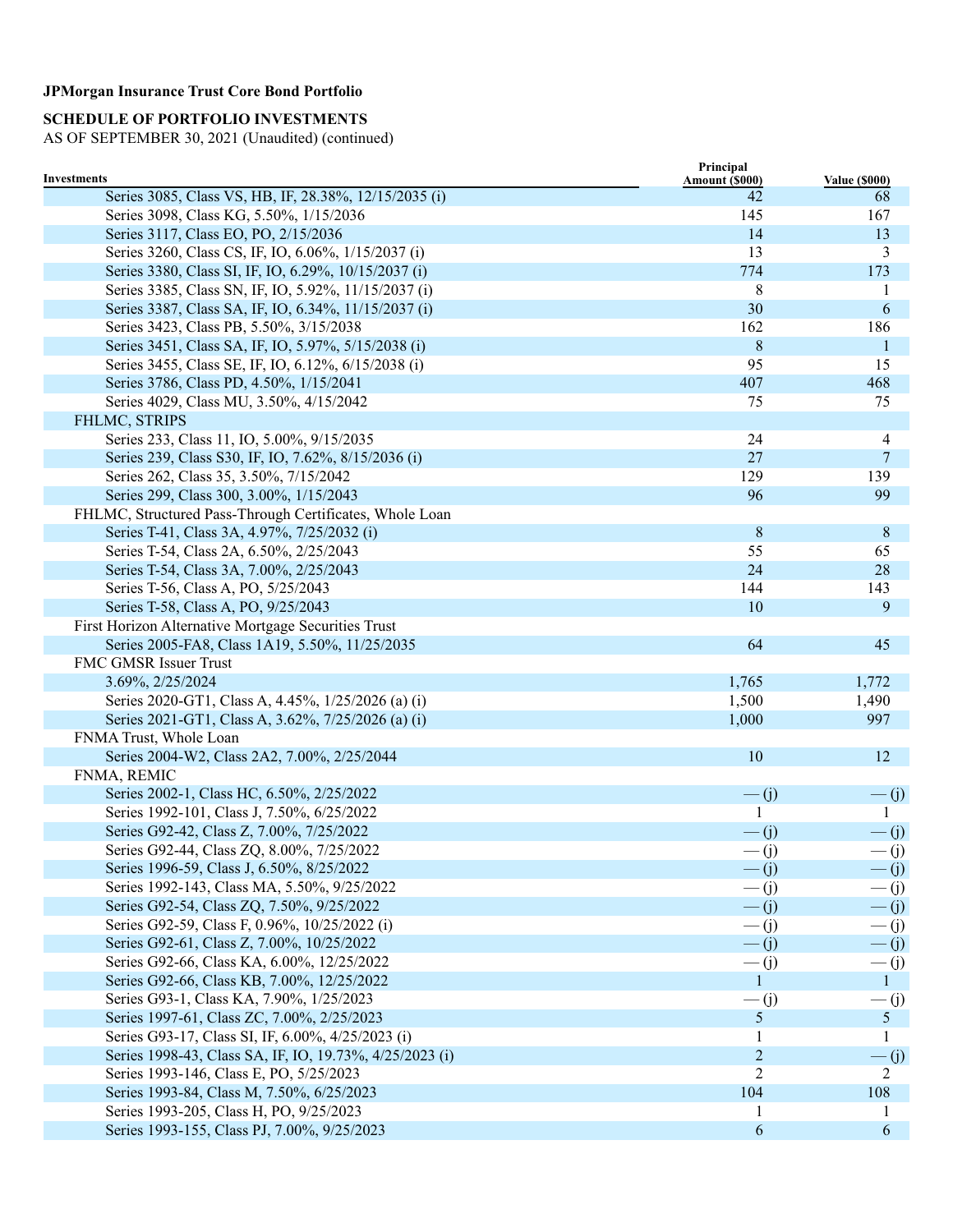**JPMorgan Insurance Trust Core Bond Portfolio**

**SCHEDULE OF PORTFOLIO INVESTMENTS**

AS OF SEPTEMBER 30, 2021 (Unaudited) (continued)

| Investments | Principal Amount ($000) | Value ($000) |
|---|---|---|
| Series 3085, Class VS, HB, IF, 28.38%, 12/15/2035 (i) | 42 | 68 |
| Series 3098, Class KG, 5.50%, 1/15/2036 | 145 | 167 |
| Series 3117, Class EO, PO, 2/15/2036 | 14 | 13 |
| Series 3260, Class CS, IF, IO, 6.06%, 1/15/2037 (i) | 13 | 3 |
| Series 3380, Class SI, IF, IO, 6.29%, 10/15/2037 (i) | 774 | 173 |
| Series 3385, Class SN, IF, IO, 5.92%, 11/15/2037 (i) | 8 | 1 |
| Series 3387, Class SA, IF, IO, 6.34%, 11/15/2037 (i) | 30 | 6 |
| Series 3423, Class PB, 5.50%, 3/15/2038 | 162 | 186 |
| Series 3451, Class SA, IF, IO, 5.97%, 5/15/2038 (i) | 8 | 1 |
| Series 3455, Class SE, IF, IO, 6.12%, 6/15/2038 (i) | 95 | 15 |
| Series 3786, Class PD, 4.50%, 1/15/2041 | 407 | 468 |
| Series 4029, Class MU, 3.50%, 4/15/2042 | 75 | 75 |
| FHLMC, STRIPS | | |
| Series 233, Class 11, IO, 5.00%, 9/15/2035 | 24 | 4 |
| Series 239, Class S30, IF, IO, 7.62%, 8/15/2036 (i) | 27 | 7 |
| Series 262, Class 35, 3.50%, 7/15/2042 | 129 | 139 |
| Series 299, Class 300, 3.00%, 1/15/2043 | 96 | 99 |
| FHLMC, Structured Pass-Through Certificates, Whole Loan | | |
| Series T-41, Class 3A, 4.97%, 7/25/2032 (i) | 8 | 8 |
| Series T-54, Class 2A, 6.50%, 2/25/2043 | 55 | 65 |
| Series T-54, Class 3A, 7.00%, 2/25/2043 | 24 | 28 |
| Series T-56, Class A, PO, 5/25/2043 | 144 | 143 |
| Series T-58, Class A, PO, 9/25/2043 | 10 | 9 |
| First Horizon Alternative Mortgage Securities Trust | | |
| Series 2005-FA8, Class 1A19, 5.50%, 11/25/2035 | 64 | 45 |
| FMC GMSR Issuer Trust | | |
| 3.69%, 2/25/2024 | 1,765 | 1,772 |
| Series 2020-GT1, Class A, 4.45%, 1/25/2026 (a) (i) | 1,500 | 1,490 |
| Series 2021-GT1, Class A, 3.62%, 7/25/2026 (a) (i) | 1,000 | 997 |
| FNMA Trust, Whole Loan | | |
| Series 2004-W2, Class 2A2, 7.00%, 2/25/2044 | 10 | 12 |
| FNMA, REMIC | | |
| Series 2002-1, Class HC, 6.50%, 2/25/2022 | — (j) | — (j) |
| Series 1992-101, Class J, 7.50%, 6/25/2022 | 1 | 1 |
| Series G92-42, Class Z, 7.00%, 7/25/2022 | — (j) | — (j) |
| Series G92-44, Class ZQ, 8.00%, 7/25/2022 | — (j) | — (j) |
| Series 1996-59, Class J, 6.50%, 8/25/2022 | — (j) | — (j) |
| Series 1992-143, Class MA, 5.50%, 9/25/2022 | — (j) | — (j) |
| Series G92-54, Class ZQ, 7.50%, 9/25/2022 | — (j) | — (j) |
| Series G92-59, Class F, 0.96%, 10/25/2022 (i) | — (j) | — (j) |
| Series G92-61, Class Z, 7.00%, 10/25/2022 | — (j) | — (j) |
| Series G92-66, Class KA, 6.00%, 12/25/2022 | — (j) | — (j) |
| Series G92-66, Class KB, 7.00%, 12/25/2022 | 1 | 1 |
| Series G93-1, Class KA, 7.90%, 1/25/2023 | — (j) | — (j) |
| Series 1997-61, Class ZC, 7.00%, 2/25/2023 | 5 | 5 |
| Series G93-17, Class SI, IF, 6.00%, 4/25/2023 (i) | 1 | 1 |
| Series 1998-43, Class SA, IF, IO, 19.73%, 4/25/2023 (i) | 2 | — (j) |
| Series 1993-146, Class E, PO, 5/25/2023 | 2 | 2 |
| Series 1993-84, Class M, 7.50%, 6/25/2023 | 104 | 108 |
| Series 1993-205, Class H, PO, 9/25/2023 | 1 | 1 |
| Series 1993-155, Class PJ, 7.00%, 9/25/2023 | 6 | 6 |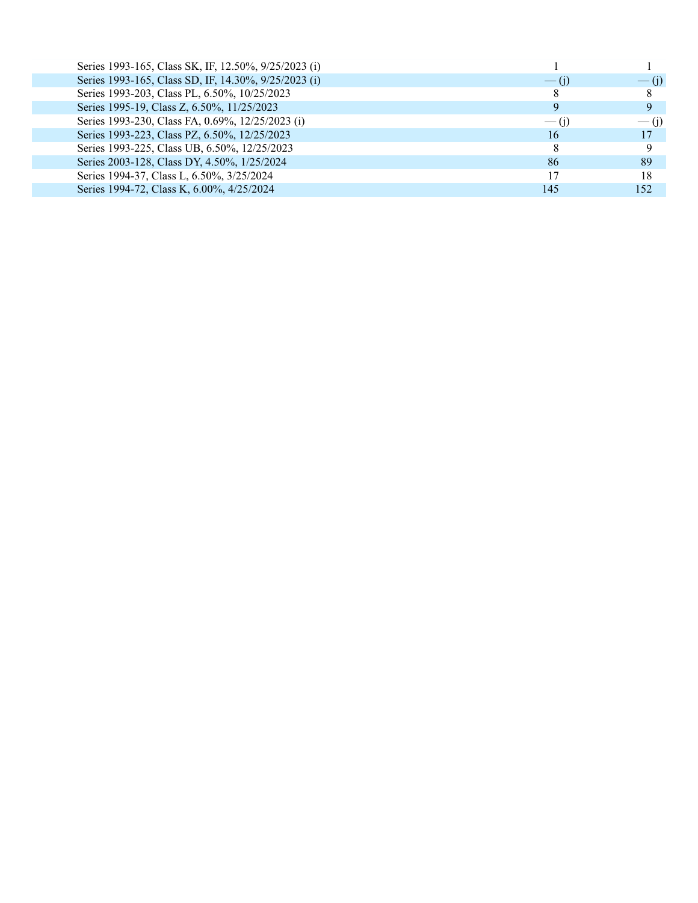| | | |
|---|---|---|
| Series 1993-165, Class SK, IF, 12.50%, 9/25/2023 (i) | 1 | 1 |
| Series 1993-165, Class SD, IF, 14.30%, 9/25/2023 (i) | — (j) | — (j) |
| Series 1993-203, Class PL, 6.50%, 10/25/2023 | 8 | 8 |
| Series 1995-19, Class Z, 6.50%, 11/25/2023 | 9 | 9 |
| Series 1993-230, Class FA, 0.69%, 12/25/2023 (i) | — (j) | — (j) |
| Series 1993-223, Class PZ, 6.50%, 12/25/2023 | 16 | 17 |
| Series 1993-225, Class UB, 6.50%, 12/25/2023 | 8 | 9 |
| Series 2003-128, Class DY, 4.50%, 1/25/2024 | 86 | 89 |
| Series 1994-37, Class L, 6.50%, 3/25/2024 | 17 | 18 |
| Series 1994-72, Class K, 6.00%, 4/25/2024 | 145 | 152 |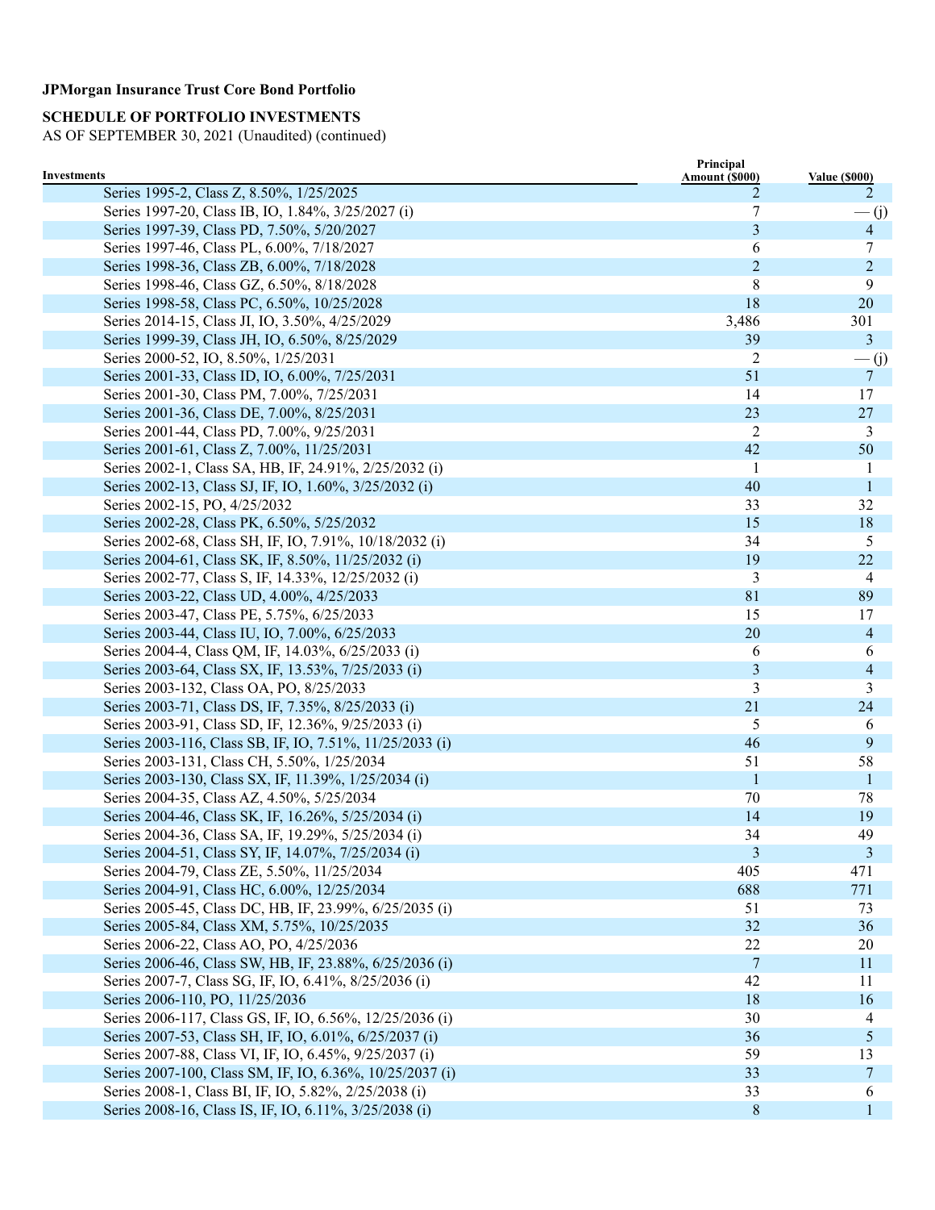**JPMorgan Insurance Trust Core Bond Portfolio**

**SCHEDULE OF PORTFOLIO INVESTMENTS**
AS OF SEPTEMBER 30, 2021 (Unaudited) (continued)

| Investments | Principal Amount ($000) | Value ($000) |
|---|---|---|
| Series 1995-2, Class Z, 8.50%, 1/25/2025 | 2 | 2 |
| Series 1997-20, Class IB, IO, 1.84%, 3/25/2027 (i) | 7 | — (j) |
| Series 1997-39, Class PD, 7.50%, 5/20/2027 | 3 | 4 |
| Series 1997-46, Class PL, 6.00%, 7/18/2027 | 6 | 7 |
| Series 1998-36, Class ZB, 6.00%, 7/18/2028 | 2 | 2 |
| Series 1998-46, Class GZ, 6.50%, 8/18/2028 | 8 | 9 |
| Series 1998-58, Class PC, 6.50%, 10/25/2028 | 18 | 20 |
| Series 2014-15, Class JI, IO, 3.50%, 4/25/2029 | 3,486 | 301 |
| Series 1999-39, Class JH, IO, 6.50%, 8/25/2029 | 39 | 3 |
| Series 2000-52, IO, 8.50%, 1/25/2031 | 2 | — (j) |
| Series 2001-33, Class ID, IO, 6.00%, 7/25/2031 | 51 | 7 |
| Series 2001-30, Class PM, 7.00%, 7/25/2031 | 14 | 17 |
| Series 2001-36, Class DE, 7.00%, 8/25/2031 | 23 | 27 |
| Series 2001-44, Class PD, 7.00%, 9/25/2031 | 2 | 3 |
| Series 2001-61, Class Z, 7.00%, 11/25/2031 | 42 | 50 |
| Series 2002-1, Class SA, HB, IF, 24.91%, 2/25/2032 (i) | 1 | 1 |
| Series 2002-13, Class SJ, IF, IO, 1.60%, 3/25/2032 (i) | 40 | 1 |
| Series 2002-15, PO, 4/25/2032 | 33 | 32 |
| Series 2002-28, Class PK, 6.50%, 5/25/2032 | 15 | 18 |
| Series 2002-68, Class SH, IF, IO, 7.91%, 10/18/2032 (i) | 34 | 5 |
| Series 2004-61, Class SK, IF, 8.50%, 11/25/2032 (i) | 19 | 22 |
| Series 2002-77, Class S, IF, 14.33%, 12/25/2032 (i) | 3 | 4 |
| Series 2003-22, Class UD, 4.00%, 4/25/2033 | 81 | 89 |
| Series 2003-47, Class PE, 5.75%, 6/25/2033 | 15 | 17 |
| Series 2003-44, Class IU, IO, 7.00%, 6/25/2033 | 20 | 4 |
| Series 2004-4, Class QM, IF, 14.03%, 6/25/2033 (i) | 6 | 6 |
| Series 2003-64, Class SX, IF, 13.53%, 7/25/2033 (i) | 3 | 4 |
| Series 2003-132, Class OA, PO, 8/25/2033 | 3 | 3 |
| Series 2003-71, Class DS, IF, 7.35%, 8/25/2033 (i) | 21 | 24 |
| Series 2003-91, Class SD, IF, 12.36%, 9/25/2033 (i) | 5 | 6 |
| Series 2003-116, Class SB, IF, IO, 7.51%, 11/25/2033 (i) | 46 | 9 |
| Series 2003-131, Class CH, 5.50%, 1/25/2034 | 51 | 58 |
| Series 2003-130, Class SX, IF, 11.39%, 1/25/2034 (i) | 1 | 1 |
| Series 2004-35, Class AZ, 4.50%, 5/25/2034 | 70 | 78 |
| Series 2004-46, Class SK, IF, 16.26%, 5/25/2034 (i) | 14 | 19 |
| Series 2004-36, Class SA, IF, 19.29%, 5/25/2034 (i) | 34 | 49 |
| Series 2004-51, Class SY, IF, 14.07%, 7/25/2034 (i) | 3 | 3 |
| Series 2004-79, Class ZE, 5.50%, 11/25/2034 | 405 | 471 |
| Series 2004-91, Class HC, 6.00%, 12/25/2034 | 688 | 771 |
| Series 2005-45, Class DC, HB, IF, 23.99%, 6/25/2035 (i) | 51 | 73 |
| Series 2005-84, Class XM, 5.75%, 10/25/2035 | 32 | 36 |
| Series 2006-22, Class AO, PO, 4/25/2036 | 22 | 20 |
| Series 2006-46, Class SW, HB, IF, 23.88%, 6/25/2036 (i) | 7 | 11 |
| Series 2007-7, Class SG, IF, IO, 6.41%, 8/25/2036 (i) | 42 | 11 |
| Series 2006-110, PO, 11/25/2036 | 18 | 16 |
| Series 2006-117, Class GS, IF, IO, 6.56%, 12/25/2036 (i) | 30 | 4 |
| Series 2007-53, Class SH, IF, IO, 6.01%, 6/25/2037 (i) | 36 | 5 |
| Series 2007-88, Class VI, IF, IO, 6.45%, 9/25/2037 (i) | 59 | 13 |
| Series 2007-100, Class SM, IF, IO, 6.36%, 10/25/2037 (i) | 33 | 7 |
| Series 2008-1, Class BI, IF, IO, 5.82%, 2/25/2038 (i) | 33 | 6 |
| Series 2008-16, Class IS, IF, IO, 6.11%, 3/25/2038 (i) | 8 | 1 |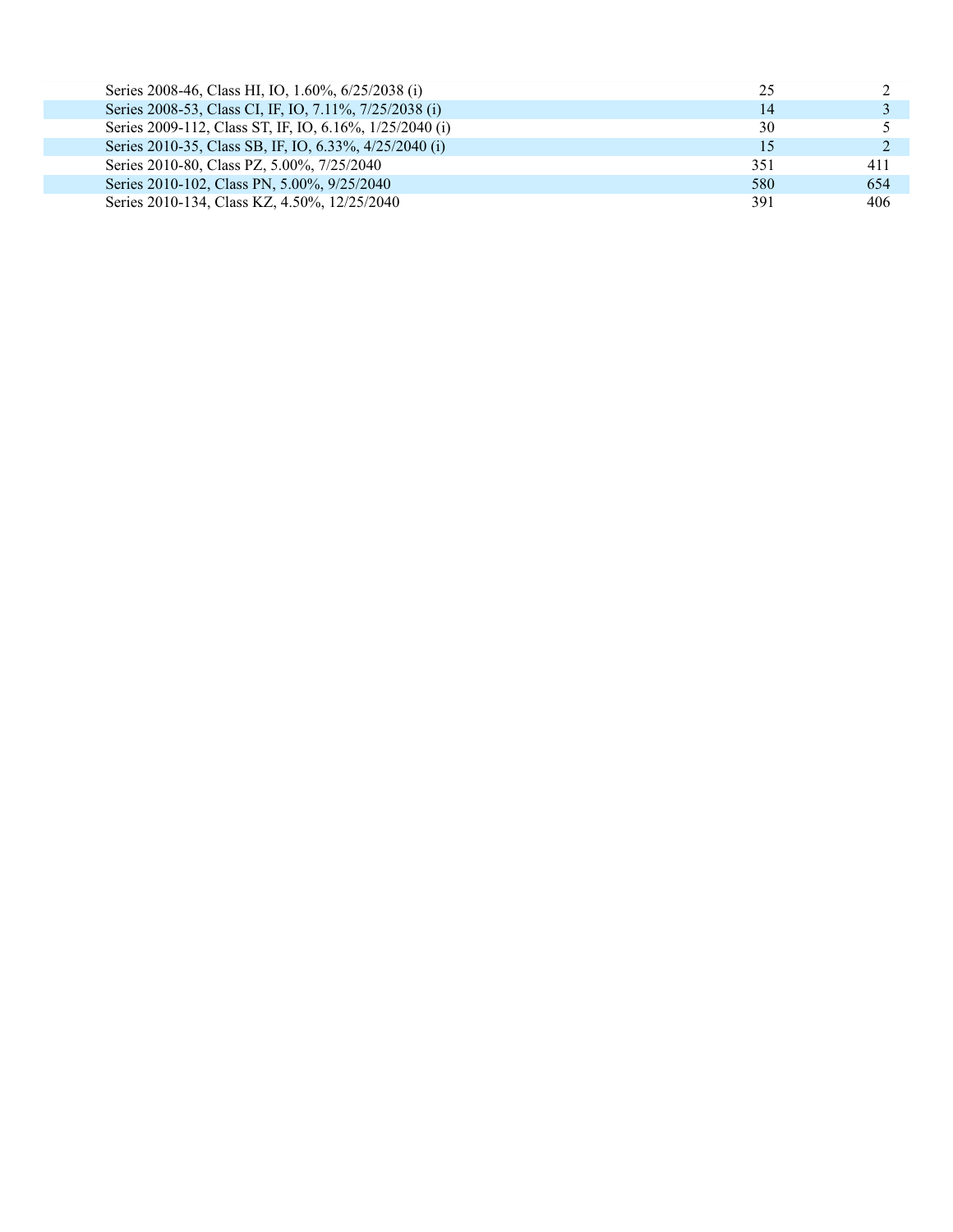| | | |
|---|---|---|
| Series 2008-46, Class HI, IO, 1.60%, 6/25/2038 (i) | 25 | 2 |
| Series 2008-53, Class CI, IF, IO, 7.11%, 7/25/2038 (i) | 14 | 3 |
| Series 2009-112, Class ST, IF, IO, 6.16%, 1/25/2040 (i) | 30 | 5 |
| Series 2010-35, Class SB, IF, IO, 6.33%, 4/25/2040 (i) | 15 | 2 |
| Series 2010-80, Class PZ, 5.00%, 7/25/2040 | 351 | 411 |
| Series 2010-102, Class PN, 5.00%, 9/25/2040 | 580 | 654 |
| Series 2010-134, Class KZ, 4.50%, 12/25/2040 | 391 | 406 |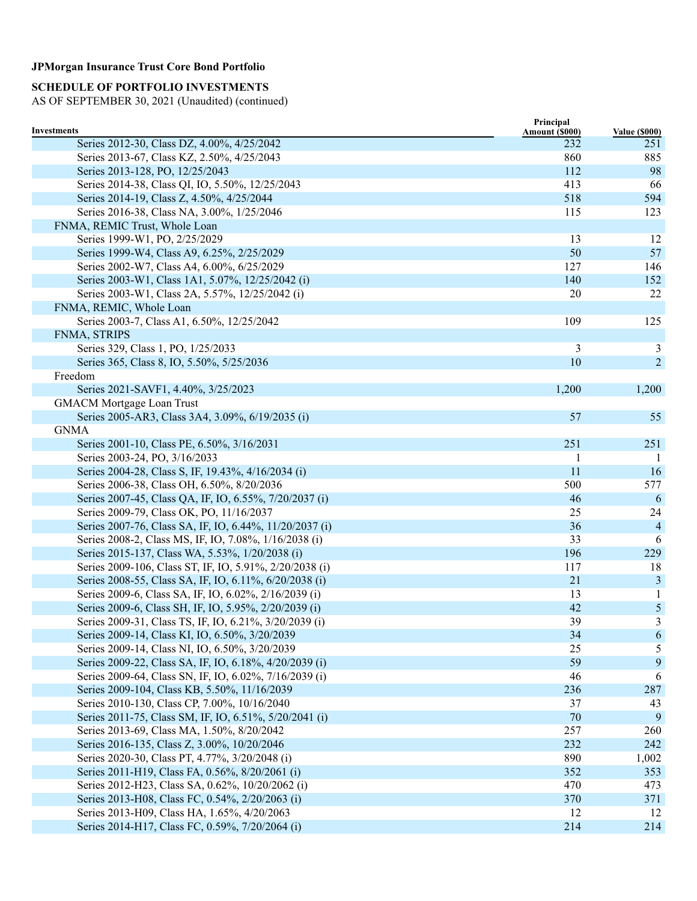**JPMorgan Insurance Trust Core Bond Portfolio**

**SCHEDULE OF PORTFOLIO INVESTMENTS**

AS OF SEPTEMBER 30, 2021 (Unaudited) (continued)

| Investments | Principal Amount ($000) | Value ($000) |
|---|---|---|
| Series 2012-30, Class DZ, 4.00%, 4/25/2042 | 232 | 251 |
| Series 2013-67, Class KZ, 2.50%, 4/25/2043 | 860 | 885 |
| Series 2013-128, PO, 12/25/2043 | 112 | 98 |
| Series 2014-38, Class QI, IO, 5.50%, 12/25/2043 | 413 | 66 |
| Series 2014-19, Class Z, 4.50%, 4/25/2044 | 518 | 594 |
| Series 2016-38, Class NA, 3.00%, 1/25/2046 | 115 | 123 |
| FNMA, REMIC Trust, Whole Loan | | |
| Series 1999-W1, PO, 2/25/2029 | 13 | 12 |
| Series 1999-W4, Class A9, 6.25%, 2/25/2029 | 50 | 57 |
| Series 2002-W7, Class A4, 6.00%, 6/25/2029 | 127 | 146 |
| Series 2003-W1, Class 1A1, 5.07%, 12/25/2042 (i) | 140 | 152 |
| Series 2003-W1, Class 2A, 5.57%, 12/25/2042 (i) | 20 | 22 |
| FNMA, REMIC, Whole Loan | | |
| Series 2003-7, Class A1, 6.50%, 12/25/2042 | 109 | 125 |
| FNMA, STRIPS | | |
| Series 329, Class 1, PO, 1/25/2033 | 3 | 3 |
| Series 365, Class 8, IO, 5.50%, 5/25/2036 | 10 | 2 |
| Freedom | | |
| Series 2021-SAVF1, 4.40%, 3/25/2023 | 1,200 | 1,200 |
| GMACM Mortgage Loan Trust | | |
| Series 2005-AR3, Class 3A4, 3.09%, 6/19/2035 (i) | 57 | 55 |
| GNMA | | |
| Series 2001-10, Class PE, 6.50%, 3/16/2031 | 251 | 251 |
| Series 2003-24, PO, 3/16/2033 | 1 | 1 |
| Series 2004-28, Class S, IF, 19.43%, 4/16/2034 (i) | 11 | 16 |
| Series 2006-38, Class OH, 6.50%, 8/20/2036 | 500 | 577 |
| Series 2007-45, Class QA, IF, IO, 6.55%, 7/20/2037 (i) | 46 | 6 |
| Series 2009-79, Class OK, PO, 11/16/2037 | 25 | 24 |
| Series 2007-76, Class SA, IF, IO, 6.44%, 11/20/2037 (i) | 36 | 4 |
| Series 2008-2, Class MS, IF, IO, 7.08%, 1/16/2038 (i) | 33 | 6 |
| Series 2015-137, Class WA, 5.53%, 1/20/2038 (i) | 196 | 229 |
| Series 2009-106, Class ST, IF, IO, 5.91%, 2/20/2038 (i) | 117 | 18 |
| Series 2008-55, Class SA, IF, IO, 6.11%, 6/20/2038 (i) | 21 | 3 |
| Series 2009-6, Class SA, IF, IO, 6.02%, 2/16/2039 (i) | 13 | 1 |
| Series 2009-6, Class SH, IF, IO, 5.95%, 2/20/2039 (i) | 42 | 5 |
| Series 2009-31, Class TS, IF, IO, 6.21%, 3/20/2039 (i) | 39 | 3 |
| Series 2009-14, Class KI, IO, 6.50%, 3/20/2039 | 34 | 6 |
| Series 2009-14, Class NI, IO, 6.50%, 3/20/2039 | 25 | 5 |
| Series 2009-22, Class SA, IF, IO, 6.18%, 4/20/2039 (i) | 59 | 9 |
| Series 2009-64, Class SN, IF, IO, 6.02%, 7/16/2039 (i) | 46 | 6 |
| Series 2009-104, Class KB, 5.50%, 11/16/2039 | 236 | 287 |
| Series 2010-130, Class CP, 7.00%, 10/16/2040 | 37 | 43 |
| Series 2011-75, Class SM, IF, IO, 6.51%, 5/20/2041 (i) | 70 | 9 |
| Series 2013-69, Class MA, 1.50%, 8/20/2042 | 257 | 260 |
| Series 2016-135, Class Z, 3.00%, 10/20/2046 | 232 | 242 |
| Series 2020-30, Class PT, 4.77%, 3/20/2048 (i) | 890 | 1,002 |
| Series 2011-H19, Class FA, 0.56%, 8/20/2061 (i) | 352 | 353 |
| Series 2012-H23, Class SA, 0.62%, 10/20/2062 (i) | 470 | 473 |
| Series 2013-H08, Class FC, 0.54%, 2/20/2063 (i) | 370 | 371 |
| Series 2013-H09, Class HA, 1.65%, 4/20/2063 | 12 | 12 |
| Series 2014-H17, Class FC, 0.59%, 7/20/2064 (i) | 214 | 214 |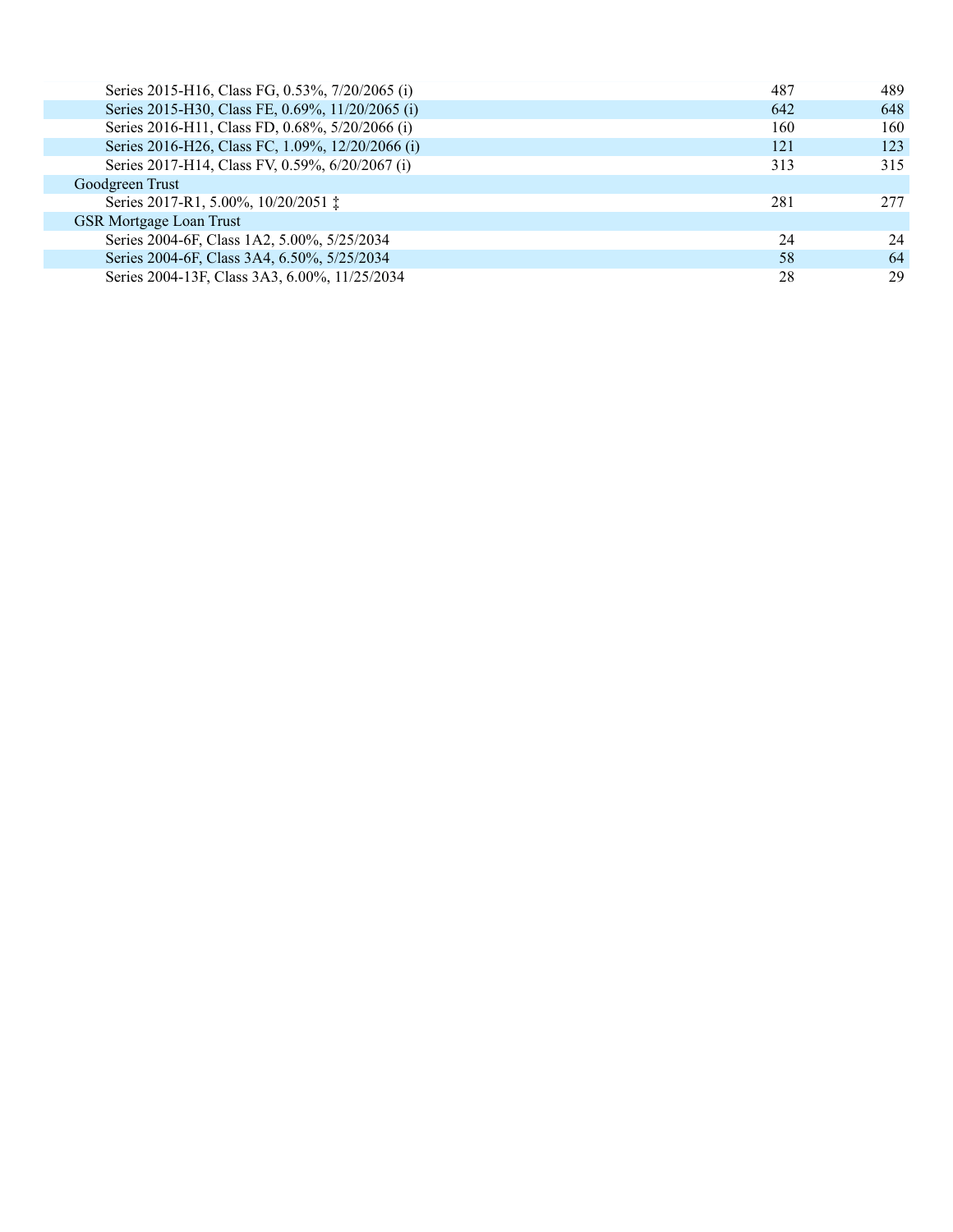| | | |
|---|---|---|
| Series 2015-H16, Class FG, 0.53%, 7/20/2065 (i) | 487 | 489 |
| Series 2015-H30, Class FE, 0.69%, 11/20/2065 (i) | 642 | 648 |
| Series 2016-H11, Class FD, 0.68%, 5/20/2066 (i) | 160 | 160 |
| Series 2016-H26, Class FC, 1.09%, 12/20/2066 (i) | 121 | 123 |
| Series 2017-H14, Class FV, 0.59%, 6/20/2067 (i) | 313 | 315 |
| Goodgreen Trust | | |
| Series 2017-R1, 5.00%, 10/20/2051 ‡ | 281 | 277 |
| GSR Mortgage Loan Trust | | |
| Series 2004-6F, Class 1A2, 5.00%, 5/25/2034 | 24 | 24 |
| Series 2004-6F, Class 3A4, 6.50%, 5/25/2034 | 58 | 64 |
| Series 2004-13F, Class 3A3, 6.00%, 11/25/2034 | 28 | 29 |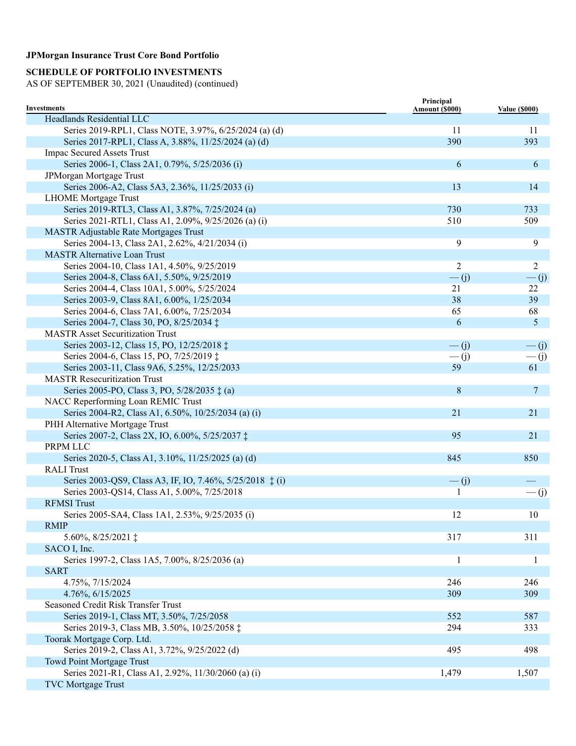**JPMorgan Insurance Trust Core Bond Portfolio**

**SCHEDULE OF PORTFOLIO INVESTMENTS**
AS OF SEPTEMBER 30, 2021 (Unaudited) (continued)

| Investments | Principal Amount ($000) | Value ($000) |
|---|---|---|
| Headlands Residential LLC | | |
| Series 2019-RPL1, Class NOTE, 3.97%, 6/25/2024 (a) (d) | 11 | 11 |
| Series 2017-RPL1, Class A, 3.88%, 11/25/2024 (a) (d) | 390 | 393 |
| Impac Secured Assets Trust | | |
| Series 2006-1, Class 2A1, 0.79%, 5/25/2036 (i) | 6 | 6 |
| JPMorgan Mortgage Trust | | |
| Series 2006-A2, Class 5A3, 2.36%, 11/25/2033 (i) | 13 | 14 |
| LHOME Mortgage Trust | | |
| Series 2019-RTL3, Class A1, 3.87%, 7/25/2024 (a) | 730 | 733 |
| Series 2021-RTL1, Class A1, 2.09%, 9/25/2026 (a) (i) | 510 | 509 |
| MASTR Adjustable Rate Mortgages Trust | | |
| Series 2004-13, Class 2A1, 2.62%, 4/21/2034 (i) | 9 | 9 |
| MASTR Alternative Loan Trust | | |
| Series 2004-10, Class 1A1, 4.50%, 9/25/2019 | 2 | 2 |
| Series 2004-8, Class 6A1, 5.50%, 9/25/2019 | — (j) | — (j) |
| Series 2004-4, Class 10A1, 5.00%, 5/25/2024 | 21 | 22 |
| Series 2003-9, Class 8A1, 6.00%, 1/25/2034 | 38 | 39 |
| Series 2004-6, Class 7A1, 6.00%, 7/25/2034 | 65 | 68 |
| Series 2004-7, Class 30, PO, 8/25/2034 ‡ | 6 | 5 |
| MASTR Asset Securitization Trust | | |
| Series 2003-12, Class 15, PO, 12/25/2018 ‡ | — (j) | — (j) |
| Series 2004-6, Class 15, PO, 7/25/2019 ‡ | — (j) | — (j) |
| Series 2003-11, Class 9A6, 5.25%, 12/25/2033 | 59 | 61 |
| MASTR Resecuritization Trust | | |
| Series 2005-PO, Class 3, PO, 5/28/2035 ‡ (a) | 8 | 7 |
| NACC Reperforming Loan REMIC Trust | | |
| Series 2004-R2, Class A1, 6.50%, 10/25/2034 (a) (i) | 21 | 21 |
| PHH Alternative Mortgage Trust | | |
| Series 2007-2, Class 2X, IO, 6.00%, 5/25/2037 ‡ | 95 | 21 |
| PRPM LLC | | |
| Series 2020-5, Class A1, 3.10%, 11/25/2025 (a) (d) | 845 | 850 |
| RALI Trust | | |
| Series 2003-QS9, Class A3, IF, IO, 7.46%, 5/25/2018 ‡ (i) | — (j) | — |
| Series 2003-QS14, Class A1, 5.00%, 7/25/2018 | 1 | — (j) |
| RFMSI Trust | | |
| Series 2005-SA4, Class 1A1, 2.53%, 9/25/2035 (i) | 12 | 10 |
| RMIP | | |
| 5.60%, 8/25/2021 ‡ | 317 | 311 |
| SACO I, Inc. | | |
| Series 1997-2, Class 1A5, 7.00%, 8/25/2036 (a) | 1 | 1 |
| SART | | |
| 4.75%, 7/15/2024 | 246 | 246 |
| 4.76%, 6/15/2025 | 309 | 309 |
| Seasoned Credit Risk Transfer Trust | | |
| Series 2019-1, Class MT, 3.50%, 7/25/2058 | 552 | 587 |
| Series 2019-3, Class MB, 3.50%, 10/25/2058 ‡ | 294 | 333 |
| Toorak Mortgage Corp. Ltd. | | |
| Series 2019-2, Class A1, 3.72%, 9/25/2022 (d) | 495 | 498 |
| Towd Point Mortgage Trust | | |
| Series 2021-R1, Class A1, 2.92%, 11/30/2060 (a) (i) | 1,479 | 1,507 |
| TVC Mortgage Trust | | |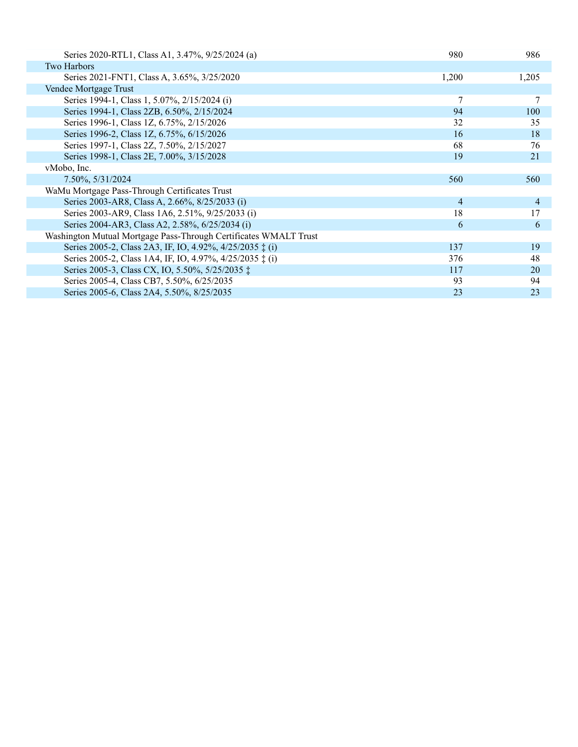| | | |
|---|---|---|
| Series 2020-RTL1, Class A1, 3.47%, 9/25/2024 (a) | 980 | 986 |
| Two Harbors | | |
| Series 2021-FNT1, Class A, 3.65%, 3/25/2020 | 1,200 | 1,205 |
| Vendee Mortgage Trust | | |
| Series 1994-1, Class 1, 5.07%, 2/15/2024 (i) | 7 | 7 |
| Series 1994-1, Class 2ZB, 6.50%, 2/15/2024 | 94 | 100 |
| Series 1996-1, Class 1Z, 6.75%, 2/15/2026 | 32 | 35 |
| Series 1996-2, Class 1Z, 6.75%, 6/15/2026 | 16 | 18 |
| Series 1997-1, Class 2Z, 7.50%, 2/15/2027 | 68 | 76 |
| Series 1998-1, Class 2E, 7.00%, 3/15/2028 | 19 | 21 |
| vMobo, Inc. | | |
| 7.50%, 5/31/2024 | 560 | 560 |
| WaMu Mortgage Pass-Through Certificates Trust | | |
| Series 2003-AR8, Class A, 2.66%, 8/25/2033 (i) | 4 | 4 |
| Series 2003-AR9, Class 1A6, 2.51%, 9/25/2033 (i) | 18 | 17 |
| Series 2004-AR3, Class A2, 2.58%, 6/25/2034 (i) | 6 | 6 |
| Washington Mutual Mortgage Pass-Through Certificates WMALT Trust | | |
| Series 2005-2, Class 2A3, IF, IO, 4.92%, 4/25/2035 ‡ (i) | 137 | 19 |
| Series 2005-2, Class 1A4, IF, IO, 4.97%, 4/25/2035 ‡ (i) | 376 | 48 |
| Series 2005-3, Class CX, IO, 5.50%, 5/25/2035 ‡ | 117 | 20 |
| Series 2005-4, Class CB7, 5.50%, 6/25/2035 | 93 | 94 |
| Series 2005-6, Class 2A4, 5.50%, 8/25/2035 | 23 | 23 |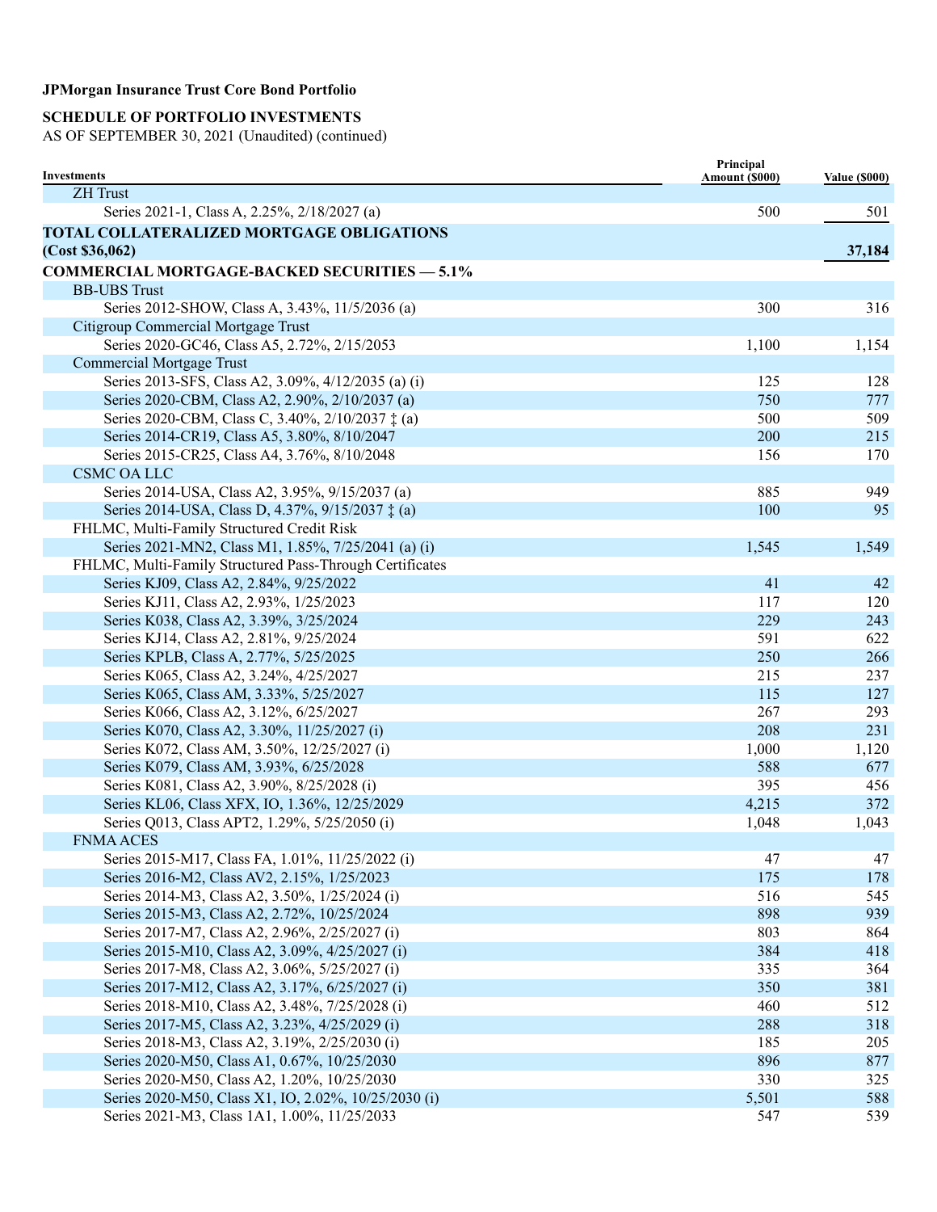**JPMorgan Insurance Trust Core Bond Portfolio**

**SCHEDULE OF PORTFOLIO INVESTMENTS**
AS OF SEPTEMBER 30, 2021 (Unaudited) (continued)

| Investments | Principal Amount ($000) | Value ($000) |
|---|---|---|
| ZH Trust | | |
| Series 2021-1, Class A, 2.25%, 2/18/2027 (a) | 500 | 501 |
| **TOTAL COLLATERALIZED MORTGAGE OBLIGATIONS (Cost $36,062)** | | **37,184** |
| **COMMERCIAL MORTGAGE-BACKED SECURITIES — 5.1%** | | |
| BB-UBS Trust | | |
| Series 2012-SHOW, Class A, 3.43%, 11/5/2036 (a) | 300 | 316 |
| Citigroup Commercial Mortgage Trust | | |
| Series 2020-GC46, Class A5, 2.72%, 2/15/2053 | 1,100 | 1,154 |
| Commercial Mortgage Trust | | |
| Series 2013-SFS, Class A2, 3.09%, 4/12/2035 (a) (i) | 125 | 128 |
| Series 2020-CBM, Class A2, 2.90%, 2/10/2037 (a) | 750 | 777 |
| Series 2020-CBM, Class C, 3.40%, 2/10/2037 ‡ (a) | 500 | 509 |
| Series 2014-CR19, Class A5, 3.80%, 8/10/2047 | 200 | 215 |
| Series 2015-CR25, Class A4, 3.76%, 8/10/2048 | 156 | 170 |
| CSMC OA LLC | | |
| Series 2014-USA, Class A2, 3.95%, 9/15/2037 (a) | 885 | 949 |
| Series 2014-USA, Class D, 4.37%, 9/15/2037 ‡ (a) | 100 | 95 |
| FHLMC, Multi-Family Structured Credit Risk | | |
| Series 2021-MN2, Class M1, 1.85%, 7/25/2041 (a) (i) | 1,545 | 1,549 |
| FHLMC, Multi-Family Structured Pass-Through Certificates | | |
| Series KJ09, Class A2, 2.84%, 9/25/2022 | 41 | 42 |
| Series KJ11, Class A2, 2.93%, 1/25/2023 | 117 | 120 |
| Series K038, Class A2, 3.39%, 3/25/2024 | 229 | 243 |
| Series KJ14, Class A2, 2.81%, 9/25/2024 | 591 | 622 |
| Series KPLB, Class A, 2.77%, 5/25/2025 | 250 | 266 |
| Series K065, Class A2, 3.24%, 4/25/2027 | 215 | 237 |
| Series K065, Class AM, 3.33%, 5/25/2027 | 115 | 127 |
| Series K066, Class A2, 3.12%, 6/25/2027 | 267 | 293 |
| Series K070, Class A2, 3.30%, 11/25/2027 (i) | 208 | 231 |
| Series K072, Class AM, 3.50%, 12/25/2027 (i) | 1,000 | 1,120 |
| Series K079, Class AM, 3.93%, 6/25/2028 | 588 | 677 |
| Series K081, Class A2, 3.90%, 8/25/2028 (i) | 395 | 456 |
| Series KL06, Class XFX, IO, 1.36%, 12/25/2029 | 4,215 | 372 |
| Series Q013, Class APT2, 1.29%, 5/25/2050 (i) | 1,048 | 1,043 |
| FNMA ACES | | |
| Series 2015-M17, Class FA, 1.01%, 11/25/2022 (i) | 47 | 47 |
| Series 2016-M2, Class AV2, 2.15%, 1/25/2023 | 175 | 178 |
| Series 2014-M3, Class A2, 3.50%, 1/25/2024 (i) | 516 | 545 |
| Series 2015-M3, Class A2, 2.72%, 10/25/2024 | 898 | 939 |
| Series 2017-M7, Class A2, 2.96%, 2/25/2027 (i) | 803 | 864 |
| Series 2015-M10, Class A2, 3.09%, 4/25/2027 (i) | 384 | 418 |
| Series 2017-M8, Class A2, 3.06%, 5/25/2027 (i) | 335 | 364 |
| Series 2017-M12, Class A2, 3.17%, 6/25/2027 (i) | 350 | 381 |
| Series 2018-M10, Class A2, 3.48%, 7/25/2028 (i) | 460 | 512 |
| Series 2017-M5, Class A2, 3.23%, 4/25/2029 (i) | 288 | 318 |
| Series 2018-M3, Class A2, 3.19%, 2/25/2030 (i) | 185 | 205 |
| Series 2020-M50, Class A1, 0.67%, 10/25/2030 | 896 | 877 |
| Series 2020-M50, Class A2, 1.20%, 10/25/2030 | 330 | 325 |
| Series 2020-M50, Class X1, IO, 2.02%, 10/25/2030 (i) | 5,501 | 588 |
| Series 2021-M3, Class 1A1, 1.00%, 11/25/2033 | 547 | 539 |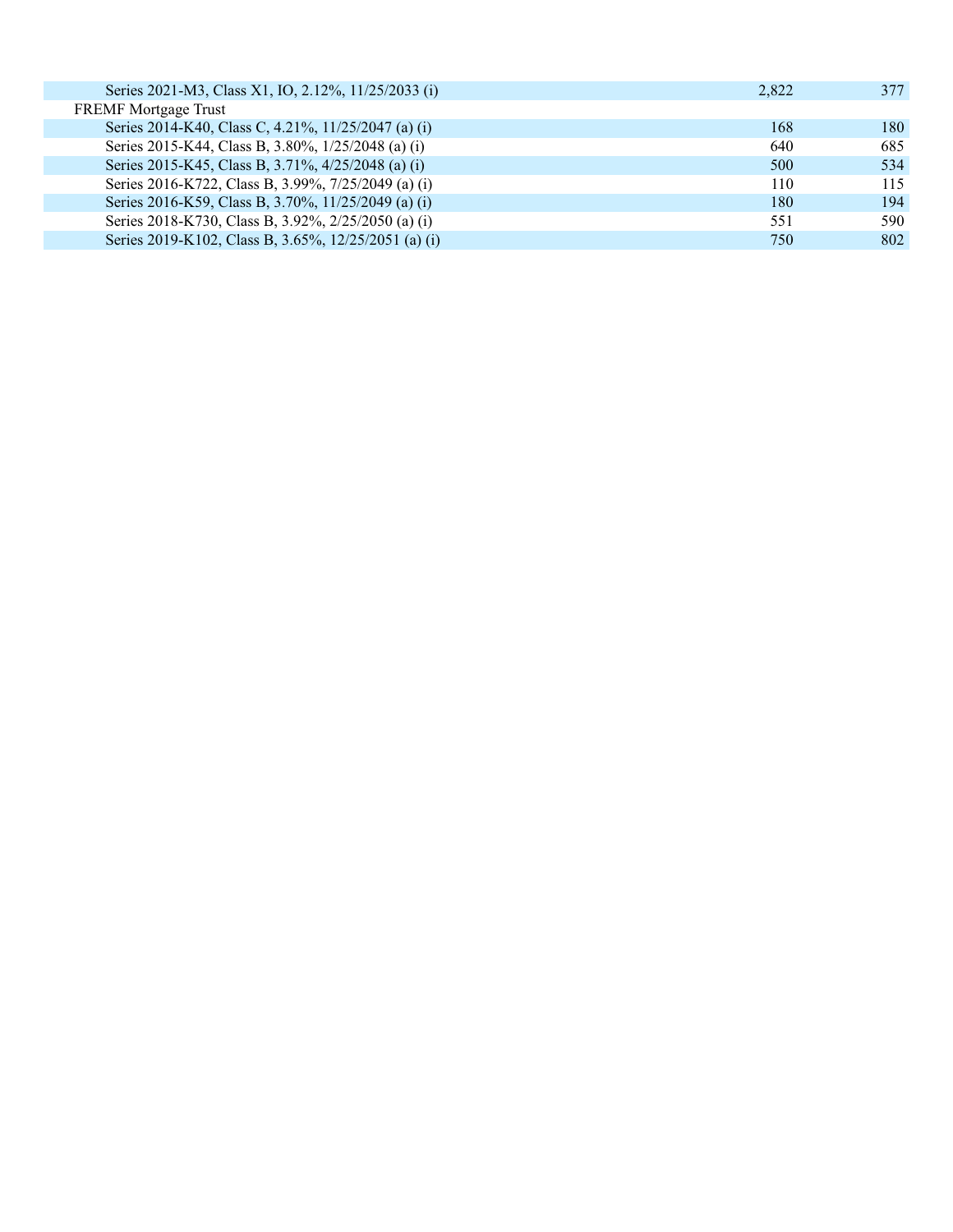| | | |
|---|---|---|
| Series 2021-M3, Class X1, IO, 2.12%, 11/25/2033 (i) | 2,822 | 377 |
| FREMF Mortgage Trust | | |
| Series 2014-K40, Class C, 4.21%, 11/25/2047 (a) (i) | 168 | 180 |
| Series 2015-K44, Class B, 3.80%, 1/25/2048 (a) (i) | 640 | 685 |
| Series 2015-K45, Class B, 3.71%, 4/25/2048 (a) (i) | 500 | 534 |
| Series 2016-K722, Class B, 3.99%, 7/25/2049 (a) (i) | 110 | 115 |
| Series 2016-K59, Class B, 3.70%, 11/25/2049 (a) (i) | 180 | 194 |
| Series 2018-K730, Class B, 3.92%, 2/25/2050 (a) (i) | 551 | 590 |
| Series 2019-K102, Class B, 3.65%, 12/25/2051 (a) (i) | 750 | 802 |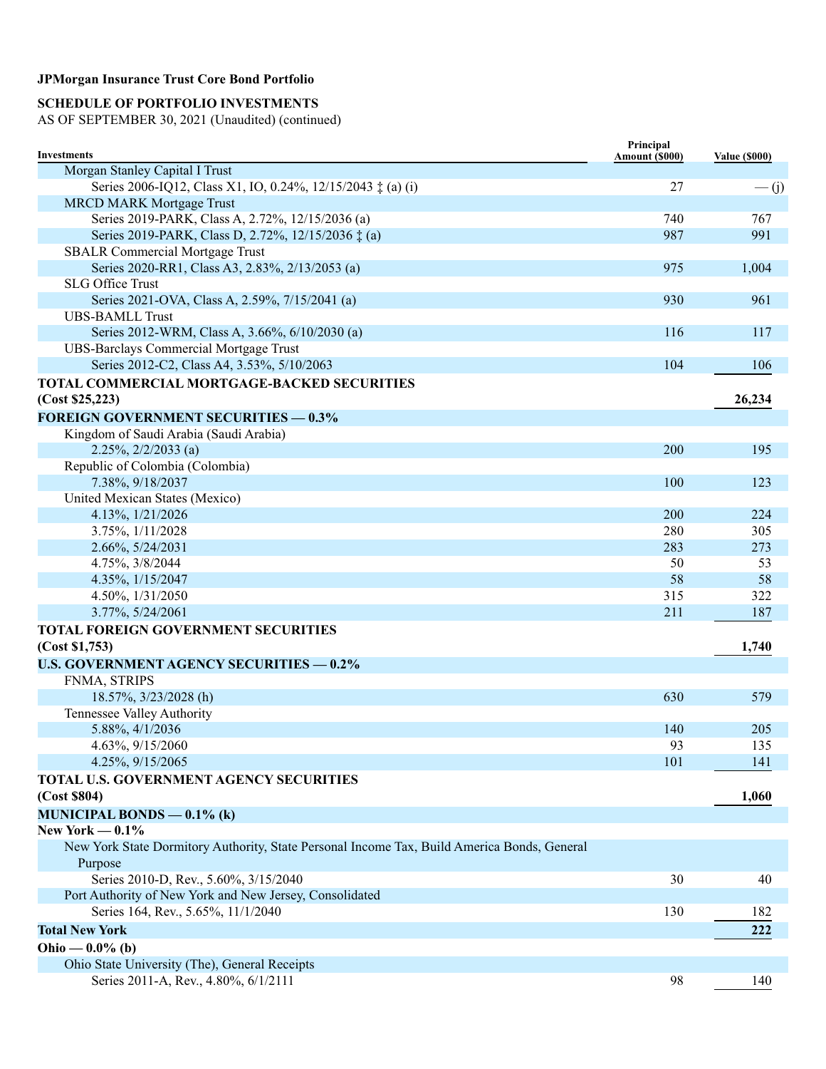**JPMorgan Insurance Trust Core Bond Portfolio**

**SCHEDULE OF PORTFOLIO INVESTMENTS**
AS OF SEPTEMBER 30, 2021 (Unaudited) (continued)

| Investments | Principal Amount ($000) | Value ($000) |
|---|---|---|
| Morgan Stanley Capital I Trust | | |
| Series 2006-IQ12, Class X1, IO, 0.24%, 12/15/2043 ‡ (a) (i) | 27 | — (j) |
| MRCD MARK Mortgage Trust | | |
| Series 2019-PARK, Class A, 2.72%, 12/15/2036 (a) | 740 | 767 |
| Series 2019-PARK, Class D, 2.72%, 12/15/2036 ‡ (a) | 987 | 991 |
| SBALR Commercial Mortgage Trust | | |
| Series 2020-RR1, Class A3, 2.83%, 2/13/2053 (a) | 975 | 1,004 |
| SLG Office Trust | | |
| Series 2021-OVA, Class A, 2.59%, 7/15/2041 (a) | 930 | 961 |
| UBS-BAMLL Trust | | |
| Series 2012-WRM, Class A, 3.66%, 6/10/2030 (a) | 116 | 117 |
| UBS-Barclays Commercial Mortgage Trust | | |
| Series 2012-C2, Class A4, 3.53%, 5/10/2063 | 104 | 106 |
| **TOTAL COMMERCIAL MORTGAGE-BACKED SECURITIES (Cost $25,223)** | | **26,234** |
| **FOREIGN GOVERNMENT SECURITIES — 0.3%** | | |
| Kingdom of Saudi Arabia (Saudi Arabia) | | |
| 2.25%, 2/2/2033 (a) | 200 | 195 |
| Republic of Colombia (Colombia) | | |
| 7.38%, 9/18/2037 | 100 | 123 |
| United Mexican States (Mexico) | | |
| 4.13%, 1/21/2026 | 200 | 224 |
| 3.75%, 1/11/2028 | 280 | 305 |
| 2.66%, 5/24/2031 | 283 | 273 |
| 4.75%, 3/8/2044 | 50 | 53 |
| 4.35%, 1/15/2047 | 58 | 58 |
| 4.50%, 1/31/2050 | 315 | 322 |
| 3.77%, 5/24/2061 | 211 | 187 |
| **TOTAL FOREIGN GOVERNMENT SECURITIES (Cost $1,753)** | | **1,740** |
| **U.S. GOVERNMENT AGENCY SECURITIES — 0.2%** | | |
| FNMA, STRIPS | | |
| 18.57%, 3/23/2028 (h) | 630 | 579 |
| Tennessee Valley Authority | | |
| 5.88%, 4/1/2036 | 140 | 205 |
| 4.63%, 9/15/2060 | 93 | 135 |
| 4.25%, 9/15/2065 | 101 | 141 |
| **TOTAL U.S. GOVERNMENT AGENCY SECURITIES (Cost $804)** | | **1,060** |
| **MUNICIPAL BONDS — 0.1% (k)** | | |
| **New York — 0.1%** | | |
| New York State Dormitory Authority, State Personal Income Tax, Build America Bonds, General Purpose | | |
| Series 2010-D, Rev., 5.60%, 3/15/2040 | 30 | 40 |
| Port Authority of New York and New Jersey, Consolidated | | |
| Series 164, Rev., 5.65%, 11/1/2040 | 130 | 182 |
| **Total New York** | | **222** |
| **Ohio — 0.0% (b)** | | |
| Ohio State University (The), General Receipts | | |
| Series 2011-A, Rev., 4.80%, 6/1/2111 | 98 | 140 |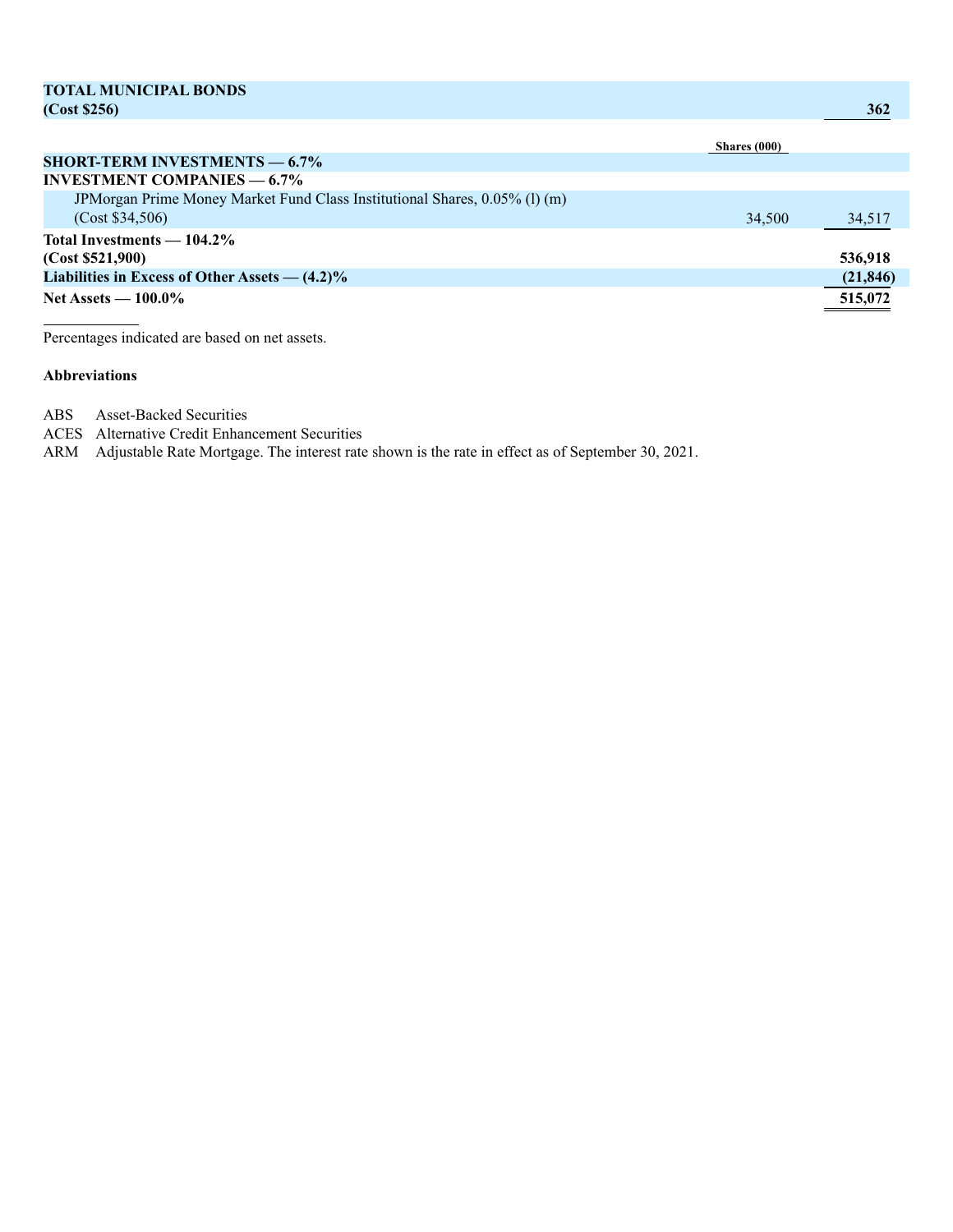| | Shares (000) | |
|---|---|---|
| **TOTAL MUNICIPAL BONDS (Cost $256)** | | **362** |
| **SHORT-TERM INVESTMENTS — 6.7%** | | |
| **INVESTMENT COMPANIES — 6.7%** | | |
| JPMorgan Prime Money Market Fund Class Institutional Shares, 0.05% (l) (m) (Cost $34,506) | 34,500 | 34,517 |
| **Total Investments — 104.2% (Cost $521,900)** | | **536,918** |
| **Liabilities in Excess of Other Assets — (4.2)%** | | **(21,846)** |
| **Net Assets — 100.0%** | | **515,072** |

Percentages indicated are based on net assets.

**Abbreviations**

ABS Asset-Backed Securities
ACES Alternative Credit Enhancement Securities
ARM Adjustable Rate Mortgage. The interest rate shown is the rate in effect as of September 30, 2021.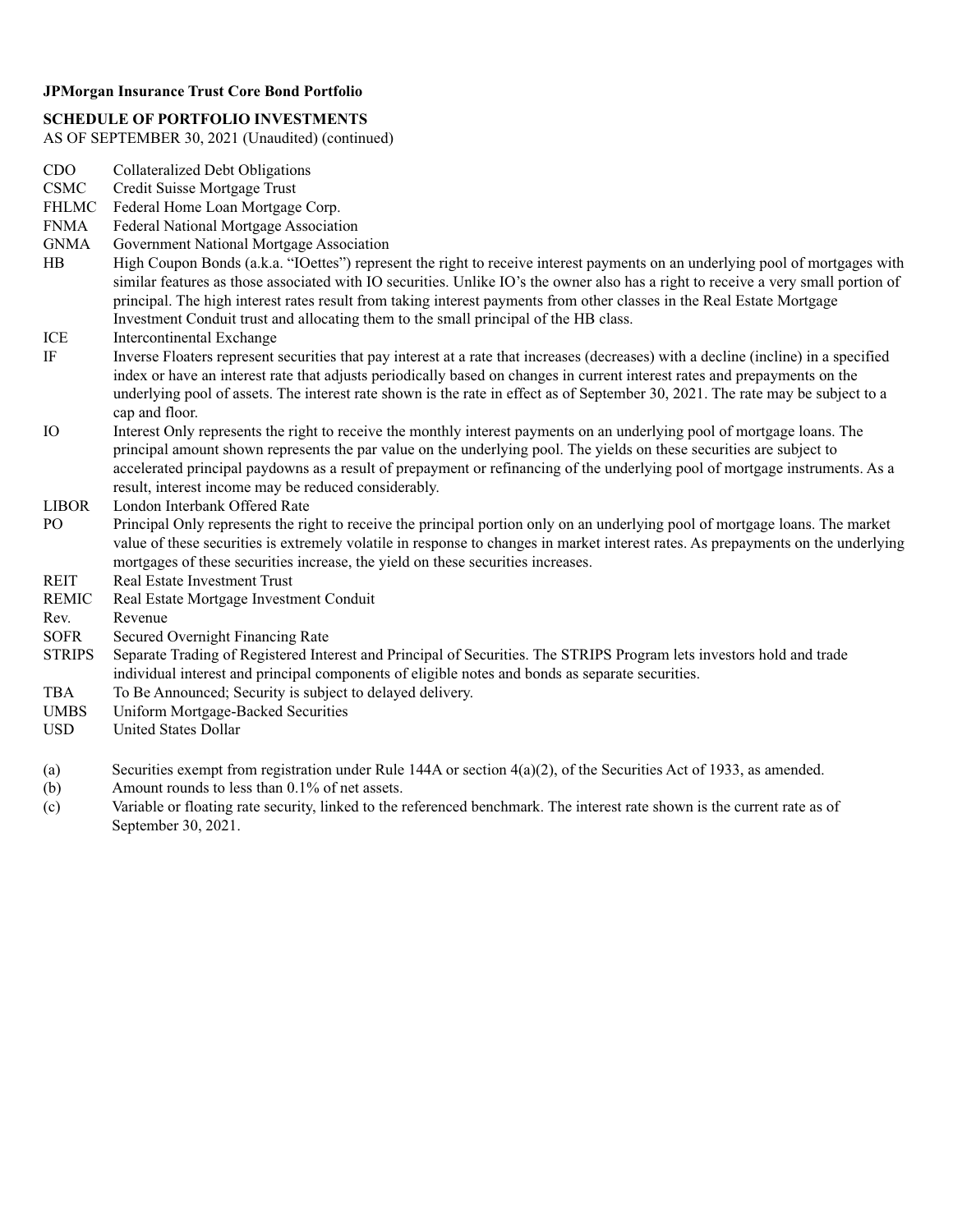**JPMorgan Insurance Trust Core Bond Portfolio**

**SCHEDULE OF PORTFOLIO INVESTMENTS**

AS OF SEPTEMBER 30, 2021 (Unaudited) (continued)

| | |
|---|---|
| CDO | Collateralized Debt Obligations |
| CSMC | Credit Suisse Mortgage Trust |
| FHLMC | Federal Home Loan Mortgage Corp. |
| FNMA | Federal National Mortgage Association |
| GNMA | Government National Mortgage Association |
| HB | High Coupon Bonds (a.k.a. "IOettes") represent the right to receive interest payments on an underlying pool of mortgages with similar features as those associated with IO securities. Unlike IO's the owner also has a right to receive a very small portion of principal. The high interest rates result from taking interest payments from other classes in the Real Estate Mortgage Investment Conduit trust and allocating them to the small principal of the HB class. |
| ICE | Intercontinental Exchange |
| IF | Inverse Floaters represent securities that pay interest at a rate that increases (decreases) with a decline (incline) in a specified index or have an interest rate that adjusts periodically based on changes in current interest rates and prepayments on the underlying pool of assets. The interest rate shown is the rate in effect as of September 30, 2021. The rate may be subject to a cap and floor. |
| IO | Interest Only represents the right to receive the monthly interest payments on an underlying pool of mortgage loans. The principal amount shown represents the par value on the underlying pool. The yields on these securities are subject to accelerated principal paydowns as a result of prepayment or refinancing of the underlying pool of mortgage instruments. As a result, interest income may be reduced considerably. |
| LIBOR | London Interbank Offered Rate |
| PO | Principal Only represents the right to receive the principal portion only on an underlying pool of mortgage loans. The market value of these securities is extremely volatile in response to changes in market interest rates. As prepayments on the underlying mortgages of these securities increase, the yield on these securities increases. |
| REIT | Real Estate Investment Trust |
| REMIC | Real Estate Mortgage Investment Conduit |
| Rev. | Revenue |
| SOFR | Secured Overnight Financing Rate |
| STRIPS | Separate Trading of Registered Interest and Principal of Securities. The STRIPS Program lets investors hold and trade individual interest and principal components of eligible notes and bonds as separate securities. |
| TBA | To Be Announced; Security is subject to delayed delivery. |
| UMBS | Uniform Mortgage-Backed Securities |
| USD | United States Dollar |

| | |
|---|---|
| (a) | Securities exempt from registration under Rule 144A or section 4(a)(2), of the Securities Act of 1933, as amended. |
| (b) | Amount rounds to less than 0.1% of net assets. |
| (c) | Variable or floating rate security, linked to the referenced benchmark. The interest rate shown is the current rate as of September 30, 2021. |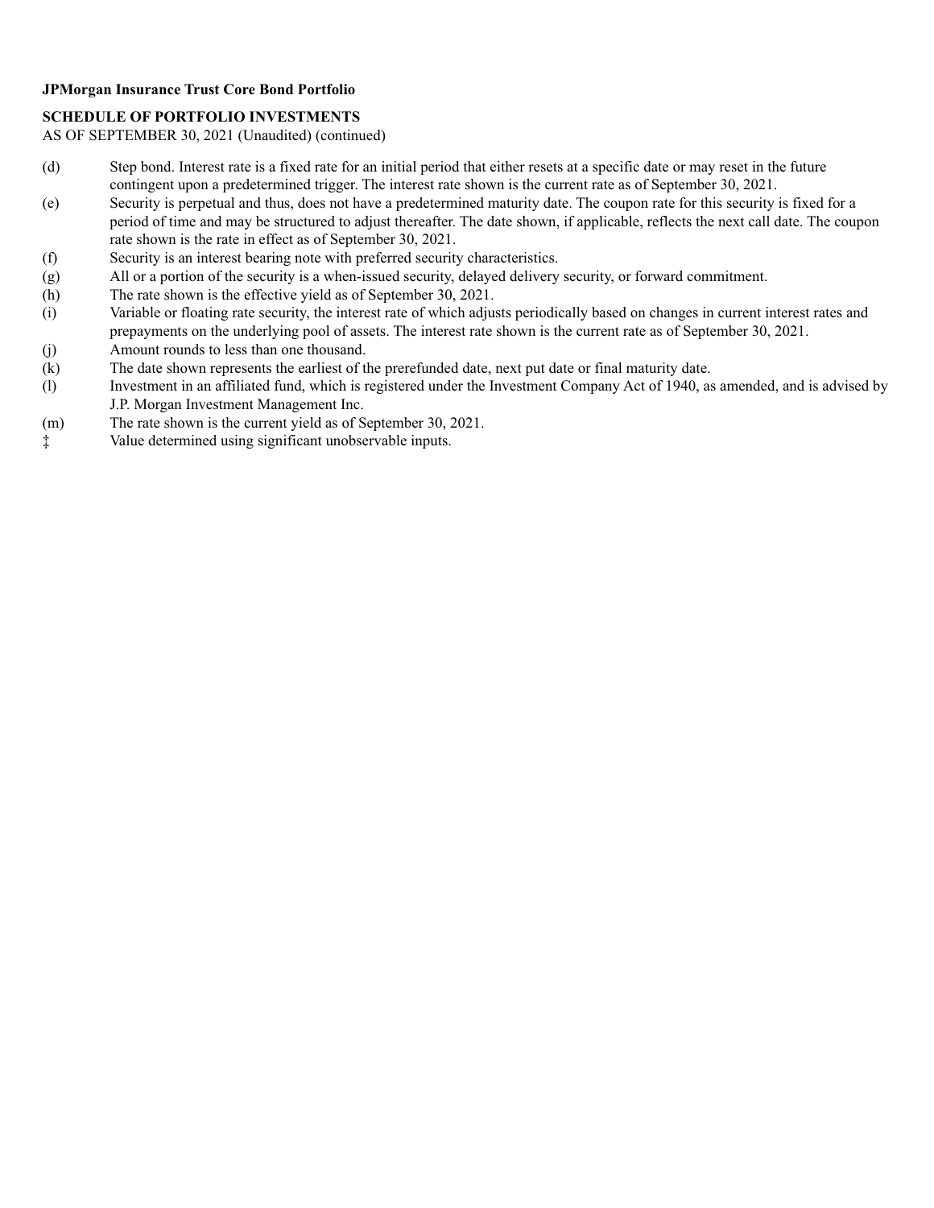**JPMorgan Insurance Trust Core Bond Portfolio**

**SCHEDULE OF PORTFOLIO INVESTMENTS**

AS OF SEPTEMBER 30, 2021 (Unaudited) (continued)

| | |
|---|---|
| (d) | Step bond. Interest rate is a fixed rate for an initial period that either resets at a specific date or may reset in the future contingent upon a predetermined trigger. The interest rate shown is the current rate as of September 30, 2021. |
| (e) | Security is perpetual and thus, does not have a predetermined maturity date. The coupon rate for this security is fixed for a period of time and may be structured to adjust thereafter. The date shown, if applicable, reflects the next call date. The coupon rate shown is the rate in effect as of September 30, 2021. |
| (f) | Security is an interest bearing note with preferred security characteristics. |
| (g) | All or a portion of the security is a when-issued security, delayed delivery security, or forward commitment. |
| (h) | The rate shown is the effective yield as of September 30, 2021. |
| (i) | Variable or floating rate security, the interest rate of which adjusts periodically based on changes in current interest rates and prepayments on the underlying pool of assets. The interest rate shown is the current rate as of September 30, 2021. |
| (j) | Amount rounds to less than one thousand. |
| (k) | The date shown represents the earliest of the prerefunded date, next put date or final maturity date. |
| (l) | Investment in an affiliated fund, which is registered under the Investment Company Act of 1940, as amended, and is advised by J.P. Morgan Investment Management Inc. |
| (m) | The rate shown is the current yield as of September 30, 2021. |
| ‡ | Value determined using significant unobservable inputs. |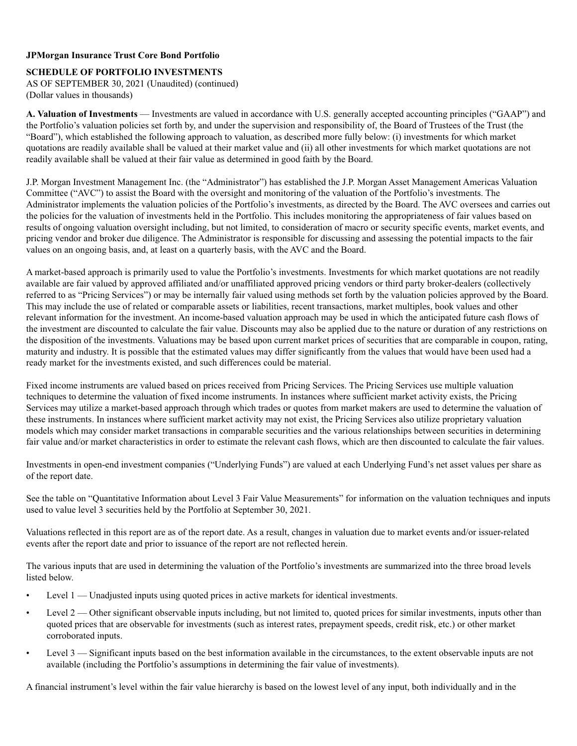**JPMorgan Insurance Trust Core Bond Portfolio**

**SCHEDULE OF PORTFOLIO INVESTMENTS**

AS OF SEPTEMBER 30, 2021 (Unaudited) (continued)
(Dollar values in thousands)

**A. Valuation of Investments** — Investments are valued in accordance with U.S. generally accepted accounting principles ("GAAP") and the Portfolio's valuation policies set forth by, and under the supervision and responsibility of, the Board of Trustees of the Trust (the "Board"), which established the following approach to valuation, as described more fully below: (i) investments for which market quotations are readily available shall be valued at their market value and (ii) all other investments for which market quotations are not readily available shall be valued at their fair value as determined in good faith by the Board.

J.P. Morgan Investment Management Inc. (the "Administrator") has established the J.P. Morgan Asset Management Americas Valuation Committee ("AVC") to assist the Board with the oversight and monitoring of the valuation of the Portfolio's investments. The Administrator implements the valuation policies of the Portfolio's investments, as directed by the Board. The AVC oversees and carries out the policies for the valuation of investments held in the Portfolio. This includes monitoring the appropriateness of fair values based on results of ongoing valuation oversight including, but not limited, to consideration of macro or security specific events, market events, and pricing vendor and broker due diligence. The Administrator is responsible for discussing and assessing the potential impacts to the fair values on an ongoing basis, and, at least on a quarterly basis, with the AVC and the Board.

A market-based approach is primarily used to value the Portfolio's investments. Investments for which market quotations are not readily available are fair valued by approved affiliated and/or unaffiliated approved pricing vendors or third party broker-dealers (collectively referred to as "Pricing Services") or may be internally fair valued using methods set forth by the valuation policies approved by the Board. This may include the use of related or comparable assets or liabilities, recent transactions, market multiples, book values and other relevant information for the investment. An income-based valuation approach may be used in which the anticipated future cash flows of the investment are discounted to calculate the fair value. Discounts may also be applied due to the nature or duration of any restrictions on the disposition of the investments. Valuations may be based upon current market prices of securities that are comparable in coupon, rating, maturity and industry. It is possible that the estimated values may differ significantly from the values that would have been used had a ready market for the investments existed, and such differences could be material.

Fixed income instruments are valued based on prices received from Pricing Services. The Pricing Services use multiple valuation techniques to determine the valuation of fixed income instruments. In instances where sufficient market activity exists, the Pricing Services may utilize a market-based approach through which trades or quotes from market makers are used to determine the valuation of these instruments. In instances where sufficient market activity may not exist, the Pricing Services also utilize proprietary valuation models which may consider market transactions in comparable securities and the various relationships between securities in determining fair value and/or market characteristics in order to estimate the relevant cash flows, which are then discounted to calculate the fair values.

Investments in open-end investment companies ("Underlying Funds") are valued at each Underlying Fund's net asset values per share as of the report date.

See the table on "Quantitative Information about Level 3 Fair Value Measurements" for information on the valuation techniques and inputs used to value level 3 securities held by the Portfolio at September 30, 2021.

Valuations reflected in this report are as of the report date. As a result, changes in valuation due to market events and/or issuer-related events after the report date and prior to issuance of the report are not reflected herein.

The various inputs that are used in determining the valuation of the Portfolio's investments are summarized into the three broad levels listed below.

- Level 1 — Unadjusted inputs using quoted prices in active markets for identical investments.
- Level 2 — Other significant observable inputs including, but not limited to, quoted prices for similar investments, inputs other than quoted prices that are observable for investments (such as interest rates, prepayment speeds, credit risk, etc.) or other market corroborated inputs.
- Level 3 — Significant inputs based on the best information available in the circumstances, to the extent observable inputs are not available (including the Portfolio's assumptions in determining the fair value of investments).

A financial instrument's level within the fair value hierarchy is based on the lowest level of any input, both individually and in the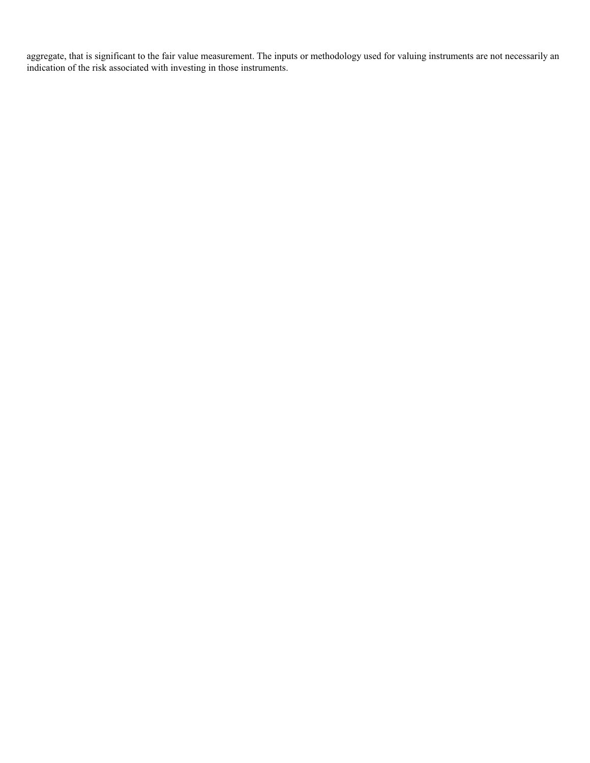aggregate, that is significant to the fair value measurement. The inputs or methodology used for valuing instruments are not necessarily an indication of the risk associated with investing in those instruments.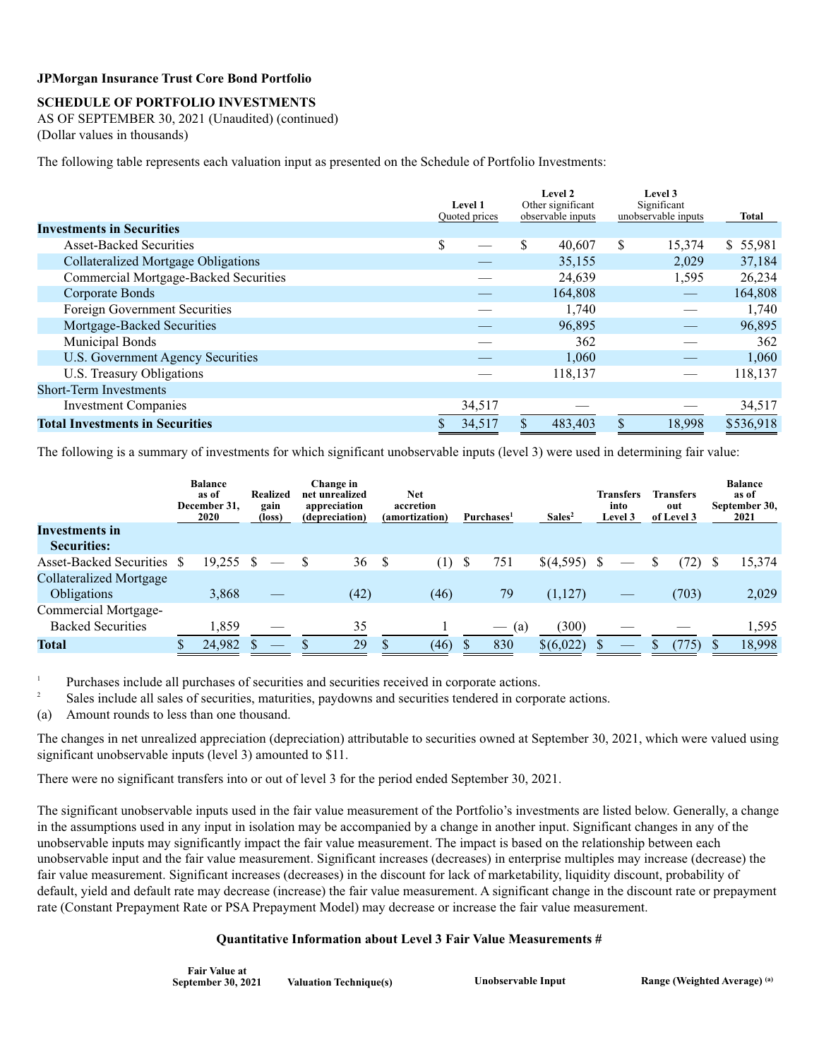**JPMorgan Insurance Trust Core Bond Portfolio**

**SCHEDULE OF PORTFOLIO INVESTMENTS**

AS OF SEPTEMBER 30, 2021 (Unaudited) (continued)

(Dollar values in thousands)

The following table represents each valuation input as presented on the Schedule of Portfolio Investments:

| | Level 1 Quoted prices | Level 2 Other significant observable inputs | Level 3 Significant unobservable inputs | Total |
|---|---|---|---|---|
| **Investments in Securities** | | | | |
| Asset-Backed Securities | $ — | $ 40,607 | $ 15,374 | $ 55,981 |
| Collateralized Mortgage Obligations | — | 35,155 | 2,029 | 37,184 |
| Commercial Mortgage-Backed Securities | — | 24,639 | 1,595 | 26,234 |
| Corporate Bonds | — | 164,808 | — | 164,808 |
| Foreign Government Securities | — | 1,740 | — | 1,740 |
| Mortgage-Backed Securities | — | 96,895 | — | 96,895 |
| Municipal Bonds | — | 362 | — | 362 |
| U.S. Government Agency Securities | — | 1,060 | — | 1,060 |
| U.S. Treasury Obligations | — | 118,137 | — | 118,137 |
| Short-Term Investments | | | | |
| Investment Companies | 34,517 | — | — | 34,517 |
| **Total Investments in Securities** | $ 34,517 | $ 483,403 | $ 18,998 | $536,918 |

The following is a summary of investments for which significant unobservable inputs (level 3) were used in determining fair value:

| | Balance as of December 31, 2020 | Realized gain (loss) | Change in net unrealized appreciation (depreciation) | Net accretion (amortization) | Purchases[1] | Sales[2] | Transfers into Level 3 | Transfers out of Level 3 | Balance as of September 30, 2021 |
|---|---|---|---|---|---|---|---|---|---|
| **Investments in Securities:** | | | | | | | | | |
| Asset-Backed Securities | $ 19,255 | $ — | $ 36 | $ (1) | $ 751 | $(4,595) | $ — | $ (72) | $ 15,374 |
| Collateralized Mortgage Obligations | 3,868 | — | (42) | (46) | 79 | (1,127) | — | (703) | 2,029 |
| Commercial Mortgage-Backed Securities | 1,859 | — | 35 | 1 | — (a) | (300) | — | — | 1,595 |
| **Total** | $ 24,982 | $ — | $ 29 | $ (46) | $ 830 | $(6,022) | $ — | $ (775) | $ 18,998 |

[1] Purchases include all purchases of securities and securities received in corporate actions.

[2] Sales include all sales of securities, maturities, paydowns and securities tendered in corporate actions.

(a) Amount rounds to less than one thousand.

The changes in net unrealized appreciation (depreciation) attributable to securities owned at September 30, 2021, which were valued using significant unobservable inputs (level 3) amounted to $11.

There were no significant transfers into or out of level 3 for the period ended September 30, 2021.

The significant unobservable inputs used in the fair value measurement of the Portfolio's investments are listed below. Generally, a change in the assumptions used in any input in isolation may be accompanied by a change in another input. Significant changes in any of the unobservable inputs may significantly impact the fair value measurement. The impact is based on the relationship between each unobservable input and the fair value measurement. Significant increases (decreases) in enterprise multiples may increase (decrease) the fair value measurement. Significant increases (decreases) in the discount for lack of marketability, liquidity discount, probability of default, yield and default rate may decrease (increase) the fair value measurement. A significant change in the discount rate or prepayment rate (Constant Prepayment Rate or PSA Prepayment Model) may decrease or increase the fair value measurement.

**Quantitative Information about Level 3 Fair Value Measurements #**

| Fair Value at September 30, 2021 | Valuation Technique(s) | Unobservable Input | Range (Weighted Average) [(a)] |
|---|---|---|---|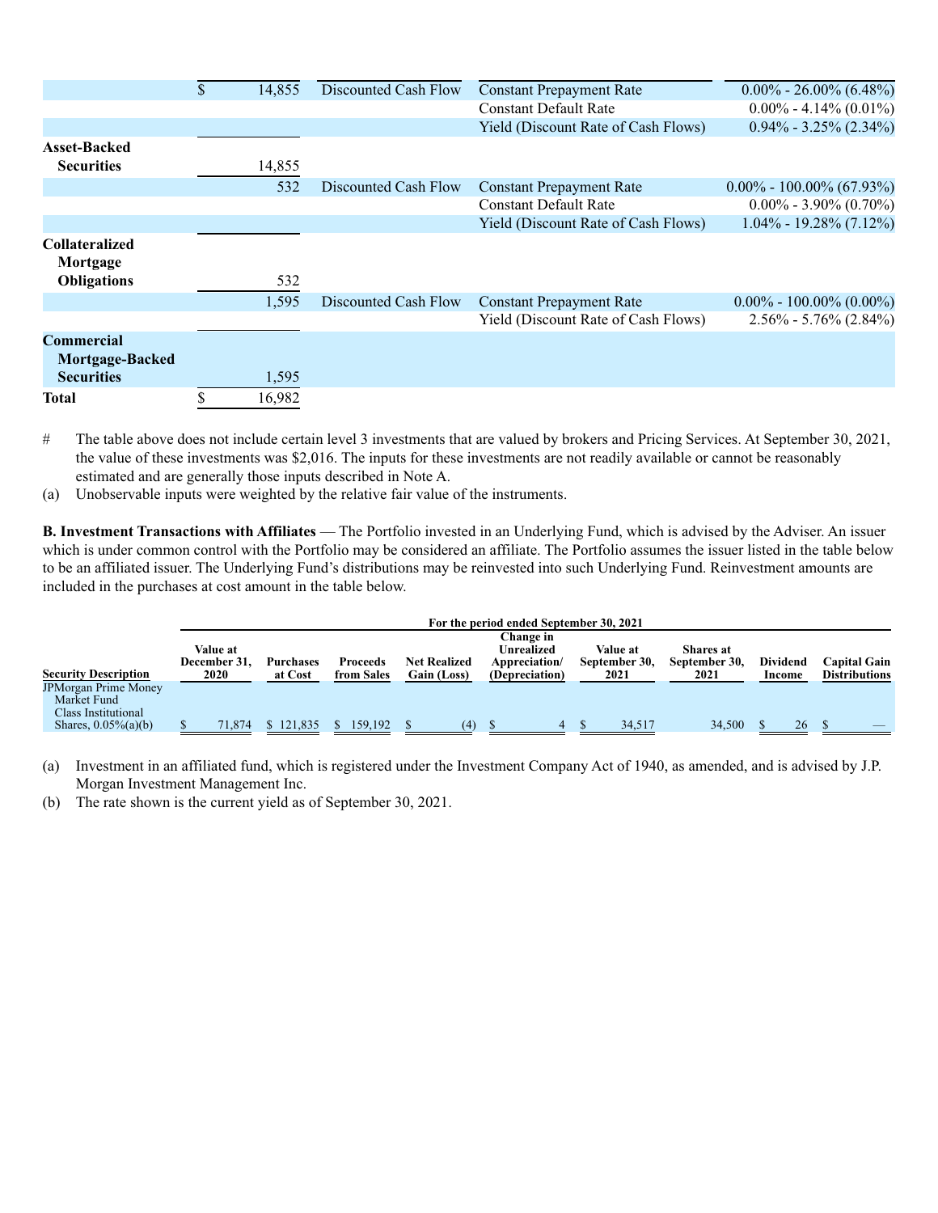| | Fair Value | Valuation Technique(s) | Unobservable Input | Range (Weighted Average) (a) |
|---|---|---|---|---|
| | $ 14,855 | Discounted Cash Flow | Constant Prepayment Rate | 0.00% - 26.00% (6.48%) |
| | | | Constant Default Rate | 0.00% - 4.14% (0.01%) |
| | | | Yield (Discount Rate of Cash Flows) | 0.94% - 3.25% (2.34%) |
| **Asset-Backed Securities** | 14,855 | | | |
| | 532 | Discounted Cash Flow | Constant Prepayment Rate | 0.00% - 100.00% (67.93%) |
| | | | Constant Default Rate | 0.00% - 3.90% (0.70%) |
| | | | Yield (Discount Rate of Cash Flows) | 1.04% - 19.28% (7.12%) |
| **Collateralized Mortgage Obligations** | 532 | | | |
| | 1,595 | Discounted Cash Flow | Constant Prepayment Rate | 0.00% - 100.00% (0.00%) |
| | | | Yield (Discount Rate of Cash Flows) | 2.56% - 5.76% (2.84%) |
| **Commercial Mortgage-Backed Securities** | 1,595 | | | |
| **Total** | $ 16,982 | | | |

# The table above does not include certain level 3 investments that are valued by brokers and Pricing Services. At September 30, 2021, the value of these investments was $2,016. The inputs for these investments are not readily available or cannot be reasonably estimated and are generally those inputs described in Note A.

(a) Unobservable inputs were weighted by the relative fair value of the instruments.

**B. Investment Transactions with Affiliates** — The Portfolio invested in an Underlying Fund, which is advised by the Adviser. An issuer which is under common control with the Portfolio may be considered an affiliate. The Portfolio assumes the issuer listed in the table below to be an affiliated issuer. The Underlying Fund's distributions may be reinvested into such Underlying Fund. Reinvestment amounts are included in the purchases at cost amount in the table below.

| | For the period ended September 30, 2021 | | | | | | | | |
|---|---|---|---|---|---|---|---|---|---|
| **Security Description** | **Value at December 31, 2020** | **Purchases at Cost** | **Proceeds from Sales** | **Net Realized Gain (Loss)** | **Change in Unrealized Appreciation/ (Depreciation)** | **Value at September 30, 2021** | **Shares at September 30, 2021** | **Dividend Income** | **Capital Gain Distributions** |
| JPMorgan Prime Money Market Fund Class Institutional Shares, 0.05%(a)(b) | $ 71,874 | $ 121,835 | $ 159,192 | $ (4) | $ 4 | $ 34,517 | 34,500 | $ 26 | $ — |

(a) Investment in an affiliated fund, which is registered under the Investment Company Act of 1940, as amended, and is advised by J.P. Morgan Investment Management Inc.

(b) The rate shown is the current yield as of September 30, 2021.